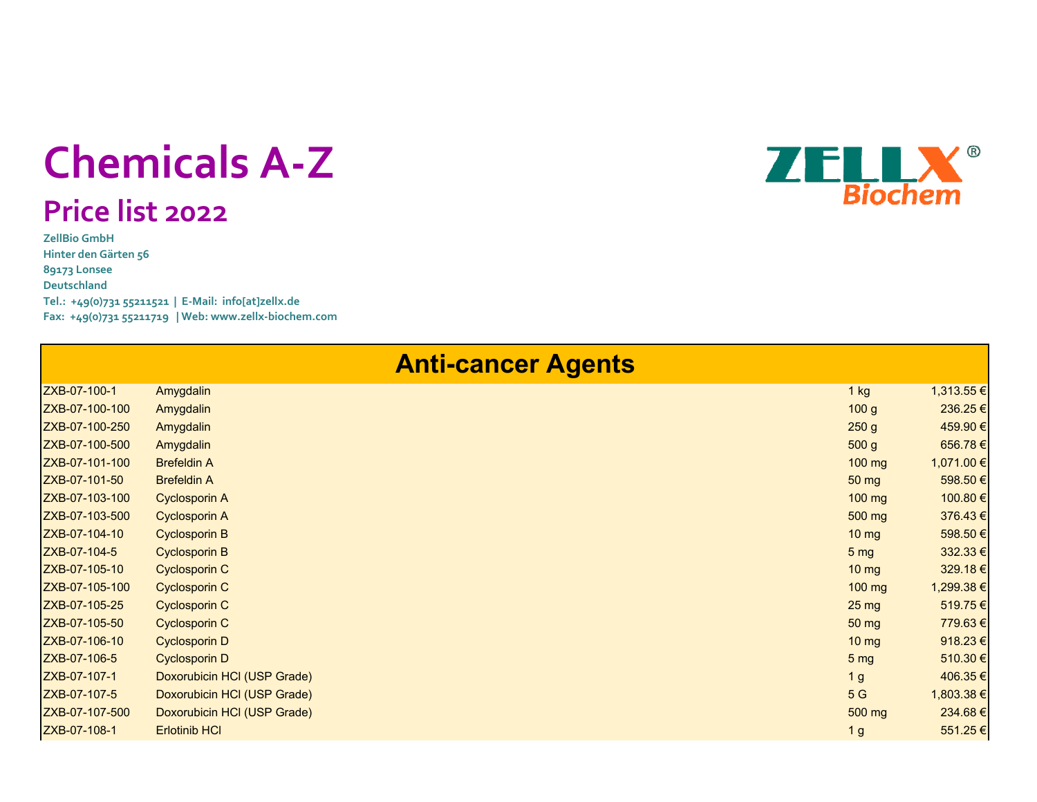# Chemicals A-Z

## Price list 2022

**ZellBio GmbH**
**Hinter den Gärten 56**
**89173 Lonsee**
**Deutschland**
**Tel.: +49(0)731 55211521 | E-Mail: info[at]zellx.de**
**Fax: +49(0)731 55211719 | Web: www.zellx-biochem.com**

ZELLX® Biochem

| Anti-cancer Agents | | | |
|---|---|---|---|
| ZXB-07-100-1 | Amygdalin | 1 kg | 1,313.55 € |
| ZXB-07-100-100 | Amygdalin | 100 g | 236.25 € |
| ZXB-07-100-250 | Amygdalin | 250 g | 459.90 € |
| ZXB-07-100-500 | Amygdalin | 500 g | 656.78 € |
| ZXB-07-101-100 | Brefeldin A | 100 mg | 1,071.00 € |
| ZXB-07-101-50 | Brefeldin A | 50 mg | 598.50 € |
| ZXB-07-103-100 | Cyclosporin A | 100 mg | 100.80 € |
| ZXB-07-103-500 | Cyclosporin A | 500 mg | 376.43 € |
| ZXB-07-104-10 | Cyclosporin B | 10 mg | 598.50 € |
| ZXB-07-104-5 | Cyclosporin B | 5 mg | 332.33 € |
| ZXB-07-105-10 | Cyclosporin C | 10 mg | 329.18 € |
| ZXB-07-105-100 | Cyclosporin C | 100 mg | 1,299.38 € |
| ZXB-07-105-25 | Cyclosporin C | 25 mg | 519.75 € |
| ZXB-07-105-50 | Cyclosporin C | 50 mg | 779.63 € |
| ZXB-07-106-10 | Cyclosporin D | 10 mg | 918.23 € |
| ZXB-07-106-5 | Cyclosporin D | 5 mg | 510.30 € |
| ZXB-07-107-1 | Doxorubicin HCl (USP Grade) | 1 g | 406.35 € |
| ZXB-07-107-5 | Doxorubicin HCl (USP Grade) | 5 G | 1,803.38 € |
| ZXB-07-107-500 | Doxorubicin HCl (USP Grade) | 500 mg | 234.68 € |
| ZXB-07-108-1 | Erlotinib HCl | 1 g | 551.25 € |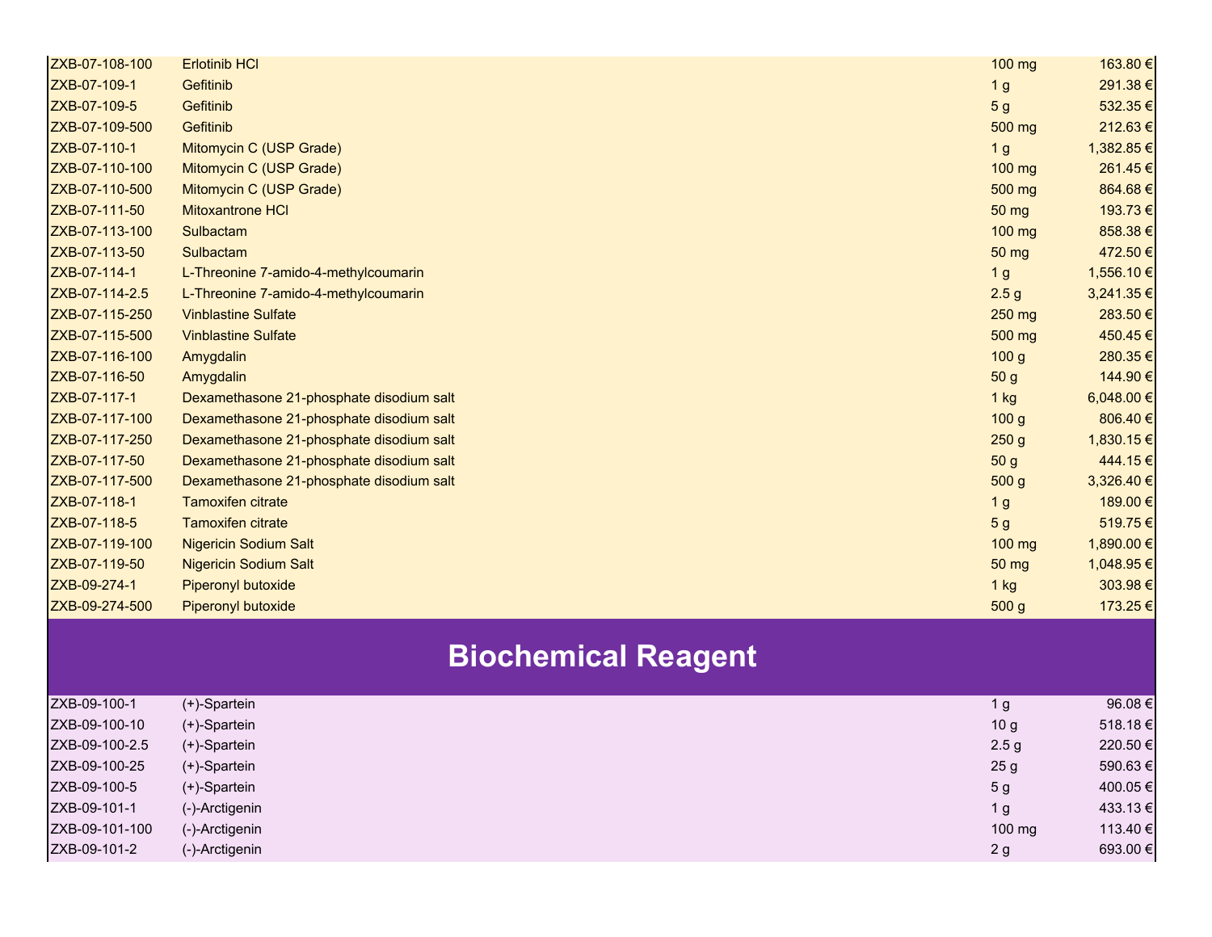| | | | |
|---|---|---|---|
| ZXB-07-108-100 | Erlotinib HCl | 100 mg | 163.80 € |
| ZXB-07-109-1 | Gefitinib | 1 g | 291.38 € |
| ZXB-07-109-5 | Gefitinib | 5 g | 532.35 € |
| ZXB-07-109-500 | Gefitinib | 500 mg | 212.63 € |
| ZXB-07-110-1 | Mitomycin C (USP Grade) | 1 g | 1,382.85 € |
| ZXB-07-110-100 | Mitomycin C (USP Grade) | 100 mg | 261.45 € |
| ZXB-07-110-500 | Mitomycin C (USP Grade) | 500 mg | 864.68 € |
| ZXB-07-111-50 | Mitoxantrone HCl | 50 mg | 193.73 € |
| ZXB-07-113-100 | Sulbactam | 100 mg | 858.38 € |
| ZXB-07-113-50 | Sulbactam | 50 mg | 472.50 € |
| ZXB-07-114-1 | L-Threonine 7-amido-4-methylcoumarin | 1 g | 1,556.10 € |
| ZXB-07-114-2.5 | L-Threonine 7-amido-4-methylcoumarin | 2.5 g | 3,241.35 € |
| ZXB-07-115-250 | Vinblastine Sulfate | 250 mg | 283.50 € |
| ZXB-07-115-500 | Vinblastine Sulfate | 500 mg | 450.45 € |
| ZXB-07-116-100 | Amygdalin | 100 g | 280.35 € |
| ZXB-07-116-50 | Amygdalin | 50 g | 144.90 € |
| ZXB-07-117-1 | Dexamethasone 21-phosphate disodium salt | 1 kg | 6,048.00 € |
| ZXB-07-117-100 | Dexamethasone 21-phosphate disodium salt | 100 g | 806.40 € |
| ZXB-07-117-250 | Dexamethasone 21-phosphate disodium salt | 250 g | 1,830.15 € |
| ZXB-07-117-50 | Dexamethasone 21-phosphate disodium salt | 50 g | 444.15 € |
| ZXB-07-117-500 | Dexamethasone 21-phosphate disodium salt | 500 g | 3,326.40 € |
| ZXB-07-118-1 | Tamoxifen citrate | 1 g | 189.00 € |
| ZXB-07-118-5 | Tamoxifen citrate | 5 g | 519.75 € |
| ZXB-07-119-100 | Nigericin Sodium Salt | 100 mg | 1,890.00 € |
| ZXB-07-119-50 | Nigericin Sodium Salt | 50 mg | 1,048.95 € |
| ZXB-09-274-1 | Piperonyl butoxide | 1 kg | 303.98 € |
| ZXB-09-274-500 | Piperonyl butoxide | 500 g | 173.25 € |

# Biochemical Reagent

| | | | |
|---|---|---|---|
| ZXB-09-100-1 | (+)-Spartein | 1 g | 96.08 € |
| ZXB-09-100-10 | (+)-Spartein | 10 g | 518.18 € |
| ZXB-09-100-2.5 | (+)-Spartein | 2.5 g | 220.50 € |
| ZXB-09-100-25 | (+)-Spartein | 25 g | 590.63 € |
| ZXB-09-100-5 | (+)-Spartein | 5 g | 400.05 € |
| ZXB-09-101-1 | (-)-Arctigenin | 1 g | 433.13 € |
| ZXB-09-101-100 | (-)-Arctigenin | 100 mg | 113.40 € |
| ZXB-09-101-2 | (-)-Arctigenin | 2 g | 693.00 € |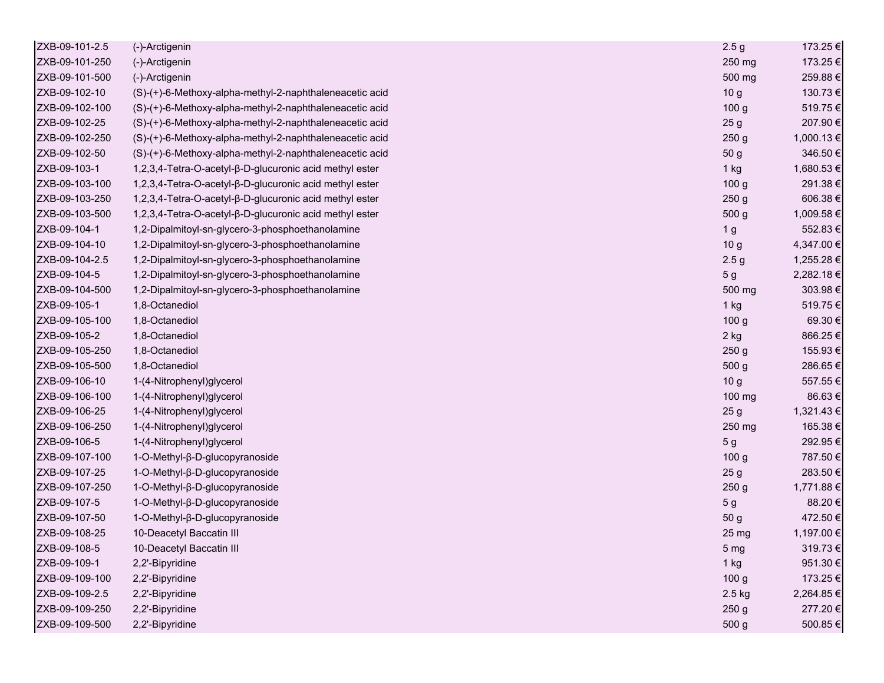| | | | |
|---|---|---|---|
| ZXB-09-101-2.5 | (-)-Arctigenin | 2.5 g | 173.25 € |
| ZXB-09-101-250 | (-)-Arctigenin | 250 mg | 173.25 € |
| ZXB-09-101-500 | (-)-Arctigenin | 500 mg | 259.88 € |
| ZXB-09-102-10 | (S)-(+)-6-Methoxy-alpha-methyl-2-naphthaleneacetic acid | 10 g | 130.73 € |
| ZXB-09-102-100 | (S)-(+)-6-Methoxy-alpha-methyl-2-naphthaleneacetic acid | 100 g | 519.75 € |
| ZXB-09-102-25 | (S)-(+)-6-Methoxy-alpha-methyl-2-naphthaleneacetic acid | 25 g | 207.90 € |
| ZXB-09-102-250 | (S)-(+)-6-Methoxy-alpha-methyl-2-naphthaleneacetic acid | 250 g | 1,000.13 € |
| ZXB-09-102-50 | (S)-(+)-6-Methoxy-alpha-methyl-2-naphthaleneacetic acid | 50 g | 346.50 € |
| ZXB-09-103-1 | 1,2,3,4-Tetra-O-acetyl-β-D-glucuronic acid methyl ester | 1 kg | 1,680.53 € |
| ZXB-09-103-100 | 1,2,3,4-Tetra-O-acetyl-β-D-glucuronic acid methyl ester | 100 g | 291.38 € |
| ZXB-09-103-250 | 1,2,3,4-Tetra-O-acetyl-β-D-glucuronic acid methyl ester | 250 g | 606.38 € |
| ZXB-09-103-500 | 1,2,3,4-Tetra-O-acetyl-β-D-glucuronic acid methyl ester | 500 g | 1,009.58 € |
| ZXB-09-104-1 | 1,2-Dipalmitoyl-sn-glycero-3-phosphoethanolamine | 1 g | 552.83 € |
| ZXB-09-104-10 | 1,2-Dipalmitoyl-sn-glycero-3-phosphoethanolamine | 10 g | 4,347.00 € |
| ZXB-09-104-2.5 | 1,2-Dipalmitoyl-sn-glycero-3-phosphoethanolamine | 2.5 g | 1,255.28 € |
| ZXB-09-104-5 | 1,2-Dipalmitoyl-sn-glycero-3-phosphoethanolamine | 5 g | 2,282.18 € |
| ZXB-09-104-500 | 1,2-Dipalmitoyl-sn-glycero-3-phosphoethanolamine | 500 mg | 303.98 € |
| ZXB-09-105-1 | 1,8-Octanediol | 1 kg | 519.75 € |
| ZXB-09-105-100 | 1,8-Octanediol | 100 g | 69.30 € |
| ZXB-09-105-2 | 1,8-Octanediol | 2 kg | 866.25 € |
| ZXB-09-105-250 | 1,8-Octanediol | 250 g | 155.93 € |
| ZXB-09-105-500 | 1,8-Octanediol | 500 g | 286.65 € |
| ZXB-09-106-10 | 1-(4-Nitrophenyl)glycerol | 10 g | 557.55 € |
| ZXB-09-106-100 | 1-(4-Nitrophenyl)glycerol | 100 mg | 86.63 € |
| ZXB-09-106-25 | 1-(4-Nitrophenyl)glycerol | 25 g | 1,321.43 € |
| ZXB-09-106-250 | 1-(4-Nitrophenyl)glycerol | 250 mg | 165.38 € |
| ZXB-09-106-5 | 1-(4-Nitrophenyl)glycerol | 5 g | 292.95 € |
| ZXB-09-107-100 | 1-O-Methyl-β-D-glucopyranoside | 100 g | 787.50 € |
| ZXB-09-107-25 | 1-O-Methyl-β-D-glucopyranoside | 25 g | 283.50 € |
| ZXB-09-107-250 | 1-O-Methyl-β-D-glucopyranoside | 250 g | 1,771.88 € |
| ZXB-09-107-5 | 1-O-Methyl-β-D-glucopyranoside | 5 g | 88.20 € |
| ZXB-09-107-50 | 1-O-Methyl-β-D-glucopyranoside | 50 g | 472.50 € |
| ZXB-09-108-25 | 10-Deacetyl Baccatin III | 25 mg | 1,197.00 € |
| ZXB-09-108-5 | 10-Deacetyl Baccatin III | 5 mg | 319.73 € |
| ZXB-09-109-1 | 2,2'-Bipyridine | 1 kg | 951.30 € |
| ZXB-09-109-100 | 2,2'-Bipyridine | 100 g | 173.25 € |
| ZXB-09-109-2.5 | 2,2'-Bipyridine | 2.5 kg | 2,264.85 € |
| ZXB-09-109-250 | 2,2'-Bipyridine | 250 g | 277.20 € |
| ZXB-09-109-500 | 2,2'-Bipyridine | 500 g | 500.85 € |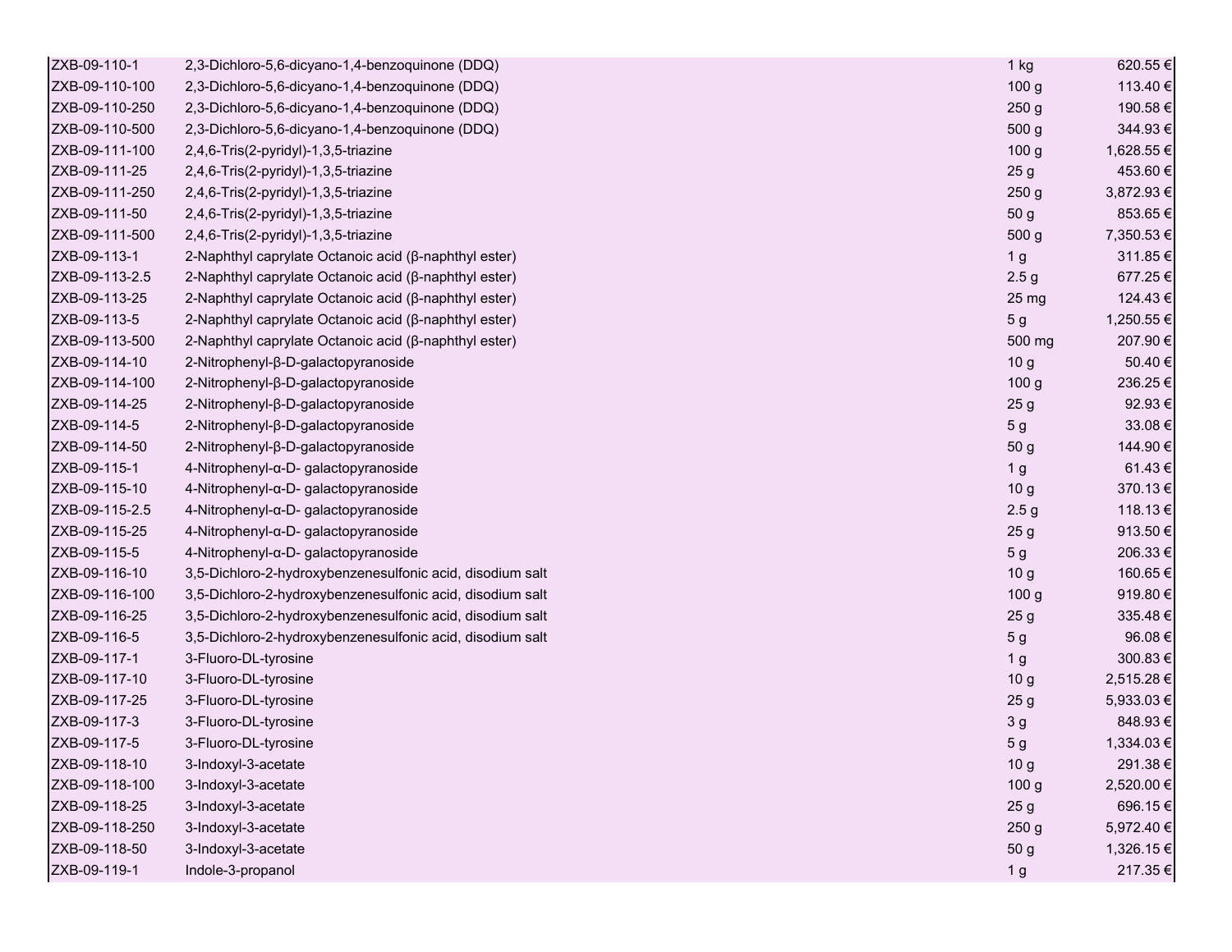| | | | |
|---|---|---|---|
| ZXB-09-110-1 | 2,3-Dichloro-5,6-dicyano-1,4-benzoquinone (DDQ) | 1 kg | 620.55 € |
| ZXB-09-110-100 | 2,3-Dichloro-5,6-dicyano-1,4-benzoquinone (DDQ) | 100 g | 113.40 € |
| ZXB-09-110-250 | 2,3-Dichloro-5,6-dicyano-1,4-benzoquinone (DDQ) | 250 g | 190.58 € |
| ZXB-09-110-500 | 2,3-Dichloro-5,6-dicyano-1,4-benzoquinone (DDQ) | 500 g | 344.93 € |
| ZXB-09-111-100 | 2,4,6-Tris(2-pyridyl)-1,3,5-triazine | 100 g | 1,628.55 € |
| ZXB-09-111-25 | 2,4,6-Tris(2-pyridyl)-1,3,5-triazine | 25 g | 453.60 € |
| ZXB-09-111-250 | 2,4,6-Tris(2-pyridyl)-1,3,5-triazine | 250 g | 3,872.93 € |
| ZXB-09-111-50 | 2,4,6-Tris(2-pyridyl)-1,3,5-triazine | 50 g | 853.65 € |
| ZXB-09-111-500 | 2,4,6-Tris(2-pyridyl)-1,3,5-triazine | 500 g | 7,350.53 € |
| ZXB-09-113-1 | 2-Naphthyl caprylate Octanoic acid (β-naphthyl ester) | 1 g | 311.85 € |
| ZXB-09-113-2.5 | 2-Naphthyl caprylate Octanoic acid (β-naphthyl ester) | 2.5 g | 677.25 € |
| ZXB-09-113-25 | 2-Naphthyl caprylate Octanoic acid (β-naphthyl ester) | 25 mg | 124.43 € |
| ZXB-09-113-5 | 2-Naphthyl caprylate Octanoic acid (β-naphthyl ester) | 5 g | 1,250.55 € |
| ZXB-09-113-500 | 2-Naphthyl caprylate Octanoic acid (β-naphthyl ester) | 500 mg | 207.90 € |
| ZXB-09-114-10 | 2-Nitrophenyl-β-D-galactopyranoside | 10 g | 50.40 € |
| ZXB-09-114-100 | 2-Nitrophenyl-β-D-galactopyranoside | 100 g | 236.25 € |
| ZXB-09-114-25 | 2-Nitrophenyl-β-D-galactopyranoside | 25 g | 92.93 € |
| ZXB-09-114-5 | 2-Nitrophenyl-β-D-galactopyranoside | 5 g | 33.08 € |
| ZXB-09-114-50 | 2-Nitrophenyl-β-D-galactopyranoside | 50 g | 144.90 € |
| ZXB-09-115-1 | 4-Nitrophenyl-α-D- galactopyranoside | 1 g | 61.43 € |
| ZXB-09-115-10 | 4-Nitrophenyl-α-D- galactopyranoside | 10 g | 370.13 € |
| ZXB-09-115-2.5 | 4-Nitrophenyl-α-D- galactopyranoside | 2.5 g | 118.13 € |
| ZXB-09-115-25 | 4-Nitrophenyl-α-D- galactopyranoside | 25 g | 913.50 € |
| ZXB-09-115-5 | 4-Nitrophenyl-α-D- galactopyranoside | 5 g | 206.33 € |
| ZXB-09-116-10 | 3,5-Dichloro-2-hydroxybenzenesulfonic acid, disodium salt | 10 g | 160.65 € |
| ZXB-09-116-100 | 3,5-Dichloro-2-hydroxybenzenesulfonic acid, disodium salt | 100 g | 919.80 € |
| ZXB-09-116-25 | 3,5-Dichloro-2-hydroxybenzenesulfonic acid, disodium salt | 25 g | 335.48 € |
| ZXB-09-116-5 | 3,5-Dichloro-2-hydroxybenzenesulfonic acid, disodium salt | 5 g | 96.08 € |
| ZXB-09-117-1 | 3-Fluoro-DL-tyrosine | 1 g | 300.83 € |
| ZXB-09-117-10 | 3-Fluoro-DL-tyrosine | 10 g | 2,515.28 € |
| ZXB-09-117-25 | 3-Fluoro-DL-tyrosine | 25 g | 5,933.03 € |
| ZXB-09-117-3 | 3-Fluoro-DL-tyrosine | 3 g | 848.93 € |
| ZXB-09-117-5 | 3-Fluoro-DL-tyrosine | 5 g | 1,334.03 € |
| ZXB-09-118-10 | 3-Indoxyl-3-acetate | 10 g | 291.38 € |
| ZXB-09-118-100 | 3-Indoxyl-3-acetate | 100 g | 2,520.00 € |
| ZXB-09-118-25 | 3-Indoxyl-3-acetate | 25 g | 696.15 € |
| ZXB-09-118-250 | 3-Indoxyl-3-acetate | 250 g | 5,972.40 € |
| ZXB-09-118-50 | 3-Indoxyl-3-acetate | 50 g | 1,326.15 € |
| ZXB-09-119-1 | Indole-3-propanol | 1 g | 217.35 € |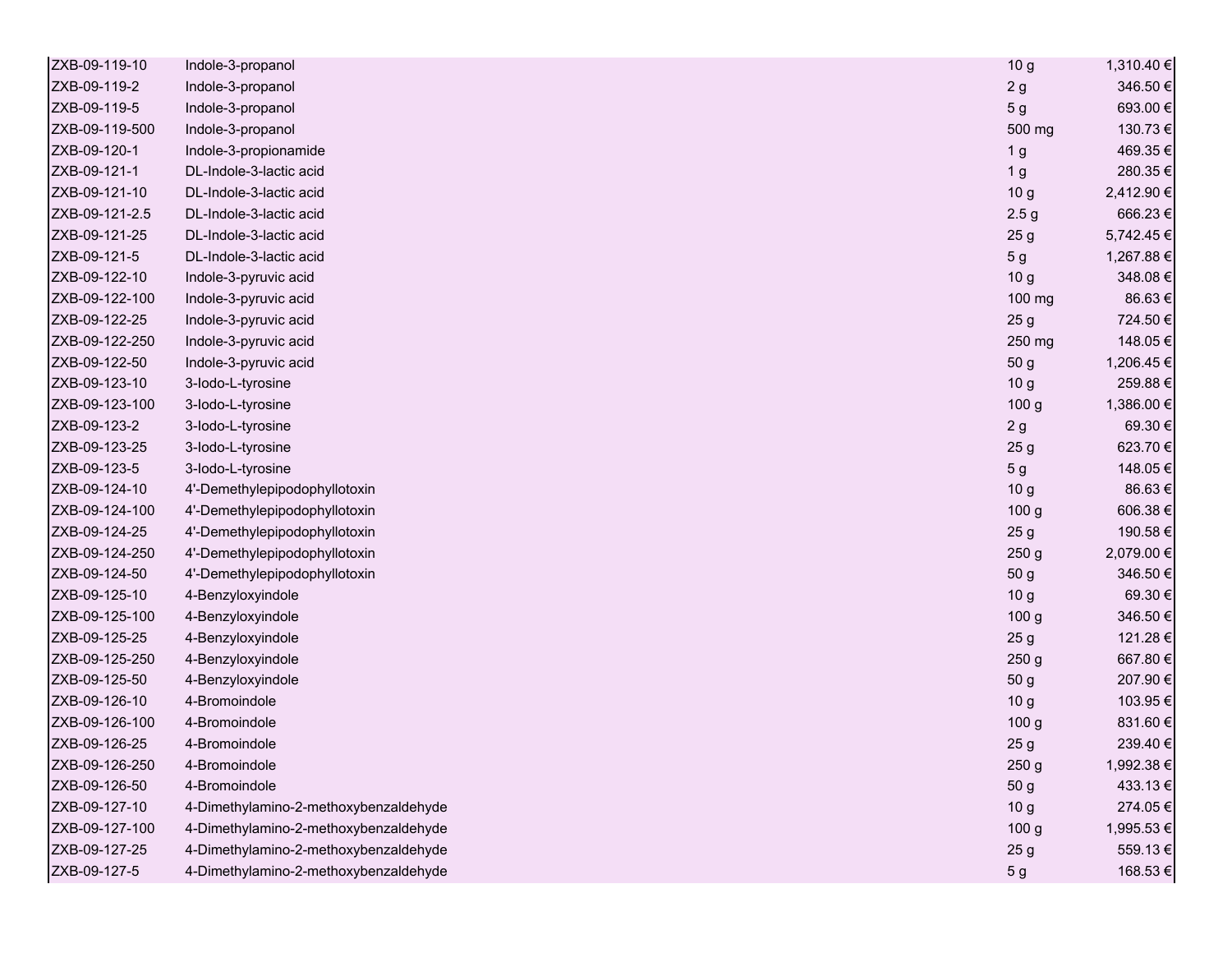| | | | |
|---|---|---|---|
| ZXB-09-119-10 | Indole-3-propanol | 10 g | 1,310.40 € |
| ZXB-09-119-2 | Indole-3-propanol | 2 g | 346.50 € |
| ZXB-09-119-5 | Indole-3-propanol | 5 g | 693.00 € |
| ZXB-09-119-500 | Indole-3-propanol | 500 mg | 130.73 € |
| ZXB-09-120-1 | Indole-3-propionamide | 1 g | 469.35 € |
| ZXB-09-121-1 | DL-Indole-3-lactic acid | 1 g | 280.35 € |
| ZXB-09-121-10 | DL-Indole-3-lactic acid | 10 g | 2,412.90 € |
| ZXB-09-121-2.5 | DL-Indole-3-lactic acid | 2.5 g | 666.23 € |
| ZXB-09-121-25 | DL-Indole-3-lactic acid | 25 g | 5,742.45 € |
| ZXB-09-121-5 | DL-Indole-3-lactic acid | 5 g | 1,267.88 € |
| ZXB-09-122-10 | Indole-3-pyruvic acid | 10 g | 348.08 € |
| ZXB-09-122-100 | Indole-3-pyruvic acid | 100 mg | 86.63 € |
| ZXB-09-122-25 | Indole-3-pyruvic acid | 25 g | 724.50 € |
| ZXB-09-122-250 | Indole-3-pyruvic acid | 250 mg | 148.05 € |
| ZXB-09-122-50 | Indole-3-pyruvic acid | 50 g | 1,206.45 € |
| ZXB-09-123-10 | 3-Iodo-L-tyrosine | 10 g | 259.88 € |
| ZXB-09-123-100 | 3-Iodo-L-tyrosine | 100 g | 1,386.00 € |
| ZXB-09-123-2 | 3-Iodo-L-tyrosine | 2 g | 69.30 € |
| ZXB-09-123-25 | 3-Iodo-L-tyrosine | 25 g | 623.70 € |
| ZXB-09-123-5 | 3-Iodo-L-tyrosine | 5 g | 148.05 € |
| ZXB-09-124-10 | 4'-Demethylepipodophyllotoxin | 10 g | 86.63 € |
| ZXB-09-124-100 | 4'-Demethylepipodophyllotoxin | 100 g | 606.38 € |
| ZXB-09-124-25 | 4'-Demethylepipodophyllotoxin | 25 g | 190.58 € |
| ZXB-09-124-250 | 4'-Demethylepipodophyllotoxin | 250 g | 2,079.00 € |
| ZXB-09-124-50 | 4'-Demethylepipodophyllotoxin | 50 g | 346.50 € |
| ZXB-09-125-10 | 4-Benzyloxyindole | 10 g | 69.30 € |
| ZXB-09-125-100 | 4-Benzyloxyindole | 100 g | 346.50 € |
| ZXB-09-125-25 | 4-Benzyloxyindole | 25 g | 121.28 € |
| ZXB-09-125-250 | 4-Benzyloxyindole | 250 g | 667.80 € |
| ZXB-09-125-50 | 4-Benzyloxyindole | 50 g | 207.90 € |
| ZXB-09-126-10 | 4-Bromoindole | 10 g | 103.95 € |
| ZXB-09-126-100 | 4-Bromoindole | 100 g | 831.60 € |
| ZXB-09-126-25 | 4-Bromoindole | 25 g | 239.40 € |
| ZXB-09-126-250 | 4-Bromoindole | 250 g | 1,992.38 € |
| ZXB-09-126-50 | 4-Bromoindole | 50 g | 433.13 € |
| ZXB-09-127-10 | 4-Dimethylamino-2-methoxybenzaldehyde | 10 g | 274.05 € |
| ZXB-09-127-100 | 4-Dimethylamino-2-methoxybenzaldehyde | 100 g | 1,995.53 € |
| ZXB-09-127-25 | 4-Dimethylamino-2-methoxybenzaldehyde | 25 g | 559.13 € |
| ZXB-09-127-5 | 4-Dimethylamino-2-methoxybenzaldehyde | 5 g | 168.53 € |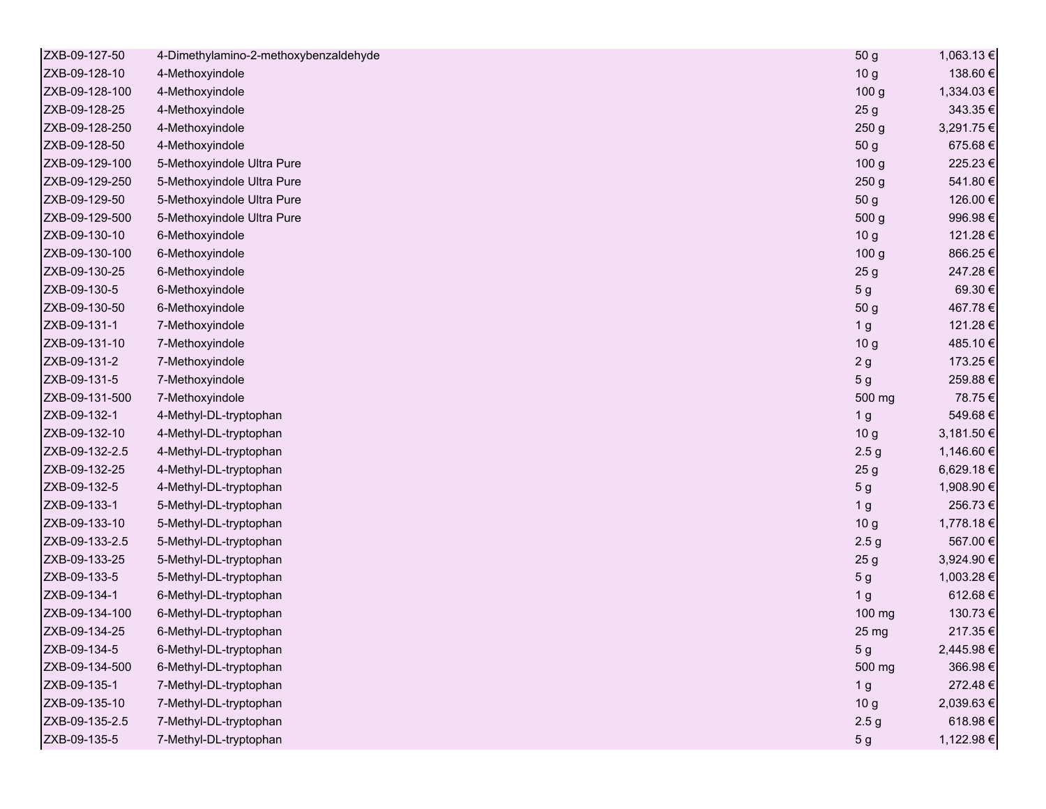| | | | |
|---|---|---|---|
| ZXB-09-127-50 | 4-Dimethylamino-2-methoxybenzaldehyde | 50 g | 1,063.13 € |
| ZXB-09-128-10 | 4-Methoxyindole | 10 g | 138.60 € |
| ZXB-09-128-100 | 4-Methoxyindole | 100 g | 1,334.03 € |
| ZXB-09-128-25 | 4-Methoxyindole | 25 g | 343.35 € |
| ZXB-09-128-250 | 4-Methoxyindole | 250 g | 3,291.75 € |
| ZXB-09-128-50 | 4-Methoxyindole | 50 g | 675.68 € |
| ZXB-09-129-100 | 5-Methoxyindole Ultra Pure | 100 g | 225.23 € |
| ZXB-09-129-250 | 5-Methoxyindole Ultra Pure | 250 g | 541.80 € |
| ZXB-09-129-50 | 5-Methoxyindole Ultra Pure | 50 g | 126.00 € |
| ZXB-09-129-500 | 5-Methoxyindole Ultra Pure | 500 g | 996.98 € |
| ZXB-09-130-10 | 6-Methoxyindole | 10 g | 121.28 € |
| ZXB-09-130-100 | 6-Methoxyindole | 100 g | 866.25 € |
| ZXB-09-130-25 | 6-Methoxyindole | 25 g | 247.28 € |
| ZXB-09-130-5 | 6-Methoxyindole | 5 g | 69.30 € |
| ZXB-09-130-50 | 6-Methoxyindole | 50 g | 467.78 € |
| ZXB-09-131-1 | 7-Methoxyindole | 1 g | 121.28 € |
| ZXB-09-131-10 | 7-Methoxyindole | 10 g | 485.10 € |
| ZXB-09-131-2 | 7-Methoxyindole | 2 g | 173.25 € |
| ZXB-09-131-5 | 7-Methoxyindole | 5 g | 259.88 € |
| ZXB-09-131-500 | 7-Methoxyindole | 500 mg | 78.75 € |
| ZXB-09-132-1 | 4-Methyl-DL-tryptophan | 1 g | 549.68 € |
| ZXB-09-132-10 | 4-Methyl-DL-tryptophan | 10 g | 3,181.50 € |
| ZXB-09-132-2.5 | 4-Methyl-DL-tryptophan | 2.5 g | 1,146.60 € |
| ZXB-09-132-25 | 4-Methyl-DL-tryptophan | 25 g | 6,629.18 € |
| ZXB-09-132-5 | 4-Methyl-DL-tryptophan | 5 g | 1,908.90 € |
| ZXB-09-133-1 | 5-Methyl-DL-tryptophan | 1 g | 256.73 € |
| ZXB-09-133-10 | 5-Methyl-DL-tryptophan | 10 g | 1,778.18 € |
| ZXB-09-133-2.5 | 5-Methyl-DL-tryptophan | 2.5 g | 567.00 € |
| ZXB-09-133-25 | 5-Methyl-DL-tryptophan | 25 g | 3,924.90 € |
| ZXB-09-133-5 | 5-Methyl-DL-tryptophan | 5 g | 1,003.28 € |
| ZXB-09-134-1 | 6-Methyl-DL-tryptophan | 1 g | 612.68 € |
| ZXB-09-134-100 | 6-Methyl-DL-tryptophan | 100 mg | 130.73 € |
| ZXB-09-134-25 | 6-Methyl-DL-tryptophan | 25 mg | 217.35 € |
| ZXB-09-134-5 | 6-Methyl-DL-tryptophan | 5 g | 2,445.98 € |
| ZXB-09-134-500 | 6-Methyl-DL-tryptophan | 500 mg | 366.98 € |
| ZXB-09-135-1 | 7-Methyl-DL-tryptophan | 1 g | 272.48 € |
| ZXB-09-135-10 | 7-Methyl-DL-tryptophan | 10 g | 2,039.63 € |
| ZXB-09-135-2.5 | 7-Methyl-DL-tryptophan | 2.5 g | 618.98 € |
| ZXB-09-135-5 | 7-Methyl-DL-tryptophan | 5 g | 1,122.98 € |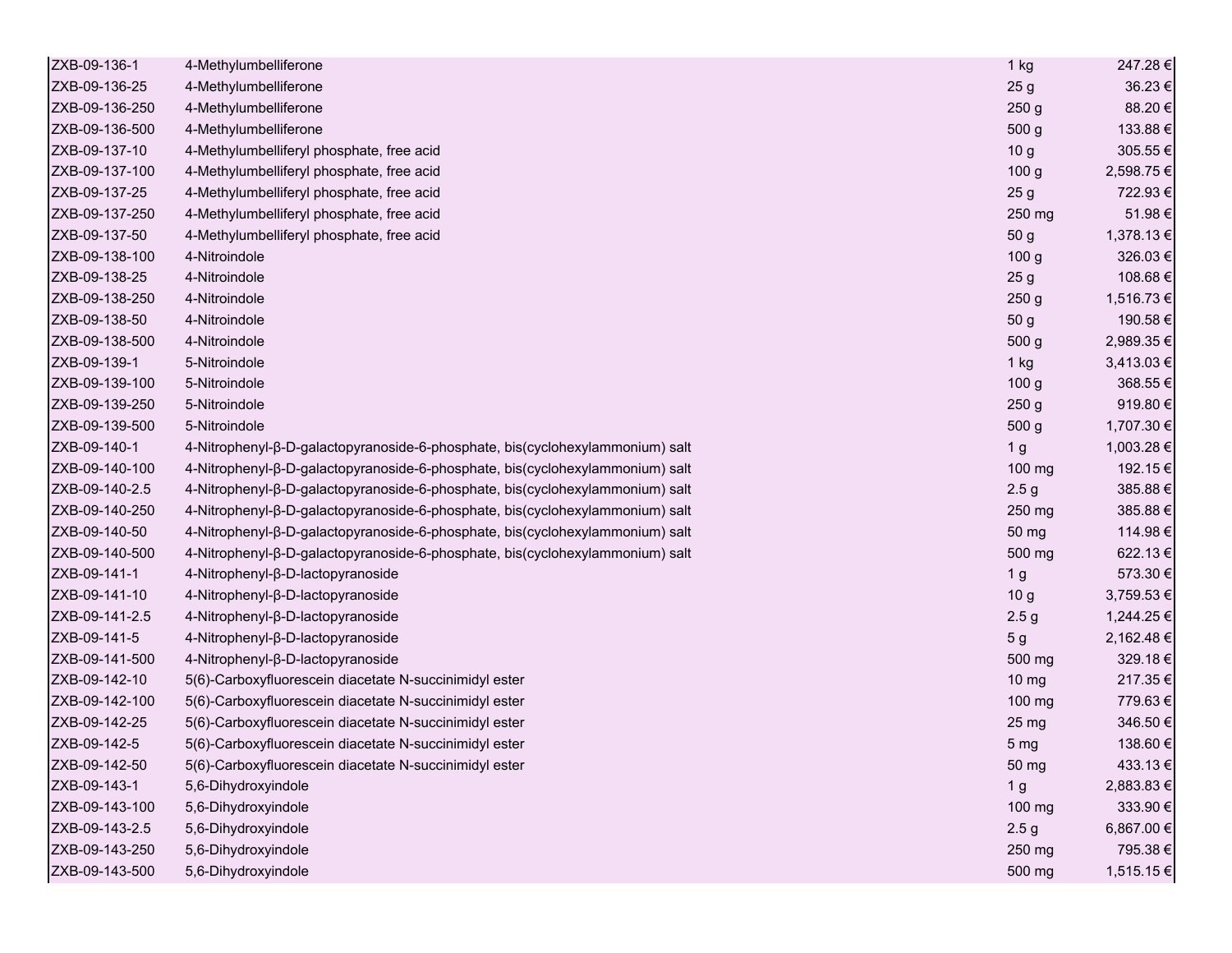| | | | |
|---|---|---|---|
| ZXB-09-136-1 | 4-Methylumbelliferone | 1 kg | 247.28 € |
| ZXB-09-136-25 | 4-Methylumbelliferone | 25 g | 36.23 € |
| ZXB-09-136-250 | 4-Methylumbelliferone | 250 g | 88.20 € |
| ZXB-09-136-500 | 4-Methylumbelliferone | 500 g | 133.88 € |
| ZXB-09-137-10 | 4-Methylumbelliferyl phosphate, free acid | 10 g | 305.55 € |
| ZXB-09-137-100 | 4-Methylumbelliferyl phosphate, free acid | 100 g | 2,598.75 € |
| ZXB-09-137-25 | 4-Methylumbelliferyl phosphate, free acid | 25 g | 722.93 € |
| ZXB-09-137-250 | 4-Methylumbelliferyl phosphate, free acid | 250 mg | 51.98 € |
| ZXB-09-137-50 | 4-Methylumbelliferyl phosphate, free acid | 50 g | 1,378.13 € |
| ZXB-09-138-100 | 4-Nitroindole | 100 g | 326.03 € |
| ZXB-09-138-25 | 4-Nitroindole | 25 g | 108.68 € |
| ZXB-09-138-250 | 4-Nitroindole | 250 g | 1,516.73 € |
| ZXB-09-138-50 | 4-Nitroindole | 50 g | 190.58 € |
| ZXB-09-138-500 | 4-Nitroindole | 500 g | 2,989.35 € |
| ZXB-09-139-1 | 5-Nitroindole | 1 kg | 3,413.03 € |
| ZXB-09-139-100 | 5-Nitroindole | 100 g | 368.55 € |
| ZXB-09-139-250 | 5-Nitroindole | 250 g | 919.80 € |
| ZXB-09-139-500 | 5-Nitroindole | 500 g | 1,707.30 € |
| ZXB-09-140-1 | 4-Nitrophenyl-β-D-galactopyranoside-6-phosphate, bis(cyclohexylammonium) salt | 1 g | 1,003.28 € |
| ZXB-09-140-100 | 4-Nitrophenyl-β-D-galactopyranoside-6-phosphate, bis(cyclohexylammonium) salt | 100 mg | 192.15 € |
| ZXB-09-140-2.5 | 4-Nitrophenyl-β-D-galactopyranoside-6-phosphate, bis(cyclohexylammonium) salt | 2.5 g | 385.88 € |
| ZXB-09-140-250 | 4-Nitrophenyl-β-D-galactopyranoside-6-phosphate, bis(cyclohexylammonium) salt | 250 mg | 385.88 € |
| ZXB-09-140-50 | 4-Nitrophenyl-β-D-galactopyranoside-6-phosphate, bis(cyclohexylammonium) salt | 50 mg | 114.98 € |
| ZXB-09-140-500 | 4-Nitrophenyl-β-D-galactopyranoside-6-phosphate, bis(cyclohexylammonium) salt | 500 mg | 622.13 € |
| ZXB-09-141-1 | 4-Nitrophenyl-β-D-lactopyranoside | 1 g | 573.30 € |
| ZXB-09-141-10 | 4-Nitrophenyl-β-D-lactopyranoside | 10 g | 3,759.53 € |
| ZXB-09-141-2.5 | 4-Nitrophenyl-β-D-lactopyranoside | 2.5 g | 1,244.25 € |
| ZXB-09-141-5 | 4-Nitrophenyl-β-D-lactopyranoside | 5 g | 2,162.48 € |
| ZXB-09-141-500 | 4-Nitrophenyl-β-D-lactopyranoside | 500 mg | 329.18 € |
| ZXB-09-142-10 | 5(6)-Carboxyfluorescein diacetate N-succinimidyl ester | 10 mg | 217.35 € |
| ZXB-09-142-100 | 5(6)-Carboxyfluorescein diacetate N-succinimidyl ester | 100 mg | 779.63 € |
| ZXB-09-142-25 | 5(6)-Carboxyfluorescein diacetate N-succinimidyl ester | 25 mg | 346.50 € |
| ZXB-09-142-5 | 5(6)-Carboxyfluorescein diacetate N-succinimidyl ester | 5 mg | 138.60 € |
| ZXB-09-142-50 | 5(6)-Carboxyfluorescein diacetate N-succinimidyl ester | 50 mg | 433.13 € |
| ZXB-09-143-1 | 5,6-Dihydroxyindole | 1 g | 2,883.83 € |
| ZXB-09-143-100 | 5,6-Dihydroxyindole | 100 mg | 333.90 € |
| ZXB-09-143-2.5 | 5,6-Dihydroxyindole | 2.5 g | 6,867.00 € |
| ZXB-09-143-250 | 5,6-Dihydroxyindole | 250 mg | 795.38 € |
| ZXB-09-143-500 | 5,6-Dihydroxyindole | 500 mg | 1,515.15 € |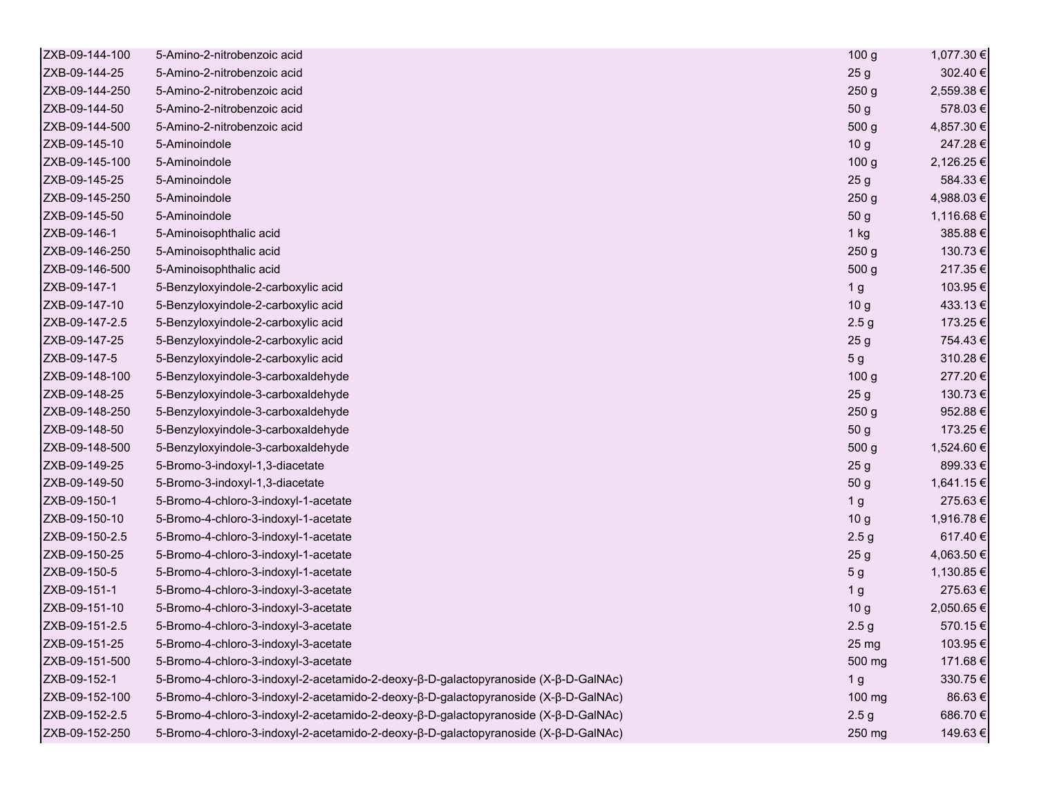| | | | |
|---|---|---|---|
| ZXB-09-144-100 | 5-Amino-2-nitrobenzoic acid | 100 g | 1,077.30 € |
| ZXB-09-144-25 | 5-Amino-2-nitrobenzoic acid | 25 g | 302.40 € |
| ZXB-09-144-250 | 5-Amino-2-nitrobenzoic acid | 250 g | 2,559.38 € |
| ZXB-09-144-50 | 5-Amino-2-nitrobenzoic acid | 50 g | 578.03 € |
| ZXB-09-144-500 | 5-Amino-2-nitrobenzoic acid | 500 g | 4,857.30 € |
| ZXB-09-145-10 | 5-Aminoindole | 10 g | 247.28 € |
| ZXB-09-145-100 | 5-Aminoindole | 100 g | 2,126.25 € |
| ZXB-09-145-25 | 5-Aminoindole | 25 g | 584.33 € |
| ZXB-09-145-250 | 5-Aminoindole | 250 g | 4,988.03 € |
| ZXB-09-145-50 | 5-Aminoindole | 50 g | 1,116.68 € |
| ZXB-09-146-1 | 5-Aminoisophthalic acid | 1 kg | 385.88 € |
| ZXB-09-146-250 | 5-Aminoisophthalic acid | 250 g | 130.73 € |
| ZXB-09-146-500 | 5-Aminoisophthalic acid | 500 g | 217.35 € |
| ZXB-09-147-1 | 5-Benzyloxyindole-2-carboxylic acid | 1 g | 103.95 € |
| ZXB-09-147-10 | 5-Benzyloxyindole-2-carboxylic acid | 10 g | 433.13 € |
| ZXB-09-147-2.5 | 5-Benzyloxyindole-2-carboxylic acid | 2.5 g | 173.25 € |
| ZXB-09-147-25 | 5-Benzyloxyindole-2-carboxylic acid | 25 g | 754.43 € |
| ZXB-09-147-5 | 5-Benzyloxyindole-2-carboxylic acid | 5 g | 310.28 € |
| ZXB-09-148-100 | 5-Benzyloxyindole-3-carboxaldehyde | 100 g | 277.20 € |
| ZXB-09-148-25 | 5-Benzyloxyindole-3-carboxaldehyde | 25 g | 130.73 € |
| ZXB-09-148-250 | 5-Benzyloxyindole-3-carboxaldehyde | 250 g | 952.88 € |
| ZXB-09-148-50 | 5-Benzyloxyindole-3-carboxaldehyde | 50 g | 173.25 € |
| ZXB-09-148-500 | 5-Benzyloxyindole-3-carboxaldehyde | 500 g | 1,524.60 € |
| ZXB-09-149-25 | 5-Bromo-3-indoxyl-1,3-diacetate | 25 g | 899.33 € |
| ZXB-09-149-50 | 5-Bromo-3-indoxyl-1,3-diacetate | 50 g | 1,641.15 € |
| ZXB-09-150-1 | 5-Bromo-4-chloro-3-indoxyl-1-acetate | 1 g | 275.63 € |
| ZXB-09-150-10 | 5-Bromo-4-chloro-3-indoxyl-1-acetate | 10 g | 1,916.78 € |
| ZXB-09-150-2.5 | 5-Bromo-4-chloro-3-indoxyl-1-acetate | 2.5 g | 617.40 € |
| ZXB-09-150-25 | 5-Bromo-4-chloro-3-indoxyl-1-acetate | 25 g | 4,063.50 € |
| ZXB-09-150-5 | 5-Bromo-4-chloro-3-indoxyl-1-acetate | 5 g | 1,130.85 € |
| ZXB-09-151-1 | 5-Bromo-4-chloro-3-indoxyl-3-acetate | 1 g | 275.63 € |
| ZXB-09-151-10 | 5-Bromo-4-chloro-3-indoxyl-3-acetate | 10 g | 2,050.65 € |
| ZXB-09-151-2.5 | 5-Bromo-4-chloro-3-indoxyl-3-acetate | 2.5 g | 570.15 € |
| ZXB-09-151-25 | 5-Bromo-4-chloro-3-indoxyl-3-acetate | 25 mg | 103.95 € |
| ZXB-09-151-500 | 5-Bromo-4-chloro-3-indoxyl-3-acetate | 500 mg | 171.68 € |
| ZXB-09-152-1 | 5-Bromo-4-chloro-3-indoxyl-2-acetamido-2-deoxy-β-D-galactopyranoside (X-β-D-GalNAc) | 1 g | 330.75 € |
| ZXB-09-152-100 | 5-Bromo-4-chloro-3-indoxyl-2-acetamido-2-deoxy-β-D-galactopyranoside (X-β-D-GalNAc) | 100 mg | 86.63 € |
| ZXB-09-152-2.5 | 5-Bromo-4-chloro-3-indoxyl-2-acetamido-2-deoxy-β-D-galactopyranoside (X-β-D-GalNAc) | 2.5 g | 686.70 € |
| ZXB-09-152-250 | 5-Bromo-4-chloro-3-indoxyl-2-acetamido-2-deoxy-β-D-galactopyranoside (X-β-D-GalNAc) | 250 mg | 149.63 € |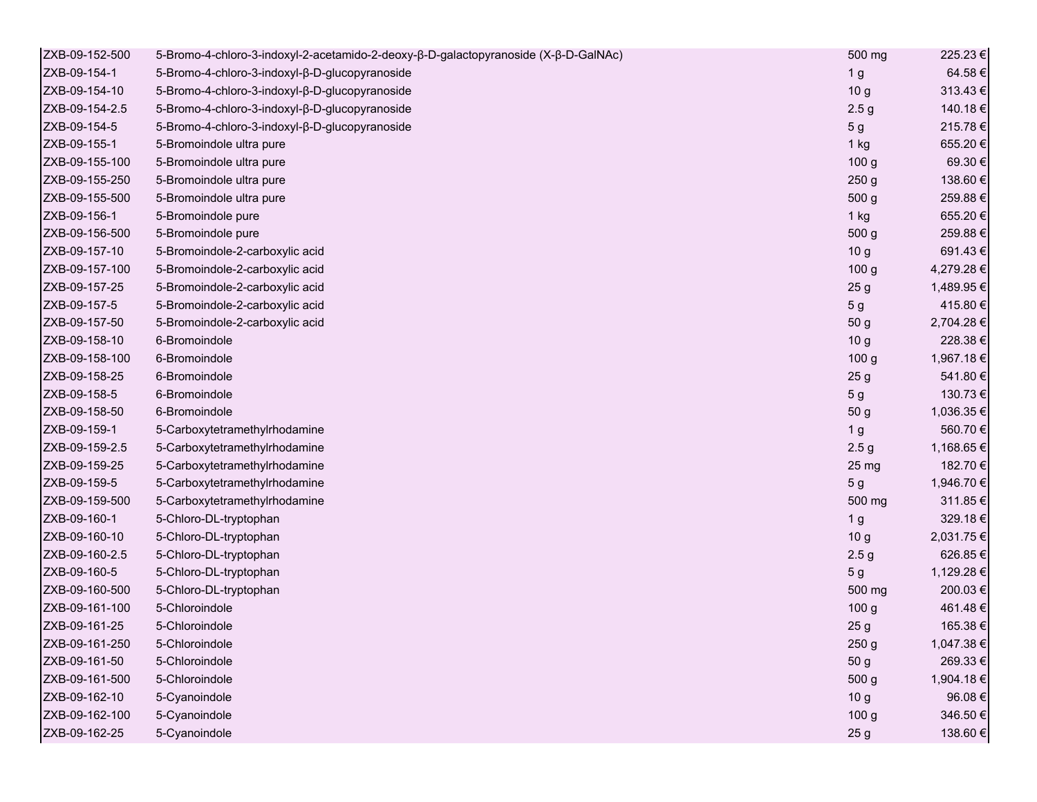| | | | |
|---|---|---|---|
| ZXB-09-152-500 | 5-Bromo-4-chloro-3-indoxyl-2-acetamido-2-deoxy-β-D-galactopyranoside (X-β-D-GalNAc) | 500 mg | 225.23 € |
| ZXB-09-154-1 | 5-Bromo-4-chloro-3-indoxyl-β-D-glucopyranoside | 1 g | 64.58 € |
| ZXB-09-154-10 | 5-Bromo-4-chloro-3-indoxyl-β-D-glucopyranoside | 10 g | 313.43 € |
| ZXB-09-154-2.5 | 5-Bromo-4-chloro-3-indoxyl-β-D-glucopyranoside | 2.5 g | 140.18 € |
| ZXB-09-154-5 | 5-Bromo-4-chloro-3-indoxyl-β-D-glucopyranoside | 5 g | 215.78 € |
| ZXB-09-155-1 | 5-Bromoindole ultra pure | 1 kg | 655.20 € |
| ZXB-09-155-100 | 5-Bromoindole ultra pure | 100 g | 69.30 € |
| ZXB-09-155-250 | 5-Bromoindole ultra pure | 250 g | 138.60 € |
| ZXB-09-155-500 | 5-Bromoindole ultra pure | 500 g | 259.88 € |
| ZXB-09-156-1 | 5-Bromoindole pure | 1 kg | 655.20 € |
| ZXB-09-156-500 | 5-Bromoindole pure | 500 g | 259.88 € |
| ZXB-09-157-10 | 5-Bromoindole-2-carboxylic acid | 10 g | 691.43 € |
| ZXB-09-157-100 | 5-Bromoindole-2-carboxylic acid | 100 g | 4,279.28 € |
| ZXB-09-157-25 | 5-Bromoindole-2-carboxylic acid | 25 g | 1,489.95 € |
| ZXB-09-157-5 | 5-Bromoindole-2-carboxylic acid | 5 g | 415.80 € |
| ZXB-09-157-50 | 5-Bromoindole-2-carboxylic acid | 50 g | 2,704.28 € |
| ZXB-09-158-10 | 6-Bromoindole | 10 g | 228.38 € |
| ZXB-09-158-100 | 6-Bromoindole | 100 g | 1,967.18 € |
| ZXB-09-158-25 | 6-Bromoindole | 25 g | 541.80 € |
| ZXB-09-158-5 | 6-Bromoindole | 5 g | 130.73 € |
| ZXB-09-158-50 | 6-Bromoindole | 50 g | 1,036.35 € |
| ZXB-09-159-1 | 5-Carboxytetramethylrhodamine | 1 g | 560.70 € |
| ZXB-09-159-2.5 | 5-Carboxytetramethylrhodamine | 2.5 g | 1,168.65 € |
| ZXB-09-159-25 | 5-Carboxytetramethylrhodamine | 25 mg | 182.70 € |
| ZXB-09-159-5 | 5-Carboxytetramethylrhodamine | 5 g | 1,946.70 € |
| ZXB-09-159-500 | 5-Carboxytetramethylrhodamine | 500 mg | 311.85 € |
| ZXB-09-160-1 | 5-Chloro-DL-tryptophan | 1 g | 329.18 € |
| ZXB-09-160-10 | 5-Chloro-DL-tryptophan | 10 g | 2,031.75 € |
| ZXB-09-160-2.5 | 5-Chloro-DL-tryptophan | 2.5 g | 626.85 € |
| ZXB-09-160-5 | 5-Chloro-DL-tryptophan | 5 g | 1,129.28 € |
| ZXB-09-160-500 | 5-Chloro-DL-tryptophan | 500 mg | 200.03 € |
| ZXB-09-161-100 | 5-Chloroindole | 100 g | 461.48 € |
| ZXB-09-161-25 | 5-Chloroindole | 25 g | 165.38 € |
| ZXB-09-161-250 | 5-Chloroindole | 250 g | 1,047.38 € |
| ZXB-09-161-50 | 5-Chloroindole | 50 g | 269.33 € |
| ZXB-09-161-500 | 5-Chloroindole | 500 g | 1,904.18 € |
| ZXB-09-162-10 | 5-Cyanoindole | 10 g | 96.08 € |
| ZXB-09-162-100 | 5-Cyanoindole | 100 g | 346.50 € |
| ZXB-09-162-25 | 5-Cyanoindole | 25 g | 138.60 € |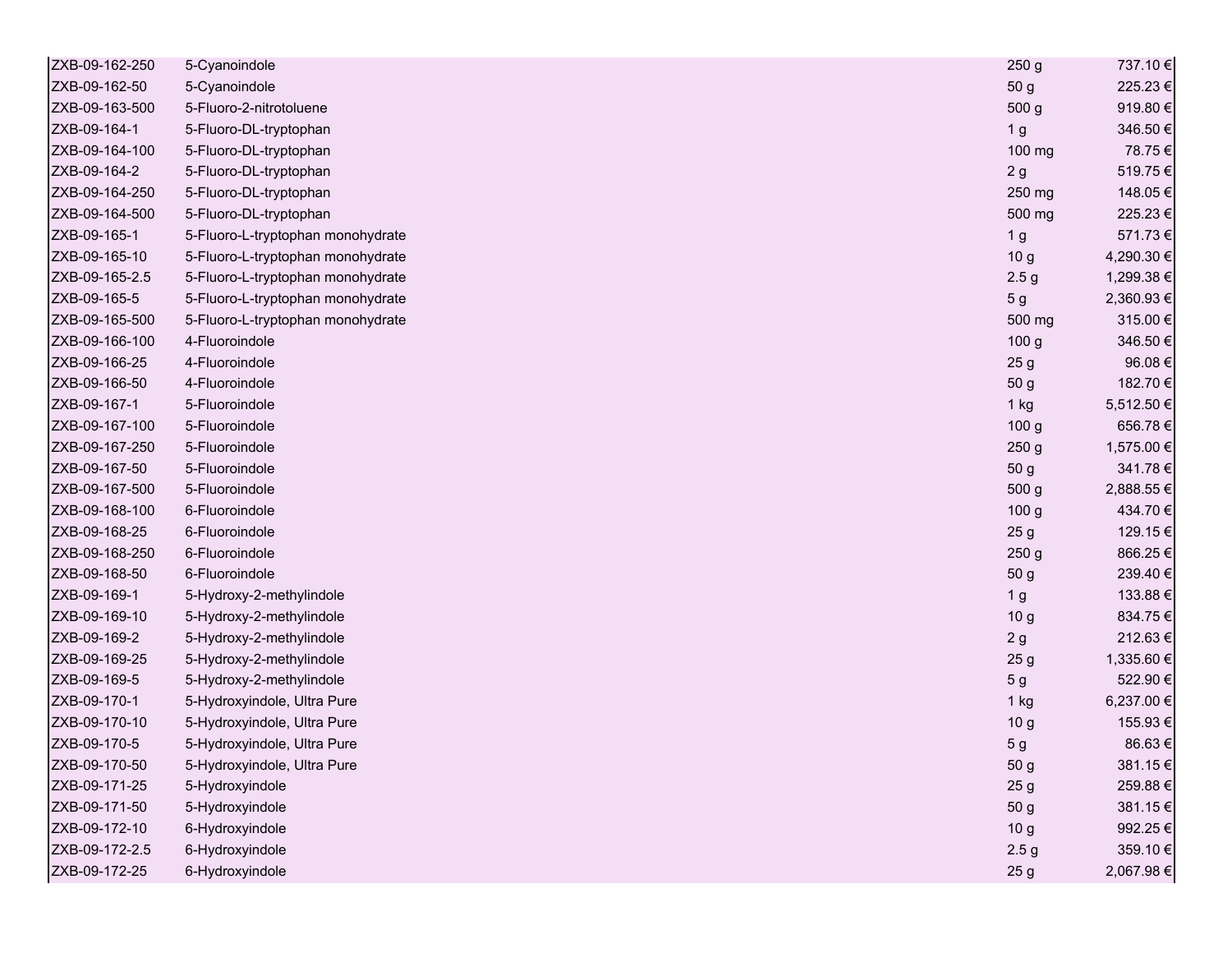| | | | |
|---|---|---|---|
| ZXB-09-162-250 | 5-Cyanoindole | 250 g | 737.10 € |
| ZXB-09-162-50 | 5-Cyanoindole | 50 g | 225.23 € |
| ZXB-09-163-500 | 5-Fluoro-2-nitrotoluene | 500 g | 919.80 € |
| ZXB-09-164-1 | 5-Fluoro-DL-tryptophan | 1 g | 346.50 € |
| ZXB-09-164-100 | 5-Fluoro-DL-tryptophan | 100 mg | 78.75 € |
| ZXB-09-164-2 | 5-Fluoro-DL-tryptophan | 2 g | 519.75 € |
| ZXB-09-164-250 | 5-Fluoro-DL-tryptophan | 250 mg | 148.05 € |
| ZXB-09-164-500 | 5-Fluoro-DL-tryptophan | 500 mg | 225.23 € |
| ZXB-09-165-1 | 5-Fluoro-L-tryptophan monohydrate | 1 g | 571.73 € |
| ZXB-09-165-10 | 5-Fluoro-L-tryptophan monohydrate | 10 g | 4,290.30 € |
| ZXB-09-165-2.5 | 5-Fluoro-L-tryptophan monohydrate | 2.5 g | 1,299.38 € |
| ZXB-09-165-5 | 5-Fluoro-L-tryptophan monohydrate | 5 g | 2,360.93 € |
| ZXB-09-165-500 | 5-Fluoro-L-tryptophan monohydrate | 500 mg | 315.00 € |
| ZXB-09-166-100 | 4-Fluoroindole | 100 g | 346.50 € |
| ZXB-09-166-25 | 4-Fluoroindole | 25 g | 96.08 € |
| ZXB-09-166-50 | 4-Fluoroindole | 50 g | 182.70 € |
| ZXB-09-167-1 | 5-Fluoroindole | 1 kg | 5,512.50 € |
| ZXB-09-167-100 | 5-Fluoroindole | 100 g | 656.78 € |
| ZXB-09-167-250 | 5-Fluoroindole | 250 g | 1,575.00 € |
| ZXB-09-167-50 | 5-Fluoroindole | 50 g | 341.78 € |
| ZXB-09-167-500 | 5-Fluoroindole | 500 g | 2,888.55 € |
| ZXB-09-168-100 | 6-Fluoroindole | 100 g | 434.70 € |
| ZXB-09-168-25 | 6-Fluoroindole | 25 g | 129.15 € |
| ZXB-09-168-250 | 6-Fluoroindole | 250 g | 866.25 € |
| ZXB-09-168-50 | 6-Fluoroindole | 50 g | 239.40 € |
| ZXB-09-169-1 | 5-Hydroxy-2-methylindole | 1 g | 133.88 € |
| ZXB-09-169-10 | 5-Hydroxy-2-methylindole | 10 g | 834.75 € |
| ZXB-09-169-2 | 5-Hydroxy-2-methylindole | 2 g | 212.63 € |
| ZXB-09-169-25 | 5-Hydroxy-2-methylindole | 25 g | 1,335.60 € |
| ZXB-09-169-5 | 5-Hydroxy-2-methylindole | 5 g | 522.90 € |
| ZXB-09-170-1 | 5-Hydroxyindole, Ultra Pure | 1 kg | 6,237.00 € |
| ZXB-09-170-10 | 5-Hydroxyindole, Ultra Pure | 10 g | 155.93 € |
| ZXB-09-170-5 | 5-Hydroxyindole, Ultra Pure | 5 g | 86.63 € |
| ZXB-09-170-50 | 5-Hydroxyindole, Ultra Pure | 50 g | 381.15 € |
| ZXB-09-171-25 | 5-Hydroxyindole | 25 g | 259.88 € |
| ZXB-09-171-50 | 5-Hydroxyindole | 50 g | 381.15 € |
| ZXB-09-172-10 | 6-Hydroxyindole | 10 g | 992.25 € |
| ZXB-09-172-2.5 | 6-Hydroxyindole | 2.5 g | 359.10 € |
| ZXB-09-172-25 | 6-Hydroxyindole | 25 g | 2,067.98 € |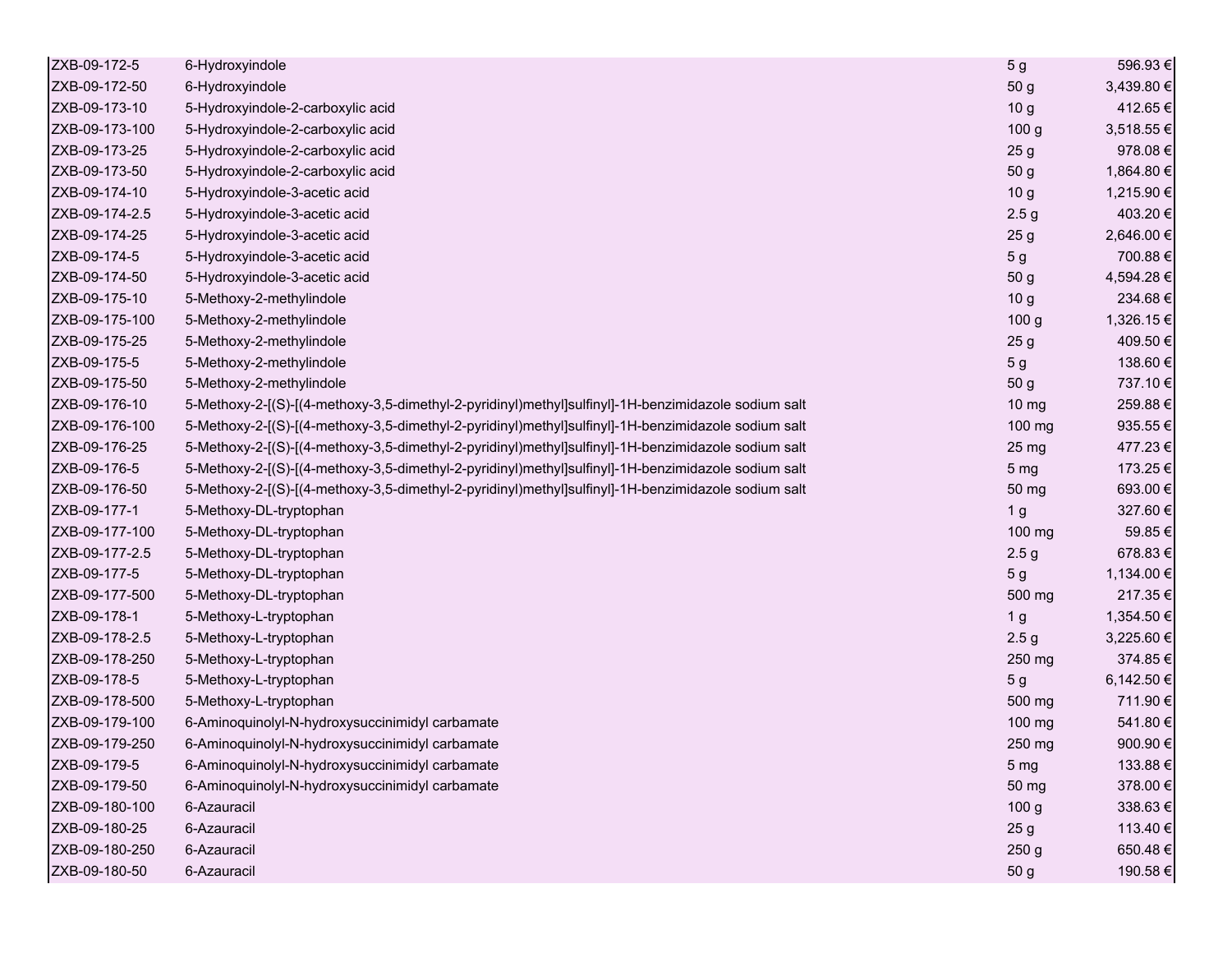| | | | |
|---|---|---|---|
| ZXB-09-172-5 | 6-Hydroxyindole | 5 g | 596.93 € |
| ZXB-09-172-50 | 6-Hydroxyindole | 50 g | 3,439.80 € |
| ZXB-09-173-10 | 5-Hydroxyindole-2-carboxylic acid | 10 g | 412.65 € |
| ZXB-09-173-100 | 5-Hydroxyindole-2-carboxylic acid | 100 g | 3,518.55 € |
| ZXB-09-173-25 | 5-Hydroxyindole-2-carboxylic acid | 25 g | 978.08 € |
| ZXB-09-173-50 | 5-Hydroxyindole-2-carboxylic acid | 50 g | 1,864.80 € |
| ZXB-09-174-10 | 5-Hydroxyindole-3-acetic acid | 10 g | 1,215.90 € |
| ZXB-09-174-2.5 | 5-Hydroxyindole-3-acetic acid | 2.5 g | 403.20 € |
| ZXB-09-174-25 | 5-Hydroxyindole-3-acetic acid | 25 g | 2,646.00 € |
| ZXB-09-174-5 | 5-Hydroxyindole-3-acetic acid | 5 g | 700.88 € |
| ZXB-09-174-50 | 5-Hydroxyindole-3-acetic acid | 50 g | 4,594.28 € |
| ZXB-09-175-10 | 5-Methoxy-2-methylindole | 10 g | 234.68 € |
| ZXB-09-175-100 | 5-Methoxy-2-methylindole | 100 g | 1,326.15 € |
| ZXB-09-175-25 | 5-Methoxy-2-methylindole | 25 g | 409.50 € |
| ZXB-09-175-5 | 5-Methoxy-2-methylindole | 5 g | 138.60 € |
| ZXB-09-175-50 | 5-Methoxy-2-methylindole | 50 g | 737.10 € |
| ZXB-09-176-10 | 5-Methoxy-2-[(S)-[(4-methoxy-3,5-dimethyl-2-pyridinyl)methyl]sulfinyl]-1H-benzimidazole sodium salt | 10 mg | 259.88 € |
| ZXB-09-176-100 | 5-Methoxy-2-[(S)-[(4-methoxy-3,5-dimethyl-2-pyridinyl)methyl]sulfinyl]-1H-benzimidazole sodium salt | 100 mg | 935.55 € |
| ZXB-09-176-25 | 5-Methoxy-2-[(S)-[(4-methoxy-3,5-dimethyl-2-pyridinyl)methyl]sulfinyl]-1H-benzimidazole sodium salt | 25 mg | 477.23 € |
| ZXB-09-176-5 | 5-Methoxy-2-[(S)-[(4-methoxy-3,5-dimethyl-2-pyridinyl)methyl]sulfinyl]-1H-benzimidazole sodium salt | 5 mg | 173.25 € |
| ZXB-09-176-50 | 5-Methoxy-2-[(S)-[(4-methoxy-3,5-dimethyl-2-pyridinyl)methyl]sulfinyl]-1H-benzimidazole sodium salt | 50 mg | 693.00 € |
| ZXB-09-177-1 | 5-Methoxy-DL-tryptophan | 1 g | 327.60 € |
| ZXB-09-177-100 | 5-Methoxy-DL-tryptophan | 100 mg | 59.85 € |
| ZXB-09-177-2.5 | 5-Methoxy-DL-tryptophan | 2.5 g | 678.83 € |
| ZXB-09-177-5 | 5-Methoxy-DL-tryptophan | 5 g | 1,134.00 € |
| ZXB-09-177-500 | 5-Methoxy-DL-tryptophan | 500 mg | 217.35 € |
| ZXB-09-178-1 | 5-Methoxy-L-tryptophan | 1 g | 1,354.50 € |
| ZXB-09-178-2.5 | 5-Methoxy-L-tryptophan | 2.5 g | 3,225.60 € |
| ZXB-09-178-250 | 5-Methoxy-L-tryptophan | 250 mg | 374.85 € |
| ZXB-09-178-5 | 5-Methoxy-L-tryptophan | 5 g | 6,142.50 € |
| ZXB-09-178-500 | 5-Methoxy-L-tryptophan | 500 mg | 711.90 € |
| ZXB-09-179-100 | 6-Aminoquinolyl-N-hydroxysuccinimidyl carbamate | 100 mg | 541.80 € |
| ZXB-09-179-250 | 6-Aminoquinolyl-N-hydroxysuccinimidyl carbamate | 250 mg | 900.90 € |
| ZXB-09-179-5 | 6-Aminoquinolyl-N-hydroxysuccinimidyl carbamate | 5 mg | 133.88 € |
| ZXB-09-179-50 | 6-Aminoquinolyl-N-hydroxysuccinimidyl carbamate | 50 mg | 378.00 € |
| ZXB-09-180-100 | 6-Azauracil | 100 g | 338.63 € |
| ZXB-09-180-25 | 6-Azauracil | 25 g | 113.40 € |
| ZXB-09-180-250 | 6-Azauracil | 250 g | 650.48 € |
| ZXB-09-180-50 | 6-Azauracil | 50 g | 190.58 € |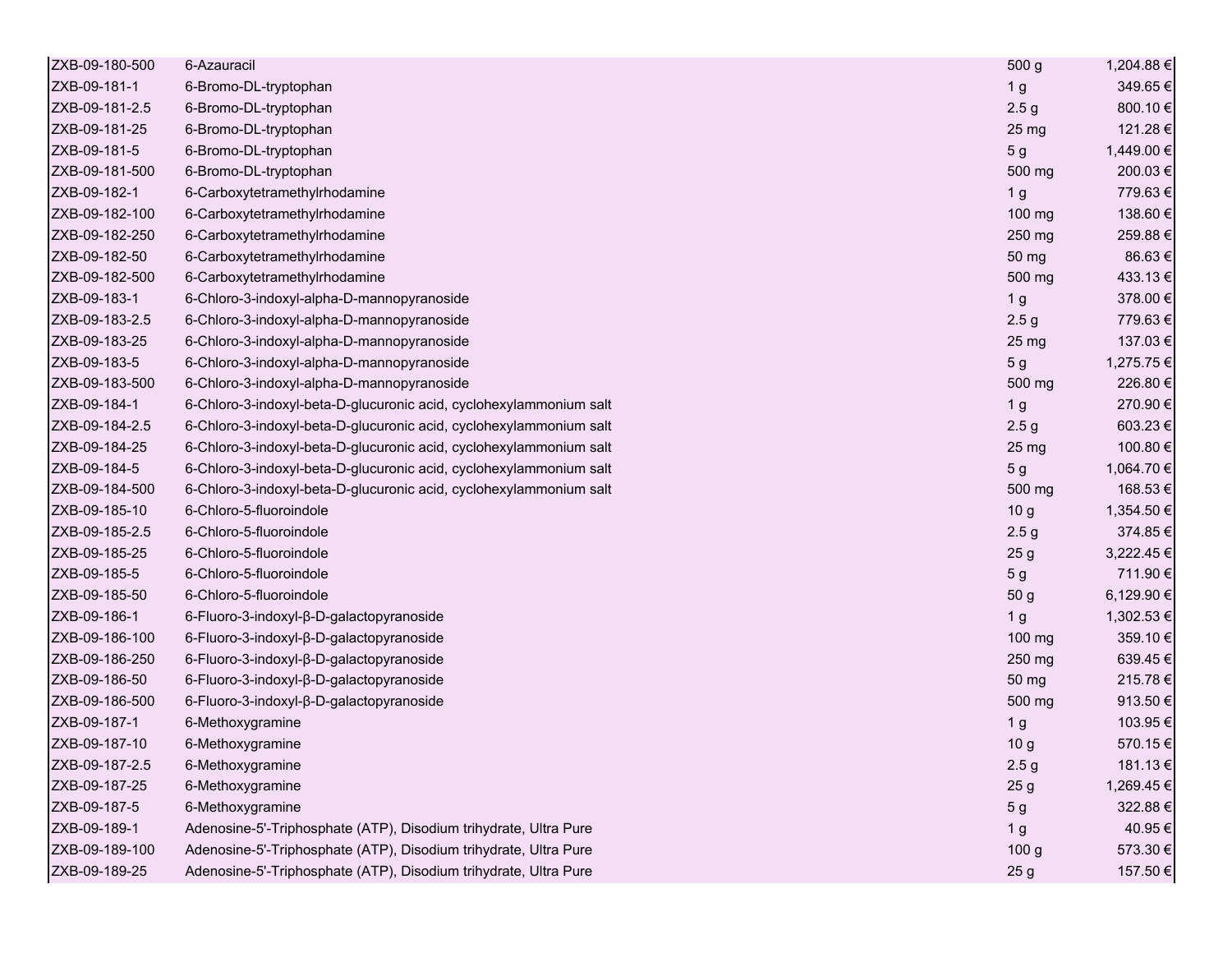| | | | |
|---|---|---|---|
| ZXB-09-180-500 | 6-Azauracil | 500 g | 1,204.88 € |
| ZXB-09-181-1 | 6-Bromo-DL-tryptophan | 1 g | 349.65 € |
| ZXB-09-181-2.5 | 6-Bromo-DL-tryptophan | 2.5 g | 800.10 € |
| ZXB-09-181-25 | 6-Bromo-DL-tryptophan | 25 mg | 121.28 € |
| ZXB-09-181-5 | 6-Bromo-DL-tryptophan | 5 g | 1,449.00 € |
| ZXB-09-181-500 | 6-Bromo-DL-tryptophan | 500 mg | 200.03 € |
| ZXB-09-182-1 | 6-Carboxytetramethylrhodamine | 1 g | 779.63 € |
| ZXB-09-182-100 | 6-Carboxytetramethylrhodamine | 100 mg | 138.60 € |
| ZXB-09-182-250 | 6-Carboxytetramethylrhodamine | 250 mg | 259.88 € |
| ZXB-09-182-50 | 6-Carboxytetramethylrhodamine | 50 mg | 86.63 € |
| ZXB-09-182-500 | 6-Carboxytetramethylrhodamine | 500 mg | 433.13 € |
| ZXB-09-183-1 | 6-Chloro-3-indoxyl-alpha-D-mannopyranoside | 1 g | 378.00 € |
| ZXB-09-183-2.5 | 6-Chloro-3-indoxyl-alpha-D-mannopyranoside | 2.5 g | 779.63 € |
| ZXB-09-183-25 | 6-Chloro-3-indoxyl-alpha-D-mannopyranoside | 25 mg | 137.03 € |
| ZXB-09-183-5 | 6-Chloro-3-indoxyl-alpha-D-mannopyranoside | 5 g | 1,275.75 € |
| ZXB-09-183-500 | 6-Chloro-3-indoxyl-alpha-D-mannopyranoside | 500 mg | 226.80 € |
| ZXB-09-184-1 | 6-Chloro-3-indoxyl-beta-D-glucuronic acid, cyclohexylammonium salt | 1 g | 270.90 € |
| ZXB-09-184-2.5 | 6-Chloro-3-indoxyl-beta-D-glucuronic acid, cyclohexylammonium salt | 2.5 g | 603.23 € |
| ZXB-09-184-25 | 6-Chloro-3-indoxyl-beta-D-glucuronic acid, cyclohexylammonium salt | 25 mg | 100.80 € |
| ZXB-09-184-5 | 6-Chloro-3-indoxyl-beta-D-glucuronic acid, cyclohexylammonium salt | 5 g | 1,064.70 € |
| ZXB-09-184-500 | 6-Chloro-3-indoxyl-beta-D-glucuronic acid, cyclohexylammonium salt | 500 mg | 168.53 € |
| ZXB-09-185-10 | 6-Chloro-5-fluoroindole | 10 g | 1,354.50 € |
| ZXB-09-185-2.5 | 6-Chloro-5-fluoroindole | 2.5 g | 374.85 € |
| ZXB-09-185-25 | 6-Chloro-5-fluoroindole | 25 g | 3,222.45 € |
| ZXB-09-185-5 | 6-Chloro-5-fluoroindole | 5 g | 711.90 € |
| ZXB-09-185-50 | 6-Chloro-5-fluoroindole | 50 g | 6,129.90 € |
| ZXB-09-186-1 | 6-Fluoro-3-indoxyl-β-D-galactopyranoside | 1 g | 1,302.53 € |
| ZXB-09-186-100 | 6-Fluoro-3-indoxyl-β-D-galactopyranoside | 100 mg | 359.10 € |
| ZXB-09-186-250 | 6-Fluoro-3-indoxyl-β-D-galactopyranoside | 250 mg | 639.45 € |
| ZXB-09-186-50 | 6-Fluoro-3-indoxyl-β-D-galactopyranoside | 50 mg | 215.78 € |
| ZXB-09-186-500 | 6-Fluoro-3-indoxyl-β-D-galactopyranoside | 500 mg | 913.50 € |
| ZXB-09-187-1 | 6-Methoxygramine | 1 g | 103.95 € |
| ZXB-09-187-10 | 6-Methoxygramine | 10 g | 570.15 € |
| ZXB-09-187-2.5 | 6-Methoxygramine | 2.5 g | 181.13 € |
| ZXB-09-187-25 | 6-Methoxygramine | 25 g | 1,269.45 € |
| ZXB-09-187-5 | 6-Methoxygramine | 5 g | 322.88 € |
| ZXB-09-189-1 | Adenosine-5'-Triphosphate (ATP), Disodium trihydrate, Ultra Pure | 1 g | 40.95 € |
| ZXB-09-189-100 | Adenosine-5'-Triphosphate (ATP), Disodium trihydrate, Ultra Pure | 100 g | 573.30 € |
| ZXB-09-189-25 | Adenosine-5'-Triphosphate (ATP), Disodium trihydrate, Ultra Pure | 25 g | 157.50 € |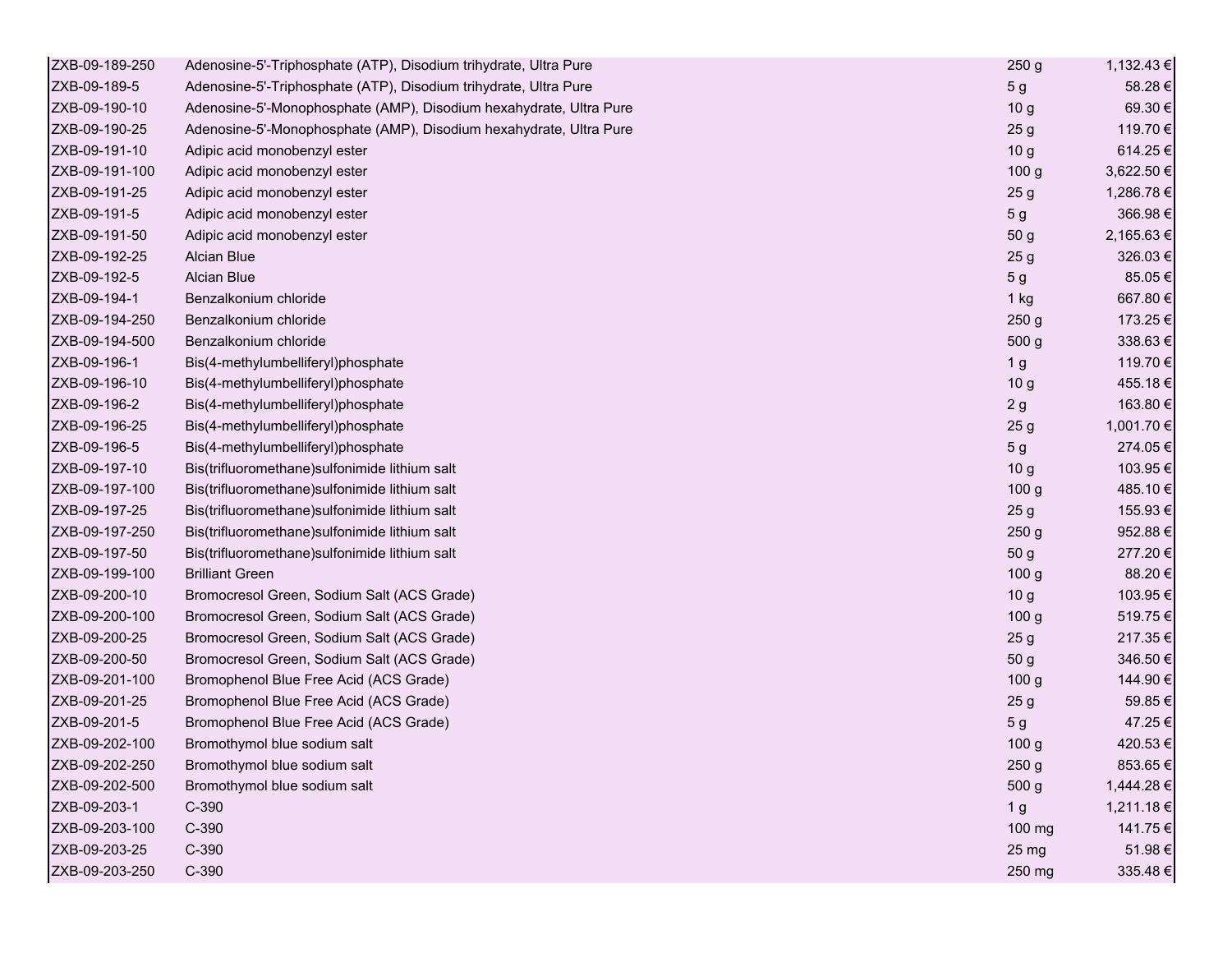| | | | |
|---|---|---|---|
| ZXB-09-189-250 | Adenosine-5'-Triphosphate (ATP), Disodium trihydrate, Ultra Pure | 250 g | 1,132.43 € |
| ZXB-09-189-5 | Adenosine-5'-Triphosphate (ATP), Disodium trihydrate, Ultra Pure | 5 g | 58.28 € |
| ZXB-09-190-10 | Adenosine-5'-Monophosphate (AMP), Disodium hexahydrate, Ultra Pure | 10 g | 69.30 € |
| ZXB-09-190-25 | Adenosine-5'-Monophosphate (AMP), Disodium hexahydrate, Ultra Pure | 25 g | 119.70 € |
| ZXB-09-191-10 | Adipic acid monobenzyl ester | 10 g | 614.25 € |
| ZXB-09-191-100 | Adipic acid monobenzyl ester | 100 g | 3,622.50 € |
| ZXB-09-191-25 | Adipic acid monobenzyl ester | 25 g | 1,286.78 € |
| ZXB-09-191-5 | Adipic acid monobenzyl ester | 5 g | 366.98 € |
| ZXB-09-191-50 | Adipic acid monobenzyl ester | 50 g | 2,165.63 € |
| ZXB-09-192-25 | Alcian Blue | 25 g | 326.03 € |
| ZXB-09-192-5 | Alcian Blue | 5 g | 85.05 € |
| ZXB-09-194-1 | Benzalkonium chloride | 1 kg | 667.80 € |
| ZXB-09-194-250 | Benzalkonium chloride | 250 g | 173.25 € |
| ZXB-09-194-500 | Benzalkonium chloride | 500 g | 338.63 € |
| ZXB-09-196-1 | Bis(4-methylumbelliferyl)phosphate | 1 g | 119.70 € |
| ZXB-09-196-10 | Bis(4-methylumbelliferyl)phosphate | 10 g | 455.18 € |
| ZXB-09-196-2 | Bis(4-methylumbelliferyl)phosphate | 2 g | 163.80 € |
| ZXB-09-196-25 | Bis(4-methylumbelliferyl)phosphate | 25 g | 1,001.70 € |
| ZXB-09-196-5 | Bis(4-methylumbelliferyl)phosphate | 5 g | 274.05 € |
| ZXB-09-197-10 | Bis(trifluoromethane)sulfonimide lithium salt | 10 g | 103.95 € |
| ZXB-09-197-100 | Bis(trifluoromethane)sulfonimide lithium salt | 100 g | 485.10 € |
| ZXB-09-197-25 | Bis(trifluoromethane)sulfonimide lithium salt | 25 g | 155.93 € |
| ZXB-09-197-250 | Bis(trifluoromethane)sulfonimide lithium salt | 250 g | 952.88 € |
| ZXB-09-197-50 | Bis(trifluoromethane)sulfonimide lithium salt | 50 g | 277.20 € |
| ZXB-09-199-100 | Brilliant Green | 100 g | 88.20 € |
| ZXB-09-200-10 | Bromocresol Green, Sodium Salt (ACS Grade) | 10 g | 103.95 € |
| ZXB-09-200-100 | Bromocresol Green, Sodium Salt (ACS Grade) | 100 g | 519.75 € |
| ZXB-09-200-25 | Bromocresol Green, Sodium Salt (ACS Grade) | 25 g | 217.35 € |
| ZXB-09-200-50 | Bromocresol Green, Sodium Salt (ACS Grade) | 50 g | 346.50 € |
| ZXB-09-201-100 | Bromophenol Blue Free Acid (ACS Grade) | 100 g | 144.90 € |
| ZXB-09-201-25 | Bromophenol Blue Free Acid (ACS Grade) | 25 g | 59.85 € |
| ZXB-09-201-5 | Bromophenol Blue Free Acid (ACS Grade) | 5 g | 47.25 € |
| ZXB-09-202-100 | Bromothymol blue sodium salt | 100 g | 420.53 € |
| ZXB-09-202-250 | Bromothymol blue sodium salt | 250 g | 853.65 € |
| ZXB-09-202-500 | Bromothymol blue sodium salt | 500 g | 1,444.28 € |
| ZXB-09-203-1 | C-390 | 1 g | 1,211.18 € |
| ZXB-09-203-100 | C-390 | 100 mg | 141.75 € |
| ZXB-09-203-25 | C-390 | 25 mg | 51.98 € |
| ZXB-09-203-250 | C-390 | 250 mg | 335.48 € |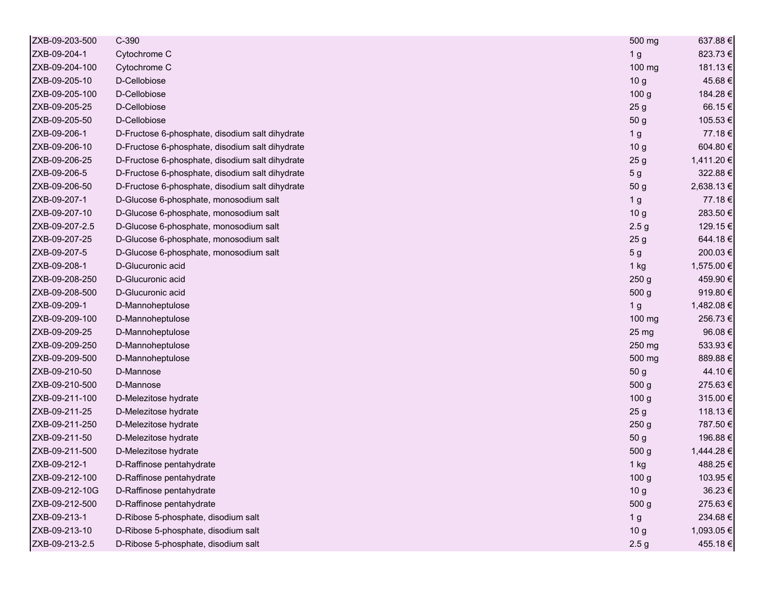| | | | |
|---|---|---|---|
| ZXB-09-203-500 | C-390 | 500 mg | 637.88 € |
| ZXB-09-204-1 | Cytochrome C | 1 g | 823.73 € |
| ZXB-09-204-100 | Cytochrome C | 100 mg | 181.13 € |
| ZXB-09-205-10 | D-Cellobiose | 10 g | 45.68 € |
| ZXB-09-205-100 | D-Cellobiose | 100 g | 184.28 € |
| ZXB-09-205-25 | D-Cellobiose | 25 g | 66.15 € |
| ZXB-09-205-50 | D-Cellobiose | 50 g | 105.53 € |
| ZXB-09-206-1 | D-Fructose 6-phosphate, disodium salt dihydrate | 1 g | 77.18 € |
| ZXB-09-206-10 | D-Fructose 6-phosphate, disodium salt dihydrate | 10 g | 604.80 € |
| ZXB-09-206-25 | D-Fructose 6-phosphate, disodium salt dihydrate | 25 g | 1,411.20 € |
| ZXB-09-206-5 | D-Fructose 6-phosphate, disodium salt dihydrate | 5 g | 322.88 € |
| ZXB-09-206-50 | D-Fructose 6-phosphate, disodium salt dihydrate | 50 g | 2,638.13 € |
| ZXB-09-207-1 | D-Glucose 6-phosphate, monosodium salt | 1 g | 77.18 € |
| ZXB-09-207-10 | D-Glucose 6-phosphate, monosodium salt | 10 g | 283.50 € |
| ZXB-09-207-2.5 | D-Glucose 6-phosphate, monosodium salt | 2.5 g | 129.15 € |
| ZXB-09-207-25 | D-Glucose 6-phosphate, monosodium salt | 25 g | 644.18 € |
| ZXB-09-207-5 | D-Glucose 6-phosphate, monosodium salt | 5 g | 200.03 € |
| ZXB-09-208-1 | D-Glucuronic acid | 1 kg | 1,575.00 € |
| ZXB-09-208-250 | D-Glucuronic acid | 250 g | 459.90 € |
| ZXB-09-208-500 | D-Glucuronic acid | 500 g | 919.80 € |
| ZXB-09-209-1 | D-Mannoheptulose | 1 g | 1,482.08 € |
| ZXB-09-209-100 | D-Mannoheptulose | 100 mg | 256.73 € |
| ZXB-09-209-25 | D-Mannoheptulose | 25 mg | 96.08 € |
| ZXB-09-209-250 | D-Mannoheptulose | 250 mg | 533.93 € |
| ZXB-09-209-500 | D-Mannoheptulose | 500 mg | 889.88 € |
| ZXB-09-210-50 | D-Mannose | 50 g | 44.10 € |
| ZXB-09-210-500 | D-Mannose | 500 g | 275.63 € |
| ZXB-09-211-100 | D-Melezitose hydrate | 100 g | 315.00 € |
| ZXB-09-211-25 | D-Melezitose hydrate | 25 g | 118.13 € |
| ZXB-09-211-250 | D-Melezitose hydrate | 250 g | 787.50 € |
| ZXB-09-211-50 | D-Melezitose hydrate | 50 g | 196.88 € |
| ZXB-09-211-500 | D-Melezitose hydrate | 500 g | 1,444.28 € |
| ZXB-09-212-1 | D-Raffinose pentahydrate | 1 kg | 488.25 € |
| ZXB-09-212-100 | D-Raffinose pentahydrate | 100 g | 103.95 € |
| ZXB-09-212-10G | D-Raffinose pentahydrate | 10 g | 36.23 € |
| ZXB-09-212-500 | D-Raffinose pentahydrate | 500 g | 275.63 € |
| ZXB-09-213-1 | D-Ribose 5-phosphate, disodium salt | 1 g | 234.68 € |
| ZXB-09-213-10 | D-Ribose 5-phosphate, disodium salt | 10 g | 1,093.05 € |
| ZXB-09-213-2.5 | D-Ribose 5-phosphate, disodium salt | 2.5 g | 455.18 € |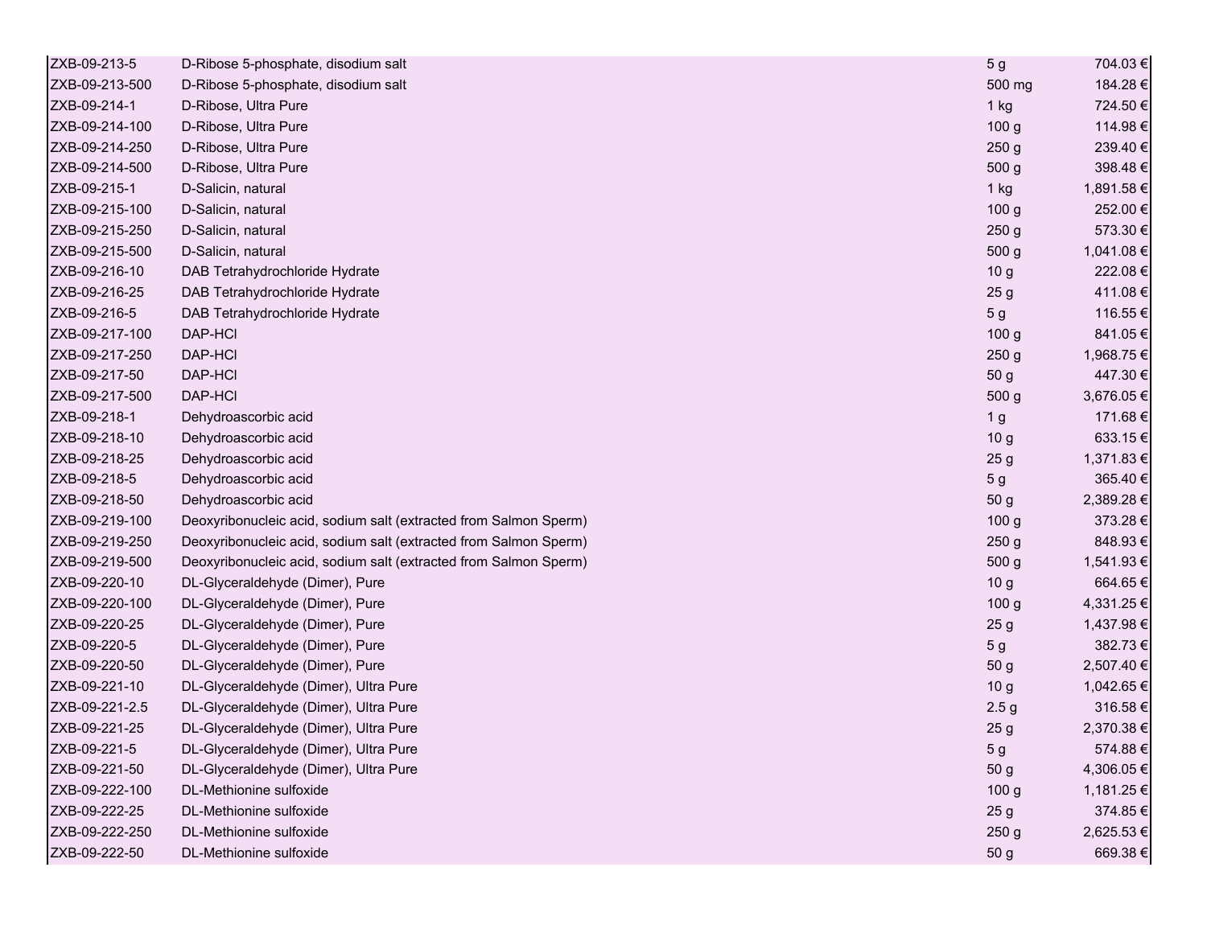| | | | |
|---|---|---|---|
| ZXB-09-213-5 | D-Ribose 5-phosphate, disodium salt | 5 g | 704.03 € |
| ZXB-09-213-500 | D-Ribose 5-phosphate, disodium salt | 500 mg | 184.28 € |
| ZXB-09-214-1 | D-Ribose, Ultra Pure | 1 kg | 724.50 € |
| ZXB-09-214-100 | D-Ribose, Ultra Pure | 100 g | 114.98 € |
| ZXB-09-214-250 | D-Ribose, Ultra Pure | 250 g | 239.40 € |
| ZXB-09-214-500 | D-Ribose, Ultra Pure | 500 g | 398.48 € |
| ZXB-09-215-1 | D-Salicin, natural | 1 kg | 1,891.58 € |
| ZXB-09-215-100 | D-Salicin, natural | 100 g | 252.00 € |
| ZXB-09-215-250 | D-Salicin, natural | 250 g | 573.30 € |
| ZXB-09-215-500 | D-Salicin, natural | 500 g | 1,041.08 € |
| ZXB-09-216-10 | DAB Tetrahydrochloride Hydrate | 10 g | 222.08 € |
| ZXB-09-216-25 | DAB Tetrahydrochloride Hydrate | 25 g | 411.08 € |
| ZXB-09-216-5 | DAB Tetrahydrochloride Hydrate | 5 g | 116.55 € |
| ZXB-09-217-100 | DAP-HCl | 100 g | 841.05 € |
| ZXB-09-217-250 | DAP-HCl | 250 g | 1,968.75 € |
| ZXB-09-217-50 | DAP-HCl | 50 g | 447.30 € |
| ZXB-09-217-500 | DAP-HCl | 500 g | 3,676.05 € |
| ZXB-09-218-1 | Dehydroascorbic acid | 1 g | 171.68 € |
| ZXB-09-218-10 | Dehydroascorbic acid | 10 g | 633.15 € |
| ZXB-09-218-25 | Dehydroascorbic acid | 25 g | 1,371.83 € |
| ZXB-09-218-5 | Dehydroascorbic acid | 5 g | 365.40 € |
| ZXB-09-218-50 | Dehydroascorbic acid | 50 g | 2,389.28 € |
| ZXB-09-219-100 | Deoxyribonucleic acid, sodium salt (extracted from Salmon Sperm) | 100 g | 373.28 € |
| ZXB-09-219-250 | Deoxyribonucleic acid, sodium salt (extracted from Salmon Sperm) | 250 g | 848.93 € |
| ZXB-09-219-500 | Deoxyribonucleic acid, sodium salt (extracted from Salmon Sperm) | 500 g | 1,541.93 € |
| ZXB-09-220-10 | DL-Glyceraldehyde (Dimer), Pure | 10 g | 664.65 € |
| ZXB-09-220-100 | DL-Glyceraldehyde (Dimer), Pure | 100 g | 4,331.25 € |
| ZXB-09-220-25 | DL-Glyceraldehyde (Dimer), Pure | 25 g | 1,437.98 € |
| ZXB-09-220-5 | DL-Glyceraldehyde (Dimer), Pure | 5 g | 382.73 € |
| ZXB-09-220-50 | DL-Glyceraldehyde (Dimer), Pure | 50 g | 2,507.40 € |
| ZXB-09-221-10 | DL-Glyceraldehyde (Dimer), Ultra Pure | 10 g | 1,042.65 € |
| ZXB-09-221-2.5 | DL-Glyceraldehyde (Dimer), Ultra Pure | 2.5 g | 316.58 € |
| ZXB-09-221-25 | DL-Glyceraldehyde (Dimer), Ultra Pure | 25 g | 2,370.38 € |
| ZXB-09-221-5 | DL-Glyceraldehyde (Dimer), Ultra Pure | 5 g | 574.88 € |
| ZXB-09-221-50 | DL-Glyceraldehyde (Dimer), Ultra Pure | 50 g | 4,306.05 € |
| ZXB-09-222-100 | DL-Methionine sulfoxide | 100 g | 1,181.25 € |
| ZXB-09-222-25 | DL-Methionine sulfoxide | 25 g | 374.85 € |
| ZXB-09-222-250 | DL-Methionine sulfoxide | 250 g | 2,625.53 € |
| ZXB-09-222-50 | DL-Methionine sulfoxide | 50 g | 669.38 € |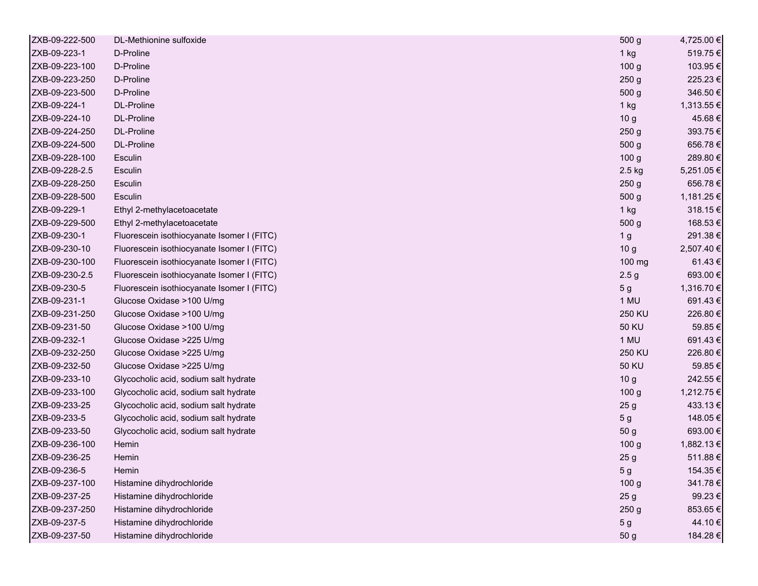| | | | |
|---|---|---|---|
| ZXB-09-222-500 | DL-Methionine sulfoxide | 500 g | 4,725.00 € |
| ZXB-09-223-1 | D-Proline | 1 kg | 519.75 € |
| ZXB-09-223-100 | D-Proline | 100 g | 103.95 € |
| ZXB-09-223-250 | D-Proline | 250 g | 225.23 € |
| ZXB-09-223-500 | D-Proline | 500 g | 346.50 € |
| ZXB-09-224-1 | DL-Proline | 1 kg | 1,313.55 € |
| ZXB-09-224-10 | DL-Proline | 10 g | 45.68 € |
| ZXB-09-224-250 | DL-Proline | 250 g | 393.75 € |
| ZXB-09-224-500 | DL-Proline | 500 g | 656.78 € |
| ZXB-09-228-100 | Esculin | 100 g | 289.80 € |
| ZXB-09-228-2.5 | Esculin | 2.5 kg | 5,251.05 € |
| ZXB-09-228-250 | Esculin | 250 g | 656.78 € |
| ZXB-09-228-500 | Esculin | 500 g | 1,181.25 € |
| ZXB-09-229-1 | Ethyl 2-methylacetoacetate | 1 kg | 318.15 € |
| ZXB-09-229-500 | Ethyl 2-methylacetoacetate | 500 g | 168.53 € |
| ZXB-09-230-1 | Fluorescein isothiocyanate Isomer I (FITC) | 1 g | 291.38 € |
| ZXB-09-230-10 | Fluorescein isothiocyanate Isomer I (FITC) | 10 g | 2,507.40 € |
| ZXB-09-230-100 | Fluorescein isothiocyanate Isomer I (FITC) | 100 mg | 61.43 € |
| ZXB-09-230-2.5 | Fluorescein isothiocyanate Isomer I (FITC) | 2.5 g | 693.00 € |
| ZXB-09-230-5 | Fluorescein isothiocyanate Isomer I (FITC) | 5 g | 1,316.70 € |
| ZXB-09-231-1 | Glucose Oxidase >100 U/mg | 1 MU | 691.43 € |
| ZXB-09-231-250 | Glucose Oxidase >100 U/mg | 250 KU | 226.80 € |
| ZXB-09-231-50 | Glucose Oxidase >100 U/mg | 50 KU | 59.85 € |
| ZXB-09-232-1 | Glucose Oxidase >225 U/mg | 1 MU | 691.43 € |
| ZXB-09-232-250 | Glucose Oxidase >225 U/mg | 250 KU | 226.80 € |
| ZXB-09-232-50 | Glucose Oxidase >225 U/mg | 50 KU | 59.85 € |
| ZXB-09-233-10 | Glycocholic acid, sodium salt hydrate | 10 g | 242.55 € |
| ZXB-09-233-100 | Glycocholic acid, sodium salt hydrate | 100 g | 1,212.75 € |
| ZXB-09-233-25 | Glycocholic acid, sodium salt hydrate | 25 g | 433.13 € |
| ZXB-09-233-5 | Glycocholic acid, sodium salt hydrate | 5 g | 148.05 € |
| ZXB-09-233-50 | Glycocholic acid, sodium salt hydrate | 50 g | 693.00 € |
| ZXB-09-236-100 | Hemin | 100 g | 1,882.13 € |
| ZXB-09-236-25 | Hemin | 25 g | 511.88 € |
| ZXB-09-236-5 | Hemin | 5 g | 154.35 € |
| ZXB-09-237-100 | Histamine dihydrochloride | 100 g | 341.78 € |
| ZXB-09-237-25 | Histamine dihydrochloride | 25 g | 99.23 € |
| ZXB-09-237-250 | Histamine dihydrochloride | 250 g | 853.65 € |
| ZXB-09-237-5 | Histamine dihydrochloride | 5 g | 44.10 € |
| ZXB-09-237-50 | Histamine dihydrochloride | 50 g | 184.28 € |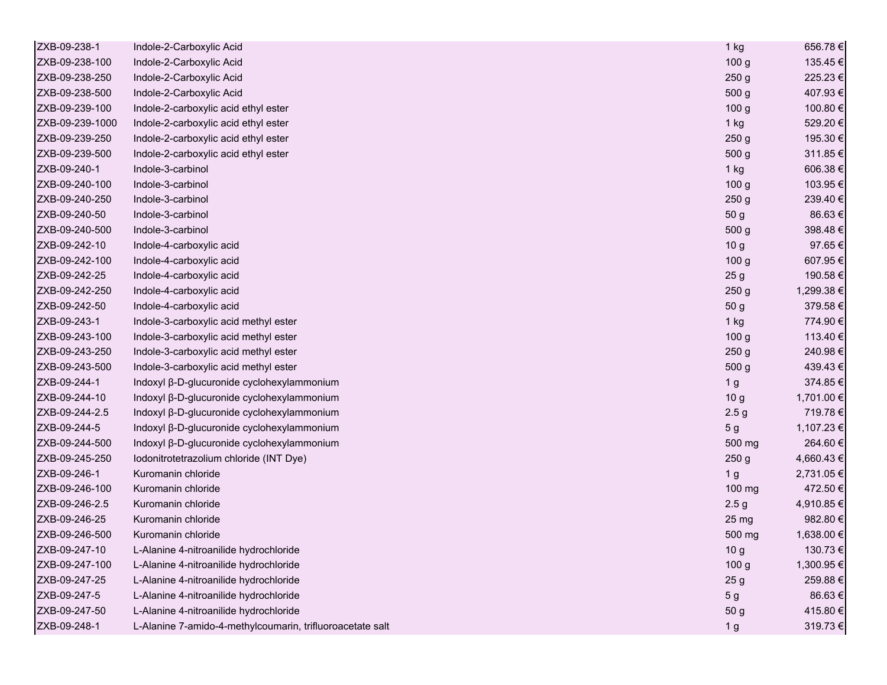| | | | |
|---|---|---|---|
| ZXB-09-238-1 | Indole-2-Carboxylic Acid | 1 kg | 656.78 € |
| ZXB-09-238-100 | Indole-2-Carboxylic Acid | 100 g | 135.45 € |
| ZXB-09-238-250 | Indole-2-Carboxylic Acid | 250 g | 225.23 € |
| ZXB-09-238-500 | Indole-2-Carboxylic Acid | 500 g | 407.93 € |
| ZXB-09-239-100 | Indole-2-carboxylic acid ethyl ester | 100 g | 100.80 € |
| ZXB-09-239-1000 | Indole-2-carboxylic acid ethyl ester | 1 kg | 529.20 € |
| ZXB-09-239-250 | Indole-2-carboxylic acid ethyl ester | 250 g | 195.30 € |
| ZXB-09-239-500 | Indole-2-carboxylic acid ethyl ester | 500 g | 311.85 € |
| ZXB-09-240-1 | Indole-3-carbinol | 1 kg | 606.38 € |
| ZXB-09-240-100 | Indole-3-carbinol | 100 g | 103.95 € |
| ZXB-09-240-250 | Indole-3-carbinol | 250 g | 239.40 € |
| ZXB-09-240-50 | Indole-3-carbinol | 50 g | 86.63 € |
| ZXB-09-240-500 | Indole-3-carbinol | 500 g | 398.48 € |
| ZXB-09-242-10 | Indole-4-carboxylic acid | 10 g | 97.65 € |
| ZXB-09-242-100 | Indole-4-carboxylic acid | 100 g | 607.95 € |
| ZXB-09-242-25 | Indole-4-carboxylic acid | 25 g | 190.58 € |
| ZXB-09-242-250 | Indole-4-carboxylic acid | 250 g | 1,299.38 € |
| ZXB-09-242-50 | Indole-4-carboxylic acid | 50 g | 379.58 € |
| ZXB-09-243-1 | Indole-3-carboxylic acid methyl ester | 1 kg | 774.90 € |
| ZXB-09-243-100 | Indole-3-carboxylic acid methyl ester | 100 g | 113.40 € |
| ZXB-09-243-250 | Indole-3-carboxylic acid methyl ester | 250 g | 240.98 € |
| ZXB-09-243-500 | Indole-3-carboxylic acid methyl ester | 500 g | 439.43 € |
| ZXB-09-244-1 | Indoxyl β-D-glucuronide cyclohexylammonium | 1 g | 374.85 € |
| ZXB-09-244-10 | Indoxyl β-D-glucuronide cyclohexylammonium | 10 g | 1,701.00 € |
| ZXB-09-244-2.5 | Indoxyl β-D-glucuronide cyclohexylammonium | 2.5 g | 719.78 € |
| ZXB-09-244-5 | Indoxyl β-D-glucuronide cyclohexylammonium | 5 g | 1,107.23 € |
| ZXB-09-244-500 | Indoxyl β-D-glucuronide cyclohexylammonium | 500 mg | 264.60 € |
| ZXB-09-245-250 | Iodonitrotetrazolium chloride (INT Dye) | 250 g | 4,660.43 € |
| ZXB-09-246-1 | Kuromanin chloride | 1 g | 2,731.05 € |
| ZXB-09-246-100 | Kuromanin chloride | 100 mg | 472.50 € |
| ZXB-09-246-2.5 | Kuromanin chloride | 2.5 g | 4,910.85 € |
| ZXB-09-246-25 | Kuromanin chloride | 25 mg | 982.80 € |
| ZXB-09-246-500 | Kuromanin chloride | 500 mg | 1,638.00 € |
| ZXB-09-247-10 | L-Alanine 4-nitroanilide hydrochloride | 10 g | 130.73 € |
| ZXB-09-247-100 | L-Alanine 4-nitroanilide hydrochloride | 100 g | 1,300.95 € |
| ZXB-09-247-25 | L-Alanine 4-nitroanilide hydrochloride | 25 g | 259.88 € |
| ZXB-09-247-5 | L-Alanine 4-nitroanilide hydrochloride | 5 g | 86.63 € |
| ZXB-09-247-50 | L-Alanine 4-nitroanilide hydrochloride | 50 g | 415.80 € |
| ZXB-09-248-1 | L-Alanine 7-amido-4-methylcoumarin, trifluoroacetate salt | 1 g | 319.73 € |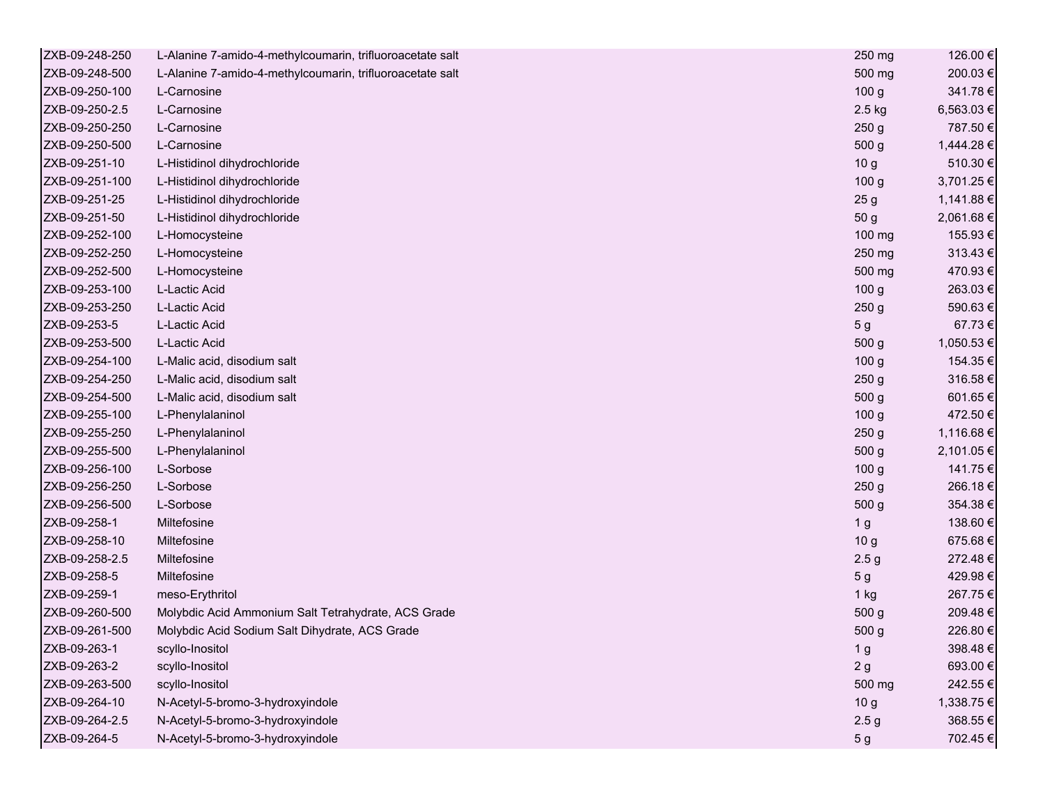| | | | |
|---|---|---|---|
| ZXB-09-248-250 | L-Alanine 7-amido-4-methylcoumarin, trifluoroacetate salt | 250 mg | 126.00 € |
| ZXB-09-248-500 | L-Alanine 7-amido-4-methylcoumarin, trifluoroacetate salt | 500 mg | 200.03 € |
| ZXB-09-250-100 | L-Carnosine | 100 g | 341.78 € |
| ZXB-09-250-2.5 | L-Carnosine | 2.5 kg | 6,563.03 € |
| ZXB-09-250-250 | L-Carnosine | 250 g | 787.50 € |
| ZXB-09-250-500 | L-Carnosine | 500 g | 1,444.28 € |
| ZXB-09-251-10 | L-Histidinol dihydrochloride | 10 g | 510.30 € |
| ZXB-09-251-100 | L-Histidinol dihydrochloride | 100 g | 3,701.25 € |
| ZXB-09-251-25 | L-Histidinol dihydrochloride | 25 g | 1,141.88 € |
| ZXB-09-251-50 | L-Histidinol dihydrochloride | 50 g | 2,061.68 € |
| ZXB-09-252-100 | L-Homocysteine | 100 mg | 155.93 € |
| ZXB-09-252-250 | L-Homocysteine | 250 mg | 313.43 € |
| ZXB-09-252-500 | L-Homocysteine | 500 mg | 470.93 € |
| ZXB-09-253-100 | L-Lactic Acid | 100 g | 263.03 € |
| ZXB-09-253-250 | L-Lactic Acid | 250 g | 590.63 € |
| ZXB-09-253-5 | L-Lactic Acid | 5 g | 67.73 € |
| ZXB-09-253-500 | L-Lactic Acid | 500 g | 1,050.53 € |
| ZXB-09-254-100 | L-Malic acid, disodium salt | 100 g | 154.35 € |
| ZXB-09-254-250 | L-Malic acid, disodium salt | 250 g | 316.58 € |
| ZXB-09-254-500 | L-Malic acid, disodium salt | 500 g | 601.65 € |
| ZXB-09-255-100 | L-Phenylalaninol | 100 g | 472.50 € |
| ZXB-09-255-250 | L-Phenylalaninol | 250 g | 1,116.68 € |
| ZXB-09-255-500 | L-Phenylalaninol | 500 g | 2,101.05 € |
| ZXB-09-256-100 | L-Sorbose | 100 g | 141.75 € |
| ZXB-09-256-250 | L-Sorbose | 250 g | 266.18 € |
| ZXB-09-256-500 | L-Sorbose | 500 g | 354.38 € |
| ZXB-09-258-1 | Miltefosine | 1 g | 138.60 € |
| ZXB-09-258-10 | Miltefosine | 10 g | 675.68 € |
| ZXB-09-258-2.5 | Miltefosine | 2.5 g | 272.48 € |
| ZXB-09-258-5 | Miltefosine | 5 g | 429.98 € |
| ZXB-09-259-1 | meso-Erythritol | 1 kg | 267.75 € |
| ZXB-09-260-500 | Molybdic Acid Ammonium Salt Tetrahydrate, ACS Grade | 500 g | 209.48 € |
| ZXB-09-261-500 | Molybdic Acid Sodium Salt Dihydrate, ACS Grade | 500 g | 226.80 € |
| ZXB-09-263-1 | scyllo-Inositol | 1 g | 398.48 € |
| ZXB-09-263-2 | scyllo-Inositol | 2 g | 693.00 € |
| ZXB-09-263-500 | scyllo-Inositol | 500 mg | 242.55 € |
| ZXB-09-264-10 | N-Acetyl-5-bromo-3-hydroxyindole | 10 g | 1,338.75 € |
| ZXB-09-264-2.5 | N-Acetyl-5-bromo-3-hydroxyindole | 2.5 g | 368.55 € |
| ZXB-09-264-5 | N-Acetyl-5-bromo-3-hydroxyindole | 5 g | 702.45 € |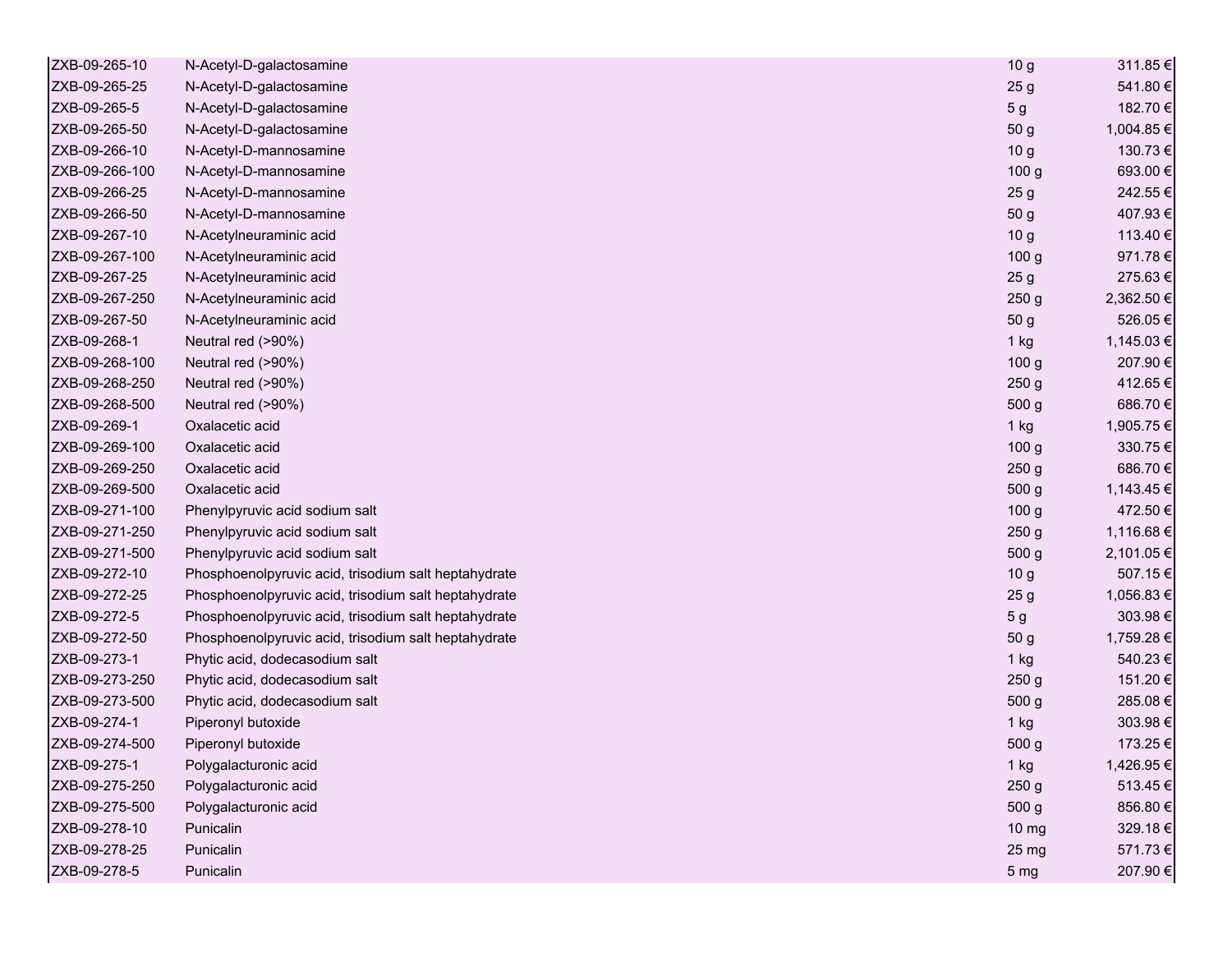| | | | |
|---|---|---|---|
| ZXB-09-265-10 | N-Acetyl-D-galactosamine | 10 g | 311.85 € |
| ZXB-09-265-25 | N-Acetyl-D-galactosamine | 25 g | 541.80 € |
| ZXB-09-265-5 | N-Acetyl-D-galactosamine | 5 g | 182.70 € |
| ZXB-09-265-50 | N-Acetyl-D-galactosamine | 50 g | 1,004.85 € |
| ZXB-09-266-10 | N-Acetyl-D-mannosamine | 10 g | 130.73 € |
| ZXB-09-266-100 | N-Acetyl-D-mannosamine | 100 g | 693.00 € |
| ZXB-09-266-25 | N-Acetyl-D-mannosamine | 25 g | 242.55 € |
| ZXB-09-266-50 | N-Acetyl-D-mannosamine | 50 g | 407.93 € |
| ZXB-09-267-10 | N-Acetylneuraminic acid | 10 g | 113.40 € |
| ZXB-09-267-100 | N-Acetylneuraminic acid | 100 g | 971.78 € |
| ZXB-09-267-25 | N-Acetylneuraminic acid | 25 g | 275.63 € |
| ZXB-09-267-250 | N-Acetylneuraminic acid | 250 g | 2,362.50 € |
| ZXB-09-267-50 | N-Acetylneuraminic acid | 50 g | 526.05 € |
| ZXB-09-268-1 | Neutral red (>90%) | 1 kg | 1,145.03 € |
| ZXB-09-268-100 | Neutral red (>90%) | 100 g | 207.90 € |
| ZXB-09-268-250 | Neutral red (>90%) | 250 g | 412.65 € |
| ZXB-09-268-500 | Neutral red (>90%) | 500 g | 686.70 € |
| ZXB-09-269-1 | Oxalacetic acid | 1 kg | 1,905.75 € |
| ZXB-09-269-100 | Oxalacetic acid | 100 g | 330.75 € |
| ZXB-09-269-250 | Oxalacetic acid | 250 g | 686.70 € |
| ZXB-09-269-500 | Oxalacetic acid | 500 g | 1,143.45 € |
| ZXB-09-271-100 | Phenylpyruvic acid sodium salt | 100 g | 472.50 € |
| ZXB-09-271-250 | Phenylpyruvic acid sodium salt | 250 g | 1,116.68 € |
| ZXB-09-271-500 | Phenylpyruvic acid sodium salt | 500 g | 2,101.05 € |
| ZXB-09-272-10 | Phosphoenolpyruvic acid, trisodium salt heptahydrate | 10 g | 507.15 € |
| ZXB-09-272-25 | Phosphoenolpyruvic acid, trisodium salt heptahydrate | 25 g | 1,056.83 € |
| ZXB-09-272-5 | Phosphoenolpyruvic acid, trisodium salt heptahydrate | 5 g | 303.98 € |
| ZXB-09-272-50 | Phosphoenolpyruvic acid, trisodium salt heptahydrate | 50 g | 1,759.28 € |
| ZXB-09-273-1 | Phytic acid, dodecasodium salt | 1 kg | 540.23 € |
| ZXB-09-273-250 | Phytic acid, dodecasodium salt | 250 g | 151.20 € |
| ZXB-09-273-500 | Phytic acid, dodecasodium salt | 500 g | 285.08 € |
| ZXB-09-274-1 | Piperonyl butoxide | 1 kg | 303.98 € |
| ZXB-09-274-500 | Piperonyl butoxide | 500 g | 173.25 € |
| ZXB-09-275-1 | Polygalacturonic acid | 1 kg | 1,426.95 € |
| ZXB-09-275-250 | Polygalacturonic acid | 250 g | 513.45 € |
| ZXB-09-275-500 | Polygalacturonic acid | 500 g | 856.80 € |
| ZXB-09-278-10 | Punicalin | 10 mg | 329.18 € |
| ZXB-09-278-25 | Punicalin | 25 mg | 571.73 € |
| ZXB-09-278-5 | Punicalin | 5 mg | 207.90 € |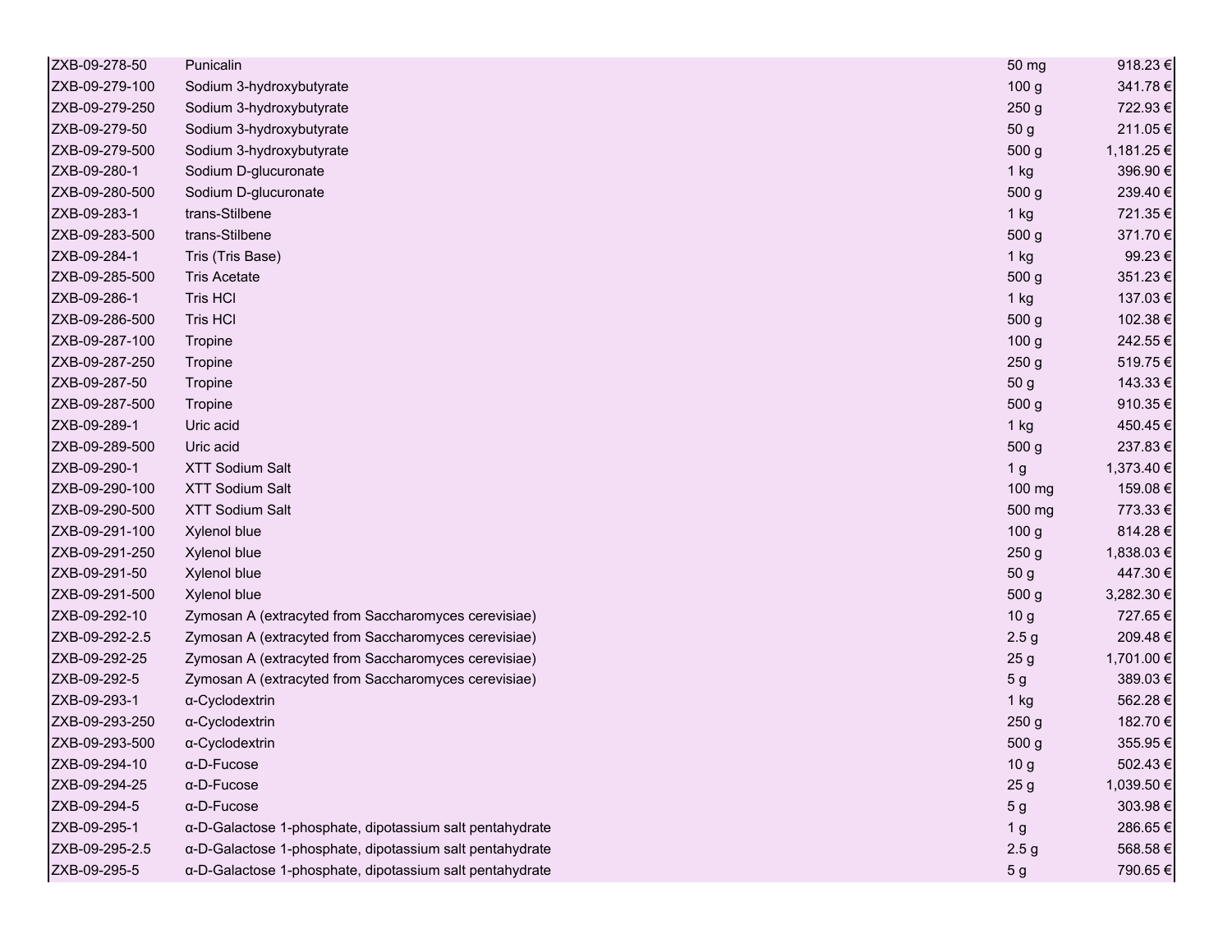| | | | |
|---|---|---|---|
| ZXB-09-278-50 | Punicalin | 50 mg | 918.23 € |
| ZXB-09-279-100 | Sodium 3-hydroxybutyrate | 100 g | 341.78 € |
| ZXB-09-279-250 | Sodium 3-hydroxybutyrate | 250 g | 722.93 € |
| ZXB-09-279-50 | Sodium 3-hydroxybutyrate | 50 g | 211.05 € |
| ZXB-09-279-500 | Sodium 3-hydroxybutyrate | 500 g | 1,181.25 € |
| ZXB-09-280-1 | Sodium D-glucuronate | 1 kg | 396.90 € |
| ZXB-09-280-500 | Sodium D-glucuronate | 500 g | 239.40 € |
| ZXB-09-283-1 | trans-Stilbene | 1 kg | 721.35 € |
| ZXB-09-283-500 | trans-Stilbene | 500 g | 371.70 € |
| ZXB-09-284-1 | Tris (Tris Base) | 1 kg | 99.23 € |
| ZXB-09-285-500 | Tris Acetate | 500 g | 351.23 € |
| ZXB-09-286-1 | Tris HCl | 1 kg | 137.03 € |
| ZXB-09-286-500 | Tris HCl | 500 g | 102.38 € |
| ZXB-09-287-100 | Tropine | 100 g | 242.55 € |
| ZXB-09-287-250 | Tropine | 250 g | 519.75 € |
| ZXB-09-287-50 | Tropine | 50 g | 143.33 € |
| ZXB-09-287-500 | Tropine | 500 g | 910.35 € |
| ZXB-09-289-1 | Uric acid | 1 kg | 450.45 € |
| ZXB-09-289-500 | Uric acid | 500 g | 237.83 € |
| ZXB-09-290-1 | XTT Sodium Salt | 1 g | 1,373.40 € |
| ZXB-09-290-100 | XTT Sodium Salt | 100 mg | 159.08 € |
| ZXB-09-290-500 | XTT Sodium Salt | 500 mg | 773.33 € |
| ZXB-09-291-100 | Xylenol blue | 100 g | 814.28 € |
| ZXB-09-291-250 | Xylenol blue | 250 g | 1,838.03 € |
| ZXB-09-291-50 | Xylenol blue | 50 g | 447.30 € |
| ZXB-09-291-500 | Xylenol blue | 500 g | 3,282.30 € |
| ZXB-09-292-10 | Zymosan A (extracyted from Saccharomyces cerevisiae) | 10 g | 727.65 € |
| ZXB-09-292-2.5 | Zymosan A (extracyted from Saccharomyces cerevisiae) | 2.5 g | 209.48 € |
| ZXB-09-292-25 | Zymosan A (extracyted from Saccharomyces cerevisiae) | 25 g | 1,701.00 € |
| ZXB-09-292-5 | Zymosan A (extracyted from Saccharomyces cerevisiae) | 5 g | 389.03 € |
| ZXB-09-293-1 | α-Cyclodextrin | 1 kg | 562.28 € |
| ZXB-09-293-250 | α-Cyclodextrin | 250 g | 182.70 € |
| ZXB-09-293-500 | α-Cyclodextrin | 500 g | 355.95 € |
| ZXB-09-294-10 | α-D-Fucose | 10 g | 502.43 € |
| ZXB-09-294-25 | α-D-Fucose | 25 g | 1,039.50 € |
| ZXB-09-294-5 | α-D-Fucose | 5 g | 303.98 € |
| ZXB-09-295-1 | α-D-Galactose 1-phosphate, dipotassium salt pentahydrate | 1 g | 286.65 € |
| ZXB-09-295-2.5 | α-D-Galactose 1-phosphate, dipotassium salt pentahydrate | 2.5 g | 568.58 € |
| ZXB-09-295-5 | α-D-Galactose 1-phosphate, dipotassium salt pentahydrate | 5 g | 790.65 € |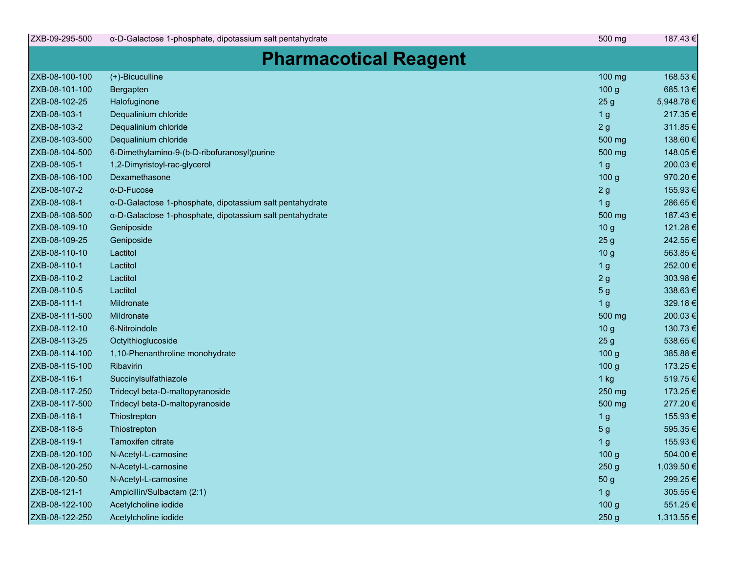| ZXB-09-295-500 | α-D-Galactose 1-phosphate, dipotassium salt pentahydrate | 500 mg | 187.43 € |
|---|---|---|---|

## Pharmacotical Reagent

| | | | |
|---|---|---|---|
| ZXB-08-100-100 | (+)-Bicuculline | 100 mg | 168.53 € |
| ZXB-08-101-100 | Bergapten | 100 g | 685.13 € |
| ZXB-08-102-25 | Halofuginone | 25 g | 5,948.78 € |
| ZXB-08-103-1 | Dequalinium chloride | 1 g | 217.35 € |
| ZXB-08-103-2 | Dequalinium chloride | 2 g | 311.85 € |
| ZXB-08-103-500 | Dequalinium chloride | 500 mg | 138.60 € |
| ZXB-08-104-500 | 6-Dimethylamino-9-(b-D-ribofuranosyl)purine | 500 mg | 148.05 € |
| ZXB-08-105-1 | 1,2-Dimyristoyl-rac-glycerol | 1 g | 200.03 € |
| ZXB-08-106-100 | Dexamethasone | 100 g | 970.20 € |
| ZXB-08-107-2 | α-D-Fucose | 2 g | 155.93 € |
| ZXB-08-108-1 | α-D-Galactose 1-phosphate, dipotassium salt pentahydrate | 1 g | 286.65 € |
| ZXB-08-108-500 | α-D-Galactose 1-phosphate, dipotassium salt pentahydrate | 500 mg | 187.43 € |
| ZXB-08-109-10 | Geniposide | 10 g | 121.28 € |
| ZXB-08-109-25 | Geniposide | 25 g | 242.55 € |
| ZXB-08-110-10 | Lactitol | 10 g | 563.85 € |
| ZXB-08-110-1 | Lactitol | 1 g | 252.00 € |
| ZXB-08-110-2 | Lactitol | 2 g | 303.98 € |
| ZXB-08-110-5 | Lactitol | 5 g | 338.63 € |
| ZXB-08-111-1 | Mildronate | 1 g | 329.18 € |
| ZXB-08-111-500 | Mildronate | 500 mg | 200.03 € |
| ZXB-08-112-10 | 6-Nitroindole | 10 g | 130.73 € |
| ZXB-08-113-25 | Octylthioglucoside | 25 g | 538.65 € |
| ZXB-08-114-100 | 1,10-Phenanthroline monohydrate | 100 g | 385.88 € |
| ZXB-08-115-100 | Ribavirin | 100 g | 173.25 € |
| ZXB-08-116-1 | Succinylsulfathiazole | 1 kg | 519.75 € |
| ZXB-08-117-250 | Tridecyl beta-D-maltopyranoside | 250 mg | 173.25 € |
| ZXB-08-117-500 | Tridecyl beta-D-maltopyranoside | 500 mg | 277.20 € |
| ZXB-08-118-1 | Thiostrepton | 1 g | 155.93 € |
| ZXB-08-118-5 | Thiostrepton | 5 g | 595.35 € |
| ZXB-08-119-1 | Tamoxifen citrate | 1 g | 155.93 € |
| ZXB-08-120-100 | N-Acetyl-L-carnosine | 100 g | 504.00 € |
| ZXB-08-120-250 | N-Acetyl-L-carnosine | 250 g | 1,039.50 € |
| ZXB-08-120-50 | N-Acetyl-L-carnosine | 50 g | 299.25 € |
| ZXB-08-121-1 | Ampicillin/Sulbactam (2:1) | 1 g | 305.55 € |
| ZXB-08-122-100 | Acetylcholine iodide | 100 g | 551.25 € |
| ZXB-08-122-250 | Acetylcholine iodide | 250 g | 1,313.55 € |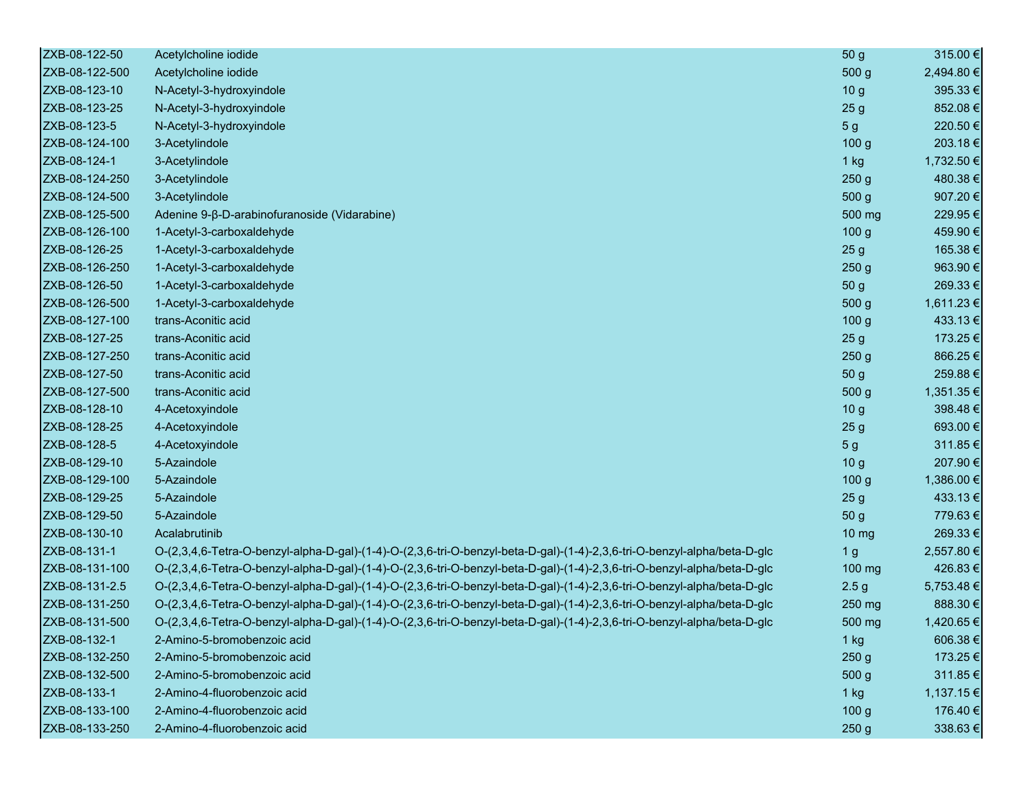| | | | |
|---|---|---|---|
| ZXB-08-122-50 | Acetylcholine iodide | 50 g | 315.00 € |
| ZXB-08-122-500 | Acetylcholine iodide | 500 g | 2,494.80 € |
| ZXB-08-123-10 | N-Acetyl-3-hydroxyindole | 10 g | 395.33 € |
| ZXB-08-123-25 | N-Acetyl-3-hydroxyindole | 25 g | 852.08 € |
| ZXB-08-123-5 | N-Acetyl-3-hydroxyindole | 5 g | 220.50 € |
| ZXB-08-124-100 | 3-Acetylindole | 100 g | 203.18 € |
| ZXB-08-124-1 | 3-Acetylindole | 1 kg | 1,732.50 € |
| ZXB-08-124-250 | 3-Acetylindole | 250 g | 480.38 € |
| ZXB-08-124-500 | 3-Acetylindole | 500 g | 907.20 € |
| ZXB-08-125-500 | Adenine 9-β-D-arabinofuranoside (Vidarabine) | 500 mg | 229.95 € |
| ZXB-08-126-100 | 1-Acetyl-3-carboxaldehyde | 100 g | 459.90 € |
| ZXB-08-126-25 | 1-Acetyl-3-carboxaldehyde | 25 g | 165.38 € |
| ZXB-08-126-250 | 1-Acetyl-3-carboxaldehyde | 250 g | 963.90 € |
| ZXB-08-126-50 | 1-Acetyl-3-carboxaldehyde | 50 g | 269.33 € |
| ZXB-08-126-500 | 1-Acetyl-3-carboxaldehyde | 500 g | 1,611.23 € |
| ZXB-08-127-100 | trans-Aconitic acid | 100 g | 433.13 € |
| ZXB-08-127-25 | trans-Aconitic acid | 25 g | 173.25 € |
| ZXB-08-127-250 | trans-Aconitic acid | 250 g | 866.25 € |
| ZXB-08-127-50 | trans-Aconitic acid | 50 g | 259.88 € |
| ZXB-08-127-500 | trans-Aconitic acid | 500 g | 1,351.35 € |
| ZXB-08-128-10 | 4-Acetoxyindole | 10 g | 398.48 € |
| ZXB-08-128-25 | 4-Acetoxyindole | 25 g | 693.00 € |
| ZXB-08-128-5 | 4-Acetoxyindole | 5 g | 311.85 € |
| ZXB-08-129-10 | 5-Azaindole | 10 g | 207.90 € |
| ZXB-08-129-100 | 5-Azaindole | 100 g | 1,386.00 € |
| ZXB-08-129-25 | 5-Azaindole | 25 g | 433.13 € |
| ZXB-08-129-50 | 5-Azaindole | 50 g | 779.63 € |
| ZXB-08-130-10 | Acalabrutinib | 10 mg | 269.33 € |
| ZXB-08-131-1 | O-(2,3,4,6-Tetra-O-benzyl-alpha-D-gal)-(1-4)-O-(2,3,6-tri-O-benzyl-beta-D-gal)-(1-4)-2,3,6-tri-O-benzyl-alpha/beta-D-glc | 1 g | 2,557.80 € |
| ZXB-08-131-100 | O-(2,3,4,6-Tetra-O-benzyl-alpha-D-gal)-(1-4)-O-(2,3,6-tri-O-benzyl-beta-D-gal)-(1-4)-2,3,6-tri-O-benzyl-alpha/beta-D-glc | 100 mg | 426.83 € |
| ZXB-08-131-2.5 | O-(2,3,4,6-Tetra-O-benzyl-alpha-D-gal)-(1-4)-O-(2,3,6-tri-O-benzyl-beta-D-gal)-(1-4)-2,3,6-tri-O-benzyl-alpha/beta-D-glc | 2.5 g | 5,753.48 € |
| ZXB-08-131-250 | O-(2,3,4,6-Tetra-O-benzyl-alpha-D-gal)-(1-4)-O-(2,3,6-tri-O-benzyl-beta-D-gal)-(1-4)-2,3,6-tri-O-benzyl-alpha/beta-D-glc | 250 mg | 888.30 € |
| ZXB-08-131-500 | O-(2,3,4,6-Tetra-O-benzyl-alpha-D-gal)-(1-4)-O-(2,3,6-tri-O-benzyl-beta-D-gal)-(1-4)-2,3,6-tri-O-benzyl-alpha/beta-D-glc | 500 mg | 1,420.65 € |
| ZXB-08-132-1 | 2-Amino-5-bromobenzoic acid | 1 kg | 606.38 € |
| ZXB-08-132-250 | 2-Amino-5-bromobenzoic acid | 250 g | 173.25 € |
| ZXB-08-132-500 | 2-Amino-5-bromobenzoic acid | 500 g | 311.85 € |
| ZXB-08-133-1 | 2-Amino-4-fluorobenzoic acid | 1 kg | 1,137.15 € |
| ZXB-08-133-100 | 2-Amino-4-fluorobenzoic acid | 100 g | 176.40 € |
| ZXB-08-133-250 | 2-Amino-4-fluorobenzoic acid | 250 g | 338.63 € |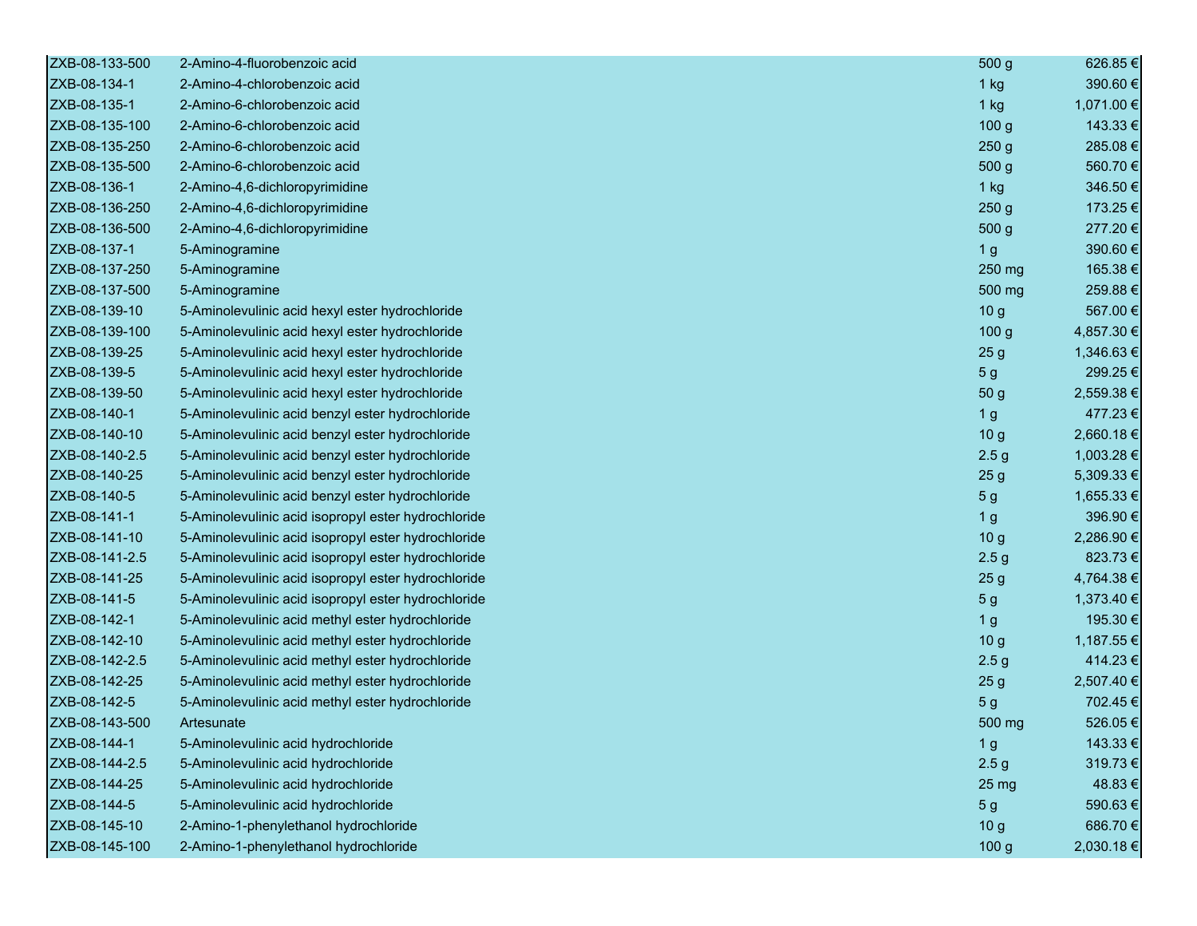| | | | |
|---|---|---|---|
| ZXB-08-133-500 | 2-Amino-4-fluorobenzoic acid | 500 g | 626.85 € |
| ZXB-08-134-1 | 2-Amino-4-chlorobenzoic acid | 1 kg | 390.60 € |
| ZXB-08-135-1 | 2-Amino-6-chlorobenzoic acid | 1 kg | 1,071.00 € |
| ZXB-08-135-100 | 2-Amino-6-chlorobenzoic acid | 100 g | 143.33 € |
| ZXB-08-135-250 | 2-Amino-6-chlorobenzoic acid | 250 g | 285.08 € |
| ZXB-08-135-500 | 2-Amino-6-chlorobenzoic acid | 500 g | 560.70 € |
| ZXB-08-136-1 | 2-Amino-4,6-dichloropyrimidine | 1 kg | 346.50 € |
| ZXB-08-136-250 | 2-Amino-4,6-dichloropyrimidine | 250 g | 173.25 € |
| ZXB-08-136-500 | 2-Amino-4,6-dichloropyrimidine | 500 g | 277.20 € |
| ZXB-08-137-1 | 5-Aminogramine | 1 g | 390.60 € |
| ZXB-08-137-250 | 5-Aminogramine | 250 mg | 165.38 € |
| ZXB-08-137-500 | 5-Aminogramine | 500 mg | 259.88 € |
| ZXB-08-139-10 | 5-Aminolevulinic acid hexyl ester hydrochloride | 10 g | 567.00 € |
| ZXB-08-139-100 | 5-Aminolevulinic acid hexyl ester hydrochloride | 100 g | 4,857.30 € |
| ZXB-08-139-25 | 5-Aminolevulinic acid hexyl ester hydrochloride | 25 g | 1,346.63 € |
| ZXB-08-139-5 | 5-Aminolevulinic acid hexyl ester hydrochloride | 5 g | 299.25 € |
| ZXB-08-139-50 | 5-Aminolevulinic acid hexyl ester hydrochloride | 50 g | 2,559.38 € |
| ZXB-08-140-1 | 5-Aminolevulinic acid benzyl ester hydrochloride | 1 g | 477.23 € |
| ZXB-08-140-10 | 5-Aminolevulinic acid benzyl ester hydrochloride | 10 g | 2,660.18 € |
| ZXB-08-140-2.5 | 5-Aminolevulinic acid benzyl ester hydrochloride | 2.5 g | 1,003.28 € |
| ZXB-08-140-25 | 5-Aminolevulinic acid benzyl ester hydrochloride | 25 g | 5,309.33 € |
| ZXB-08-140-5 | 5-Aminolevulinic acid benzyl ester hydrochloride | 5 g | 1,655.33 € |
| ZXB-08-141-1 | 5-Aminolevulinic acid isopropyl ester hydrochloride | 1 g | 396.90 € |
| ZXB-08-141-10 | 5-Aminolevulinic acid isopropyl ester hydrochloride | 10 g | 2,286.90 € |
| ZXB-08-141-2.5 | 5-Aminolevulinic acid isopropyl ester hydrochloride | 2.5 g | 823.73 € |
| ZXB-08-141-25 | 5-Aminolevulinic acid isopropyl ester hydrochloride | 25 g | 4,764.38 € |
| ZXB-08-141-5 | 5-Aminolevulinic acid isopropyl ester hydrochloride | 5 g | 1,373.40 € |
| ZXB-08-142-1 | 5-Aminolevulinic acid methyl ester hydrochloride | 1 g | 195.30 € |
| ZXB-08-142-10 | 5-Aminolevulinic acid methyl ester hydrochloride | 10 g | 1,187.55 € |
| ZXB-08-142-2.5 | 5-Aminolevulinic acid methyl ester hydrochloride | 2.5 g | 414.23 € |
| ZXB-08-142-25 | 5-Aminolevulinic acid methyl ester hydrochloride | 25 g | 2,507.40 € |
| ZXB-08-142-5 | 5-Aminolevulinic acid methyl ester hydrochloride | 5 g | 702.45 € |
| ZXB-08-143-500 | Artesunate | 500 mg | 526.05 € |
| ZXB-08-144-1 | 5-Aminolevulinic acid hydrochloride | 1 g | 143.33 € |
| ZXB-08-144-2.5 | 5-Aminolevulinic acid hydrochloride | 2.5 g | 319.73 € |
| ZXB-08-144-25 | 5-Aminolevulinic acid hydrochloride | 25 mg | 48.83 € |
| ZXB-08-144-5 | 5-Aminolevulinic acid hydrochloride | 5 g | 590.63 € |
| ZXB-08-145-10 | 2-Amino-1-phenylethanol hydrochloride | 10 g | 686.70 € |
| ZXB-08-145-100 | 2-Amino-1-phenylethanol hydrochloride | 100 g | 2,030.18 € |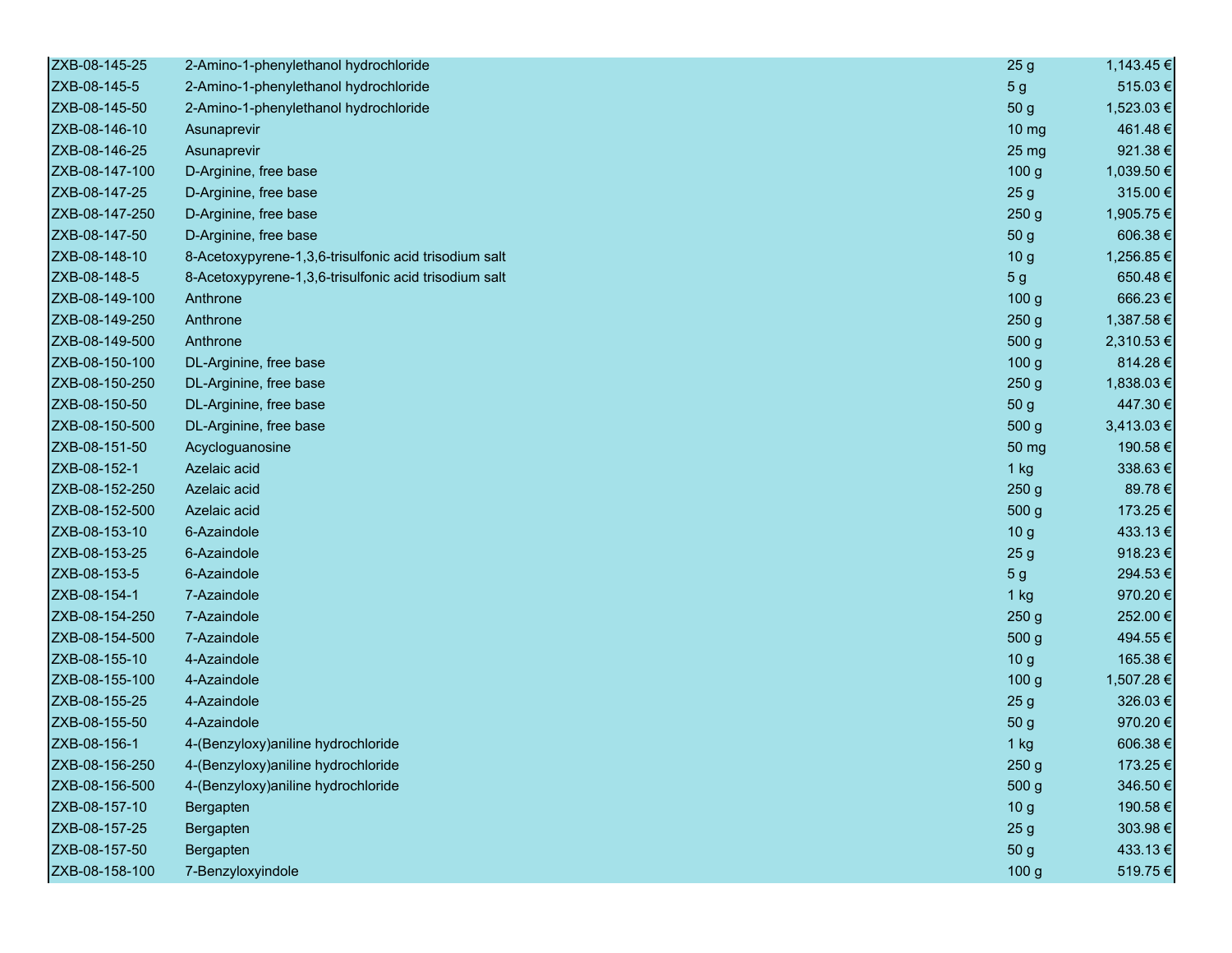| | | | |
|---|---|---|---|
| ZXB-08-145-25 | 2-Amino-1-phenylethanol hydrochloride | 25 g | 1,143.45 € |
| ZXB-08-145-5 | 2-Amino-1-phenylethanol hydrochloride | 5 g | 515.03 € |
| ZXB-08-145-50 | 2-Amino-1-phenylethanol hydrochloride | 50 g | 1,523.03 € |
| ZXB-08-146-10 | Asunaprevir | 10 mg | 461.48 € |
| ZXB-08-146-25 | Asunaprevir | 25 mg | 921.38 € |
| ZXB-08-147-100 | D-Arginine, free base | 100 g | 1,039.50 € |
| ZXB-08-147-25 | D-Arginine, free base | 25 g | 315.00 € |
| ZXB-08-147-250 | D-Arginine, free base | 250 g | 1,905.75 € |
| ZXB-08-147-50 | D-Arginine, free base | 50 g | 606.38 € |
| ZXB-08-148-10 | 8-Acetoxypyrene-1,3,6-trisulfonic acid trisodium salt | 10 g | 1,256.85 € |
| ZXB-08-148-5 | 8-Acetoxypyrene-1,3,6-trisulfonic acid trisodium salt | 5 g | 650.48 € |
| ZXB-08-149-100 | Anthrone | 100 g | 666.23 € |
| ZXB-08-149-250 | Anthrone | 250 g | 1,387.58 € |
| ZXB-08-149-500 | Anthrone | 500 g | 2,310.53 € |
| ZXB-08-150-100 | DL-Arginine, free base | 100 g | 814.28 € |
| ZXB-08-150-250 | DL-Arginine, free base | 250 g | 1,838.03 € |
| ZXB-08-150-50 | DL-Arginine, free base | 50 g | 447.30 € |
| ZXB-08-150-500 | DL-Arginine, free base | 500 g | 3,413.03 € |
| ZXB-08-151-50 | Acycloguanosine | 50 mg | 190.58 € |
| ZXB-08-152-1 | Azelaic acid | 1 kg | 338.63 € |
| ZXB-08-152-250 | Azelaic acid | 250 g | 89.78 € |
| ZXB-08-152-500 | Azelaic acid | 500 g | 173.25 € |
| ZXB-08-153-10 | 6-Azaindole | 10 g | 433.13 € |
| ZXB-08-153-25 | 6-Azaindole | 25 g | 918.23 € |
| ZXB-08-153-5 | 6-Azaindole | 5 g | 294.53 € |
| ZXB-08-154-1 | 7-Azaindole | 1 kg | 970.20 € |
| ZXB-08-154-250 | 7-Azaindole | 250 g | 252.00 € |
| ZXB-08-154-500 | 7-Azaindole | 500 g | 494.55 € |
| ZXB-08-155-10 | 4-Azaindole | 10 g | 165.38 € |
| ZXB-08-155-100 | 4-Azaindole | 100 g | 1,507.28 € |
| ZXB-08-155-25 | 4-Azaindole | 25 g | 326.03 € |
| ZXB-08-155-50 | 4-Azaindole | 50 g | 970.20 € |
| ZXB-08-156-1 | 4-(Benzyloxy)aniline hydrochloride | 1 kg | 606.38 € |
| ZXB-08-156-250 | 4-(Benzyloxy)aniline hydrochloride | 250 g | 173.25 € |
| ZXB-08-156-500 | 4-(Benzyloxy)aniline hydrochloride | 500 g | 346.50 € |
| ZXB-08-157-10 | Bergapten | 10 g | 190.58 € |
| ZXB-08-157-25 | Bergapten | 25 g | 303.98 € |
| ZXB-08-157-50 | Bergapten | 50 g | 433.13 € |
| ZXB-08-158-100 | 7-Benzyloxyindole | 100 g | 519.75 € |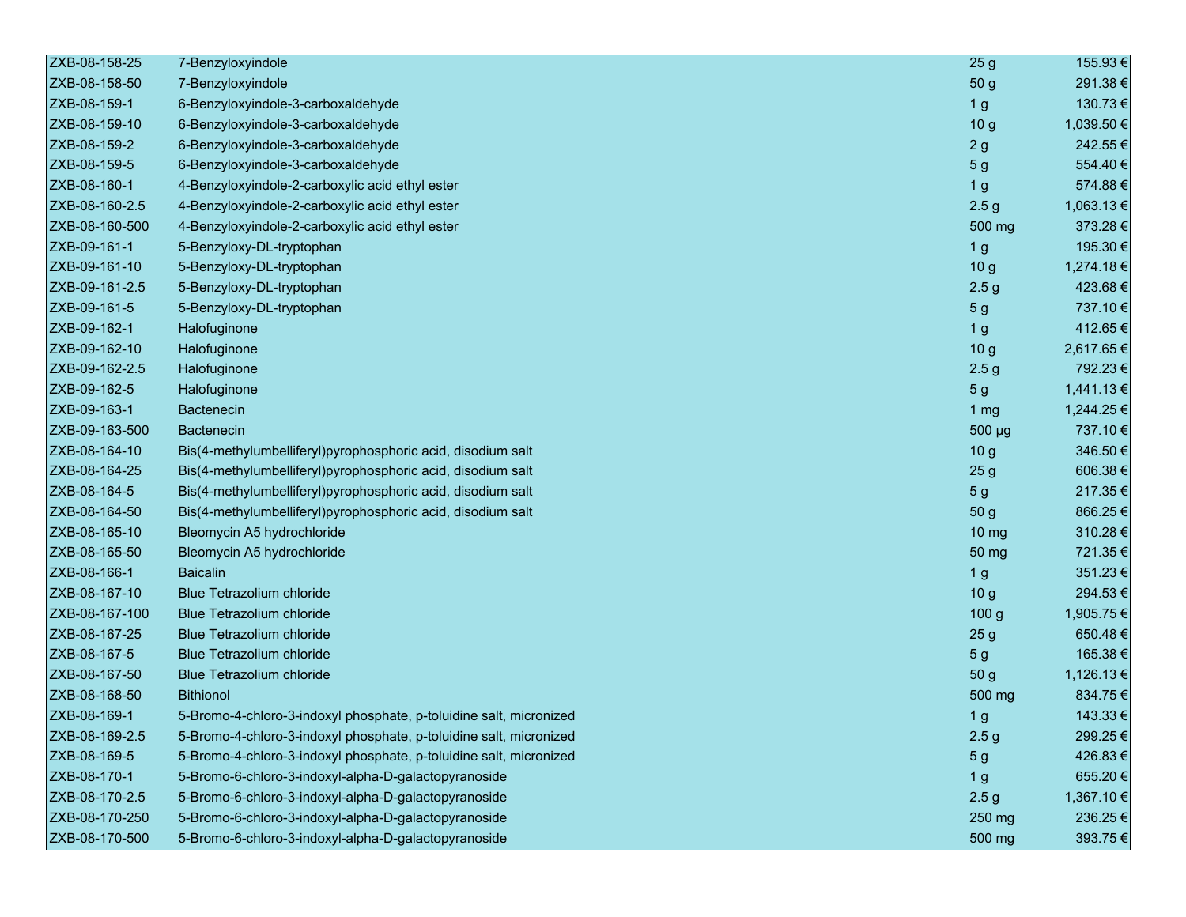| | | | |
|---|---|---|---|
| ZXB-08-158-25 | 7-Benzyloxyindole | 25 g | 155.93 € |
| ZXB-08-158-50 | 7-Benzyloxyindole | 50 g | 291.38 € |
| ZXB-08-159-1 | 6-Benzyloxyindole-3-carboxaldehyde | 1 g | 130.73 € |
| ZXB-08-159-10 | 6-Benzyloxyindole-3-carboxaldehyde | 10 g | 1,039.50 € |
| ZXB-08-159-2 | 6-Benzyloxyindole-3-carboxaldehyde | 2 g | 242.55 € |
| ZXB-08-159-5 | 6-Benzyloxyindole-3-carboxaldehyde | 5 g | 554.40 € |
| ZXB-08-160-1 | 4-Benzyloxyindole-2-carboxylic acid ethyl ester | 1 g | 574.88 € |
| ZXB-08-160-2.5 | 4-Benzyloxyindole-2-carboxylic acid ethyl ester | 2.5 g | 1,063.13 € |
| ZXB-08-160-500 | 4-Benzyloxyindole-2-carboxylic acid ethyl ester | 500 mg | 373.28 € |
| ZXB-09-161-1 | 5-Benzyloxy-DL-tryptophan | 1 g | 195.30 € |
| ZXB-09-161-10 | 5-Benzyloxy-DL-tryptophan | 10 g | 1,274.18 € |
| ZXB-09-161-2.5 | 5-Benzyloxy-DL-tryptophan | 2.5 g | 423.68 € |
| ZXB-09-161-5 | 5-Benzyloxy-DL-tryptophan | 5 g | 737.10 € |
| ZXB-09-162-1 | Halofuginone | 1 g | 412.65 € |
| ZXB-09-162-10 | Halofuginone | 10 g | 2,617.65 € |
| ZXB-09-162-2.5 | Halofuginone | 2.5 g | 792.23 € |
| ZXB-09-162-5 | Halofuginone | 5 g | 1,441.13 € |
| ZXB-09-163-1 | Bactenecin | 1 mg | 1,244.25 € |
| ZXB-09-163-500 | Bactenecin | 500 µg | 737.10 € |
| ZXB-08-164-10 | Bis(4-methylumbelliferyl)pyrophosphoric acid, disodium salt | 10 g | 346.50 € |
| ZXB-08-164-25 | Bis(4-methylumbelliferyl)pyrophosphoric acid, disodium salt | 25 g | 606.38 € |
| ZXB-08-164-5 | Bis(4-methylumbelliferyl)pyrophosphoric acid, disodium salt | 5 g | 217.35 € |
| ZXB-08-164-50 | Bis(4-methylumbelliferyl)pyrophosphoric acid, disodium salt | 50 g | 866.25 € |
| ZXB-08-165-10 | Bleomycin A5 hydrochloride | 10 mg | 310.28 € |
| ZXB-08-165-50 | Bleomycin A5 hydrochloride | 50 mg | 721.35 € |
| ZXB-08-166-1 | Baicalin | 1 g | 351.23 € |
| ZXB-08-167-10 | Blue Tetrazolium chloride | 10 g | 294.53 € |
| ZXB-08-167-100 | Blue Tetrazolium chloride | 100 g | 1,905.75 € |
| ZXB-08-167-25 | Blue Tetrazolium chloride | 25 g | 650.48 € |
| ZXB-08-167-5 | Blue Tetrazolium chloride | 5 g | 165.38 € |
| ZXB-08-167-50 | Blue Tetrazolium chloride | 50 g | 1,126.13 € |
| ZXB-08-168-50 | Bithionol | 500 mg | 834.75 € |
| ZXB-08-169-1 | 5-Bromo-4-chloro-3-indoxyl phosphate, p-toluidine salt, micronized | 1 g | 143.33 € |
| ZXB-08-169-2.5 | 5-Bromo-4-chloro-3-indoxyl phosphate, p-toluidine salt, micronized | 2.5 g | 299.25 € |
| ZXB-08-169-5 | 5-Bromo-4-chloro-3-indoxyl phosphate, p-toluidine salt, micronized | 5 g | 426.83 € |
| ZXB-08-170-1 | 5-Bromo-6-chloro-3-indoxyl-alpha-D-galactopyranoside | 1 g | 655.20 € |
| ZXB-08-170-2.5 | 5-Bromo-6-chloro-3-indoxyl-alpha-D-galactopyranoside | 2.5 g | 1,367.10 € |
| ZXB-08-170-250 | 5-Bromo-6-chloro-3-indoxyl-alpha-D-galactopyranoside | 250 mg | 236.25 € |
| ZXB-08-170-500 | 5-Bromo-6-chloro-3-indoxyl-alpha-D-galactopyranoside | 500 mg | 393.75 € |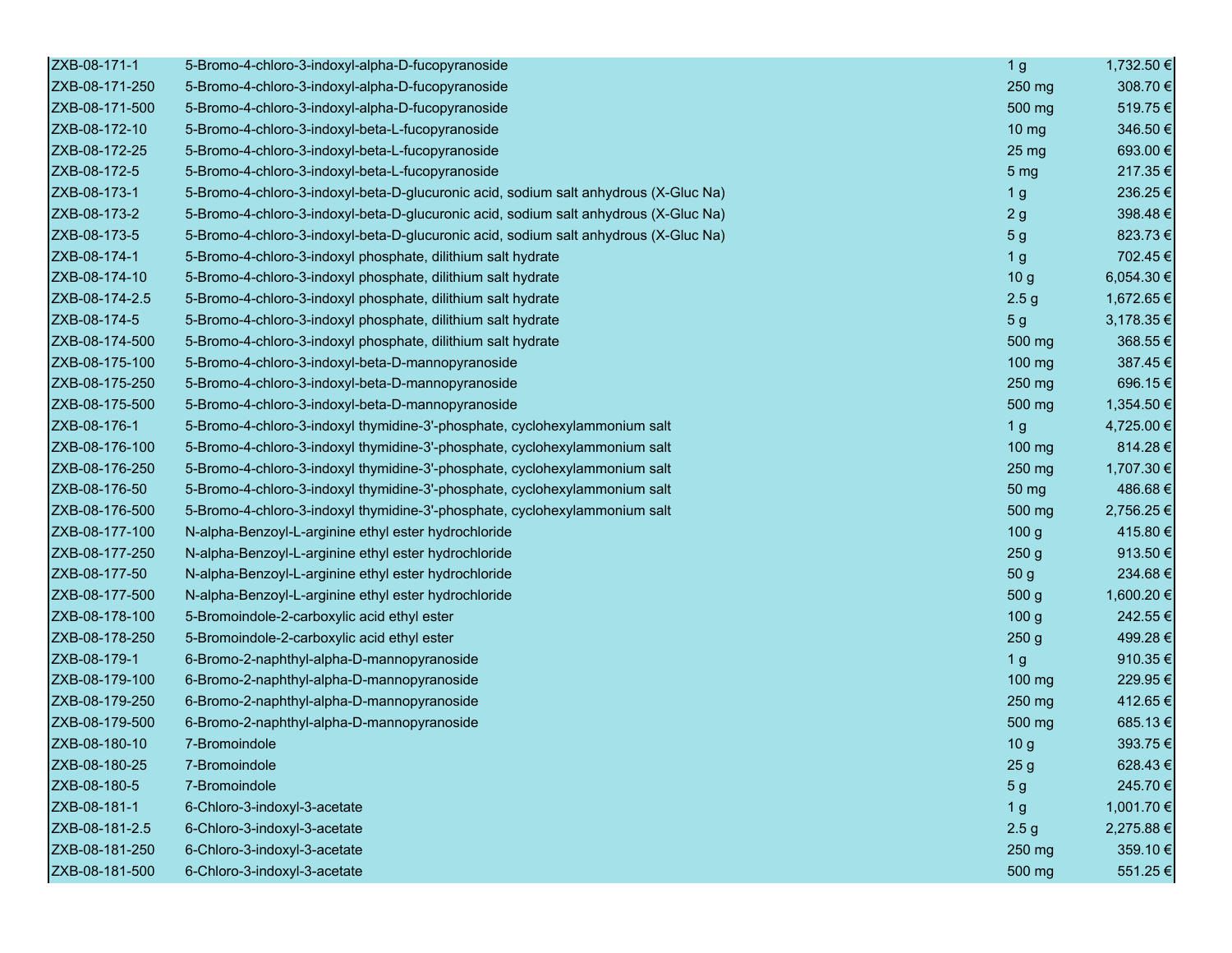| | | | |
|---|---|---|---|
| ZXB-08-171-1 | 5-Bromo-4-chloro-3-indoxyl-alpha-D-fucopyranoside | 1 g | 1,732.50 € |
| ZXB-08-171-250 | 5-Bromo-4-chloro-3-indoxyl-alpha-D-fucopyranoside | 250 mg | 308.70 € |
| ZXB-08-171-500 | 5-Bromo-4-chloro-3-indoxyl-alpha-D-fucopyranoside | 500 mg | 519.75 € |
| ZXB-08-172-10 | 5-Bromo-4-chloro-3-indoxyl-beta-L-fucopyranoside | 10 mg | 346.50 € |
| ZXB-08-172-25 | 5-Bromo-4-chloro-3-indoxyl-beta-L-fucopyranoside | 25 mg | 693.00 € |
| ZXB-08-172-5 | 5-Bromo-4-chloro-3-indoxyl-beta-L-fucopyranoside | 5 mg | 217.35 € |
| ZXB-08-173-1 | 5-Bromo-4-chloro-3-indoxyl-beta-D-glucuronic acid, sodium salt anhydrous (X-Gluc Na) | 1 g | 236.25 € |
| ZXB-08-173-2 | 5-Bromo-4-chloro-3-indoxyl-beta-D-glucuronic acid, sodium salt anhydrous (X-Gluc Na) | 2 g | 398.48 € |
| ZXB-08-173-5 | 5-Bromo-4-chloro-3-indoxyl-beta-D-glucuronic acid, sodium salt anhydrous (X-Gluc Na) | 5 g | 823.73 € |
| ZXB-08-174-1 | 5-Bromo-4-chloro-3-indoxyl phosphate, dilithium salt hydrate | 1 g | 702.45 € |
| ZXB-08-174-10 | 5-Bromo-4-chloro-3-indoxyl phosphate, dilithium salt hydrate | 10 g | 6,054.30 € |
| ZXB-08-174-2.5 | 5-Bromo-4-chloro-3-indoxyl phosphate, dilithium salt hydrate | 2.5 g | 1,672.65 € |
| ZXB-08-174-5 | 5-Bromo-4-chloro-3-indoxyl phosphate, dilithium salt hydrate | 5 g | 3,178.35 € |
| ZXB-08-174-500 | 5-Bromo-4-chloro-3-indoxyl phosphate, dilithium salt hydrate | 500 mg | 368.55 € |
| ZXB-08-175-100 | 5-Bromo-4-chloro-3-indoxyl-beta-D-mannopyranoside | 100 mg | 387.45 € |
| ZXB-08-175-250 | 5-Bromo-4-chloro-3-indoxyl-beta-D-mannopyranoside | 250 mg | 696.15 € |
| ZXB-08-175-500 | 5-Bromo-4-chloro-3-indoxyl-beta-D-mannopyranoside | 500 mg | 1,354.50 € |
| ZXB-08-176-1 | 5-Bromo-4-chloro-3-indoxyl thymidine-3'-phosphate, cyclohexylammonium salt | 1 g | 4,725.00 € |
| ZXB-08-176-100 | 5-Bromo-4-chloro-3-indoxyl thymidine-3'-phosphate, cyclohexylammonium salt | 100 mg | 814.28 € |
| ZXB-08-176-250 | 5-Bromo-4-chloro-3-indoxyl thymidine-3'-phosphate, cyclohexylammonium salt | 250 mg | 1,707.30 € |
| ZXB-08-176-50 | 5-Bromo-4-chloro-3-indoxyl thymidine-3'-phosphate, cyclohexylammonium salt | 50 mg | 486.68 € |
| ZXB-08-176-500 | 5-Bromo-4-chloro-3-indoxyl thymidine-3'-phosphate, cyclohexylammonium salt | 500 mg | 2,756.25 € |
| ZXB-08-177-100 | N-alpha-Benzoyl-L-arginine ethyl ester hydrochloride | 100 g | 415.80 € |
| ZXB-08-177-250 | N-alpha-Benzoyl-L-arginine ethyl ester hydrochloride | 250 g | 913.50 € |
| ZXB-08-177-50 | N-alpha-Benzoyl-L-arginine ethyl ester hydrochloride | 50 g | 234.68 € |
| ZXB-08-177-500 | N-alpha-Benzoyl-L-arginine ethyl ester hydrochloride | 500 g | 1,600.20 € |
| ZXB-08-178-100 | 5-Bromoindole-2-carboxylic acid ethyl ester | 100 g | 242.55 € |
| ZXB-08-178-250 | 5-Bromoindole-2-carboxylic acid ethyl ester | 250 g | 499.28 € |
| ZXB-08-179-1 | 6-Bromo-2-naphthyl-alpha-D-mannopyranoside | 1 g | 910.35 € |
| ZXB-08-179-100 | 6-Bromo-2-naphthyl-alpha-D-mannopyranoside | 100 mg | 229.95 € |
| ZXB-08-179-250 | 6-Bromo-2-naphthyl-alpha-D-mannopyranoside | 250 mg | 412.65 € |
| ZXB-08-179-500 | 6-Bromo-2-naphthyl-alpha-D-mannopyranoside | 500 mg | 685.13 € |
| ZXB-08-180-10 | 7-Bromoindole | 10 g | 393.75 € |
| ZXB-08-180-25 | 7-Bromoindole | 25 g | 628.43 € |
| ZXB-08-180-5 | 7-Bromoindole | 5 g | 245.70 € |
| ZXB-08-181-1 | 6-Chloro-3-indoxyl-3-acetate | 1 g | 1,001.70 € |
| ZXB-08-181-2.5 | 6-Chloro-3-indoxyl-3-acetate | 2.5 g | 2,275.88 € |
| ZXB-08-181-250 | 6-Chloro-3-indoxyl-3-acetate | 250 mg | 359.10 € |
| ZXB-08-181-500 | 6-Chloro-3-indoxyl-3-acetate | 500 mg | 551.25 € |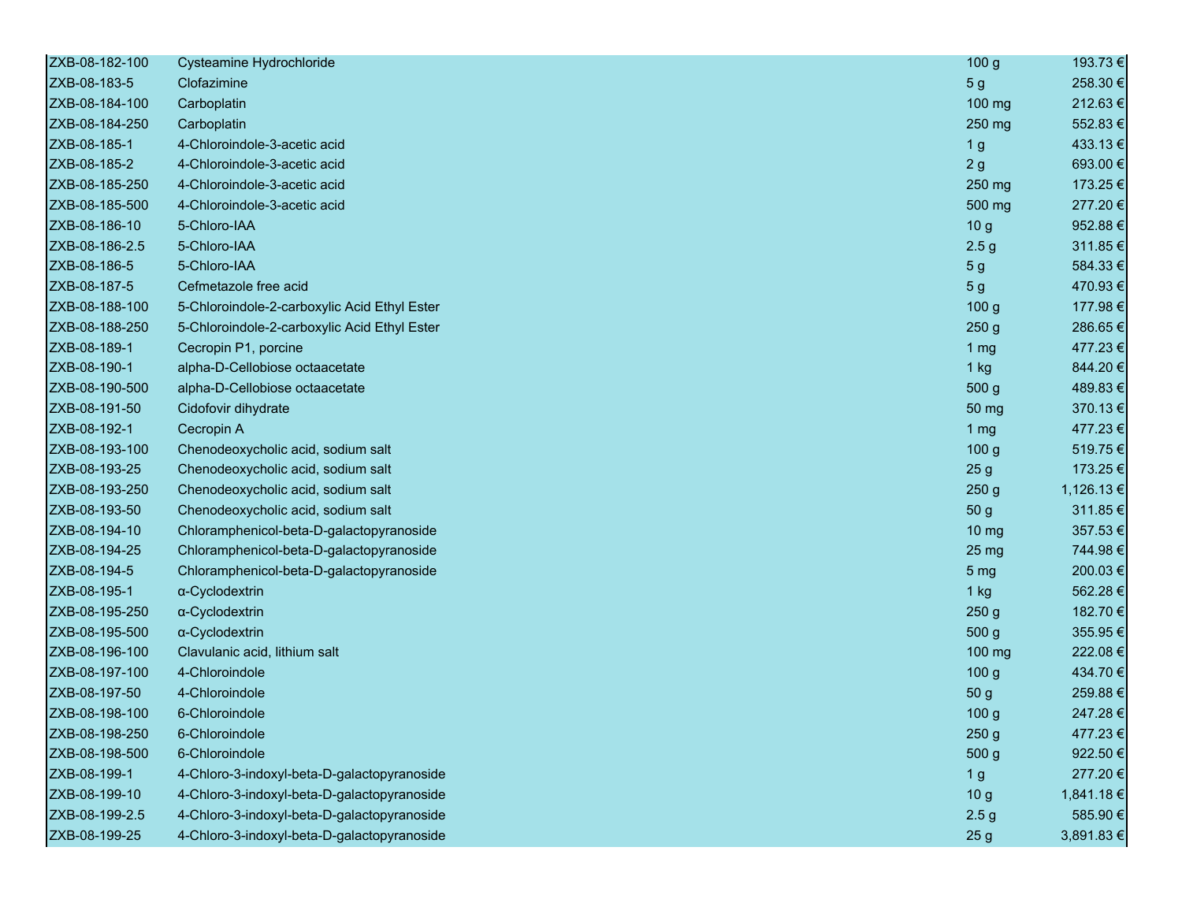| | | | |
|---|---|---|---|
| ZXB-08-182-100 | Cysteamine Hydrochloride | 100 g | 193.73 € |
| ZXB-08-183-5 | Clofazimine | 5 g | 258.30 € |
| ZXB-08-184-100 | Carboplatin | 100 mg | 212.63 € |
| ZXB-08-184-250 | Carboplatin | 250 mg | 552.83 € |
| ZXB-08-185-1 | 4-Chloroindole-3-acetic acid | 1 g | 433.13 € |
| ZXB-08-185-2 | 4-Chloroindole-3-acetic acid | 2 g | 693.00 € |
| ZXB-08-185-250 | 4-Chloroindole-3-acetic acid | 250 mg | 173.25 € |
| ZXB-08-185-500 | 4-Chloroindole-3-acetic acid | 500 mg | 277.20 € |
| ZXB-08-186-10 | 5-Chloro-IAA | 10 g | 952.88 € |
| ZXB-08-186-2.5 | 5-Chloro-IAA | 2.5 g | 311.85 € |
| ZXB-08-186-5 | 5-Chloro-IAA | 5 g | 584.33 € |
| ZXB-08-187-5 | Cefmetazole free acid | 5 g | 470.93 € |
| ZXB-08-188-100 | 5-Chloroindole-2-carboxylic Acid Ethyl Ester | 100 g | 177.98 € |
| ZXB-08-188-250 | 5-Chloroindole-2-carboxylic Acid Ethyl Ester | 250 g | 286.65 € |
| ZXB-08-189-1 | Cecropin P1, porcine | 1 mg | 477.23 € |
| ZXB-08-190-1 | alpha-D-Cellobiose octaacetate | 1 kg | 844.20 € |
| ZXB-08-190-500 | alpha-D-Cellobiose octaacetate | 500 g | 489.83 € |
| ZXB-08-191-50 | Cidofovir dihydrate | 50 mg | 370.13 € |
| ZXB-08-192-1 | Cecropin A | 1 mg | 477.23 € |
| ZXB-08-193-100 | Chenodeoxycholic acid, sodium salt | 100 g | 519.75 € |
| ZXB-08-193-25 | Chenodeoxycholic acid, sodium salt | 25 g | 173.25 € |
| ZXB-08-193-250 | Chenodeoxycholic acid, sodium salt | 250 g | 1,126.13 € |
| ZXB-08-193-50 | Chenodeoxycholic acid, sodium salt | 50 g | 311.85 € |
| ZXB-08-194-10 | Chloramphenicol-beta-D-galactopyranoside | 10 mg | 357.53 € |
| ZXB-08-194-25 | Chloramphenicol-beta-D-galactopyranoside | 25 mg | 744.98 € |
| ZXB-08-194-5 | Chloramphenicol-beta-D-galactopyranoside | 5 mg | 200.03 € |
| ZXB-08-195-1 | α-Cyclodextrin | 1 kg | 562.28 € |
| ZXB-08-195-250 | α-Cyclodextrin | 250 g | 182.70 € |
| ZXB-08-195-500 | α-Cyclodextrin | 500 g | 355.95 € |
| ZXB-08-196-100 | Clavulanic acid, lithium salt | 100 mg | 222.08 € |
| ZXB-08-197-100 | 4-Chloroindole | 100 g | 434.70 € |
| ZXB-08-197-50 | 4-Chloroindole | 50 g | 259.88 € |
| ZXB-08-198-100 | 6-Chloroindole | 100 g | 247.28 € |
| ZXB-08-198-250 | 6-Chloroindole | 250 g | 477.23 € |
| ZXB-08-198-500 | 6-Chloroindole | 500 g | 922.50 € |
| ZXB-08-199-1 | 4-Chloro-3-indoxyl-beta-D-galactopyranoside | 1 g | 277.20 € |
| ZXB-08-199-10 | 4-Chloro-3-indoxyl-beta-D-galactopyranoside | 10 g | 1,841.18 € |
| ZXB-08-199-2.5 | 4-Chloro-3-indoxyl-beta-D-galactopyranoside | 2.5 g | 585.90 € |
| ZXB-08-199-25 | 4-Chloro-3-indoxyl-beta-D-galactopyranoside | 25 g | 3,891.83 € |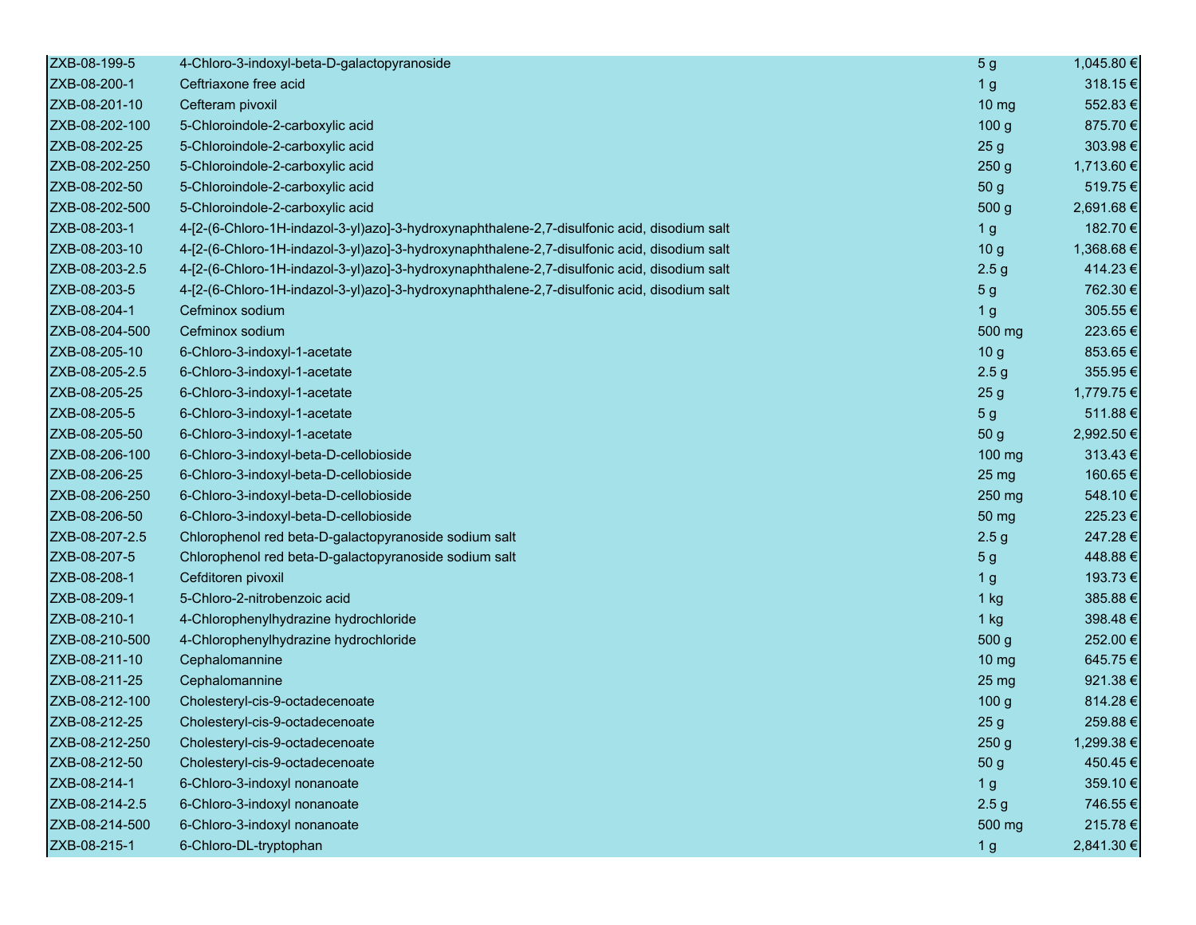| | | | |
|---|---|---|---|
| ZXB-08-199-5 | 4-Chloro-3-indoxyl-beta-D-galactopyranoside | 5 g | 1,045.80 € |
| ZXB-08-200-1 | Ceftriaxone free acid | 1 g | 318.15 € |
| ZXB-08-201-10 | Cefteram pivoxil | 10 mg | 552.83 € |
| ZXB-08-202-100 | 5-Chloroindole-2-carboxylic acid | 100 g | 875.70 € |
| ZXB-08-202-25 | 5-Chloroindole-2-carboxylic acid | 25 g | 303.98 € |
| ZXB-08-202-250 | 5-Chloroindole-2-carboxylic acid | 250 g | 1,713.60 € |
| ZXB-08-202-50 | 5-Chloroindole-2-carboxylic acid | 50 g | 519.75 € |
| ZXB-08-202-500 | 5-Chloroindole-2-carboxylic acid | 500 g | 2,691.68 € |
| ZXB-08-203-1 | 4-[2-(6-Chloro-1H-indazol-3-yl)azo]-3-hydroxynaphthalene-2,7-disulfonic acid, disodium salt | 1 g | 182.70 € |
| ZXB-08-203-10 | 4-[2-(6-Chloro-1H-indazol-3-yl)azo]-3-hydroxynaphthalene-2,7-disulfonic acid, disodium salt | 10 g | 1,368.68 € |
| ZXB-08-203-2.5 | 4-[2-(6-Chloro-1H-indazol-3-yl)azo]-3-hydroxynaphthalene-2,7-disulfonic acid, disodium salt | 2.5 g | 414.23 € |
| ZXB-08-203-5 | 4-[2-(6-Chloro-1H-indazol-3-yl)azo]-3-hydroxynaphthalene-2,7-disulfonic acid, disodium salt | 5 g | 762.30 € |
| ZXB-08-204-1 | Cefminox sodium | 1 g | 305.55 € |
| ZXB-08-204-500 | Cefminox sodium | 500 mg | 223.65 € |
| ZXB-08-205-10 | 6-Chloro-3-indoxyl-1-acetate | 10 g | 853.65 € |
| ZXB-08-205-2.5 | 6-Chloro-3-indoxyl-1-acetate | 2.5 g | 355.95 € |
| ZXB-08-205-25 | 6-Chloro-3-indoxyl-1-acetate | 25 g | 1,779.75 € |
| ZXB-08-205-5 | 6-Chloro-3-indoxyl-1-acetate | 5 g | 511.88 € |
| ZXB-08-205-50 | 6-Chloro-3-indoxyl-1-acetate | 50 g | 2,992.50 € |
| ZXB-08-206-100 | 6-Chloro-3-indoxyl-beta-D-cellobioside | 100 mg | 313.43 € |
| ZXB-08-206-25 | 6-Chloro-3-indoxyl-beta-D-cellobioside | 25 mg | 160.65 € |
| ZXB-08-206-250 | 6-Chloro-3-indoxyl-beta-D-cellobioside | 250 mg | 548.10 € |
| ZXB-08-206-50 | 6-Chloro-3-indoxyl-beta-D-cellobioside | 50 mg | 225.23 € |
| ZXB-08-207-2.5 | Chlorophenol red beta-D-galactopyranoside sodium salt | 2.5 g | 247.28 € |
| ZXB-08-207-5 | Chlorophenol red beta-D-galactopyranoside sodium salt | 5 g | 448.88 € |
| ZXB-08-208-1 | Cefditoren pivoxil | 1 g | 193.73 € |
| ZXB-08-209-1 | 5-Chloro-2-nitrobenzoic acid | 1 kg | 385.88 € |
| ZXB-08-210-1 | 4-Chlorophenylhydrazine hydrochloride | 1 kg | 398.48 € |
| ZXB-08-210-500 | 4-Chlorophenylhydrazine hydrochloride | 500 g | 252.00 € |
| ZXB-08-211-10 | Cephalomannine | 10 mg | 645.75 € |
| ZXB-08-211-25 | Cephalomannine | 25 mg | 921.38 € |
| ZXB-08-212-100 | Cholesteryl-cis-9-octadecenoate | 100 g | 814.28 € |
| ZXB-08-212-25 | Cholesteryl-cis-9-octadecenoate | 25 g | 259.88 € |
| ZXB-08-212-250 | Cholesteryl-cis-9-octadecenoate | 250 g | 1,299.38 € |
| ZXB-08-212-50 | Cholesteryl-cis-9-octadecenoate | 50 g | 450.45 € |
| ZXB-08-214-1 | 6-Chloro-3-indoxyl nonanoate | 1 g | 359.10 € |
| ZXB-08-214-2.5 | 6-Chloro-3-indoxyl nonanoate | 2.5 g | 746.55 € |
| ZXB-08-214-500 | 6-Chloro-3-indoxyl nonanoate | 500 mg | 215.78 € |
| ZXB-08-215-1 | 6-Chloro-DL-tryptophan | 1 g | 2,841.30 € |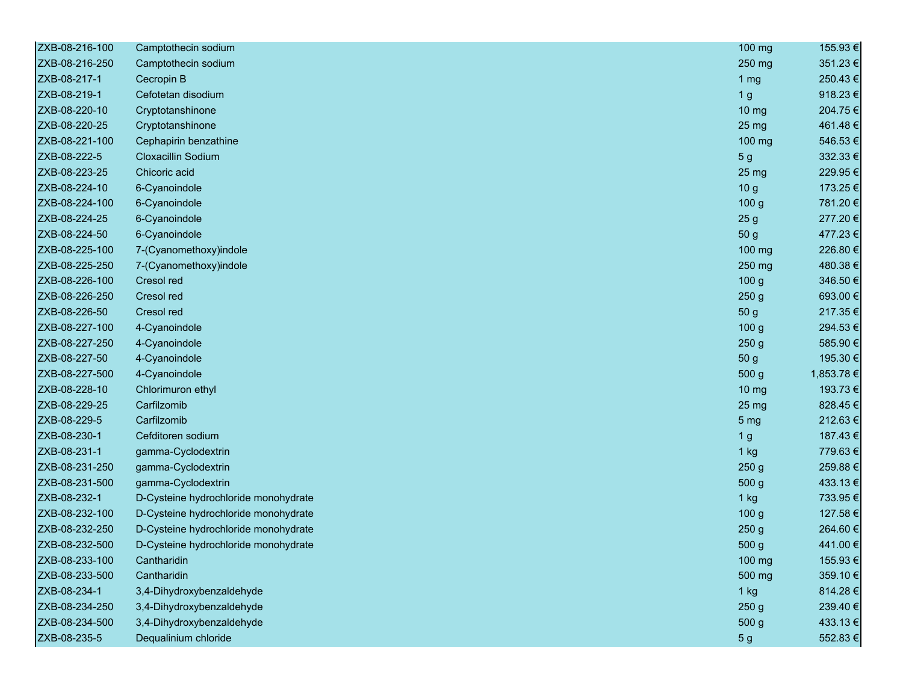| | | | |
|---|---|---|---|
| ZXB-08-216-100 | Camptothecin sodium | 100 mg | 155.93 € |
| ZXB-08-216-250 | Camptothecin sodium | 250 mg | 351.23 € |
| ZXB-08-217-1 | Cecropin B | 1 mg | 250.43 € |
| ZXB-08-219-1 | Cefotetan disodium | 1 g | 918.23 € |
| ZXB-08-220-10 | Cryptotanshinone | 10 mg | 204.75 € |
| ZXB-08-220-25 | Cryptotanshinone | 25 mg | 461.48 € |
| ZXB-08-221-100 | Cephapirin benzathine | 100 mg | 546.53 € |
| ZXB-08-222-5 | Cloxacillin Sodium | 5 g | 332.33 € |
| ZXB-08-223-25 | Chicoric acid | 25 mg | 229.95 € |
| ZXB-08-224-10 | 6-Cyanoindole | 10 g | 173.25 € |
| ZXB-08-224-100 | 6-Cyanoindole | 100 g | 781.20 € |
| ZXB-08-224-25 | 6-Cyanoindole | 25 g | 277.20 € |
| ZXB-08-224-50 | 6-Cyanoindole | 50 g | 477.23 € |
| ZXB-08-225-100 | 7-(Cyanomethoxy)indole | 100 mg | 226.80 € |
| ZXB-08-225-250 | 7-(Cyanomethoxy)indole | 250 mg | 480.38 € |
| ZXB-08-226-100 | Cresol red | 100 g | 346.50 € |
| ZXB-08-226-250 | Cresol red | 250 g | 693.00 € |
| ZXB-08-226-50 | Cresol red | 50 g | 217.35 € |
| ZXB-08-227-100 | 4-Cyanoindole | 100 g | 294.53 € |
| ZXB-08-227-250 | 4-Cyanoindole | 250 g | 585.90 € |
| ZXB-08-227-50 | 4-Cyanoindole | 50 g | 195.30 € |
| ZXB-08-227-500 | 4-Cyanoindole | 500 g | 1,853.78 € |
| ZXB-08-228-10 | Chlorimuron ethyl | 10 mg | 193.73 € |
| ZXB-08-229-25 | Carfilzomib | 25 mg | 828.45 € |
| ZXB-08-229-5 | Carfilzomib | 5 mg | 212.63 € |
| ZXB-08-230-1 | Cefditoren sodium | 1 g | 187.43 € |
| ZXB-08-231-1 | gamma-Cyclodextrin | 1 kg | 779.63 € |
| ZXB-08-231-250 | gamma-Cyclodextrin | 250 g | 259.88 € |
| ZXB-08-231-500 | gamma-Cyclodextrin | 500 g | 433.13 € |
| ZXB-08-232-1 | D-Cysteine hydrochloride monohydrate | 1 kg | 733.95 € |
| ZXB-08-232-100 | D-Cysteine hydrochloride monohydrate | 100 g | 127.58 € |
| ZXB-08-232-250 | D-Cysteine hydrochloride monohydrate | 250 g | 264.60 € |
| ZXB-08-232-500 | D-Cysteine hydrochloride monohydrate | 500 g | 441.00 € |
| ZXB-08-233-100 | Cantharidin | 100 mg | 155.93 € |
| ZXB-08-233-500 | Cantharidin | 500 mg | 359.10 € |
| ZXB-08-234-1 | 3,4-Dihydroxybenzaldehyde | 1 kg | 814.28 € |
| ZXB-08-234-250 | 3,4-Dihydroxybenzaldehyde | 250 g | 239.40 € |
| ZXB-08-234-500 | 3,4-Dihydroxybenzaldehyde | 500 g | 433.13 € |
| ZXB-08-235-5 | Dequalinium chloride | 5 g | 552.83 € |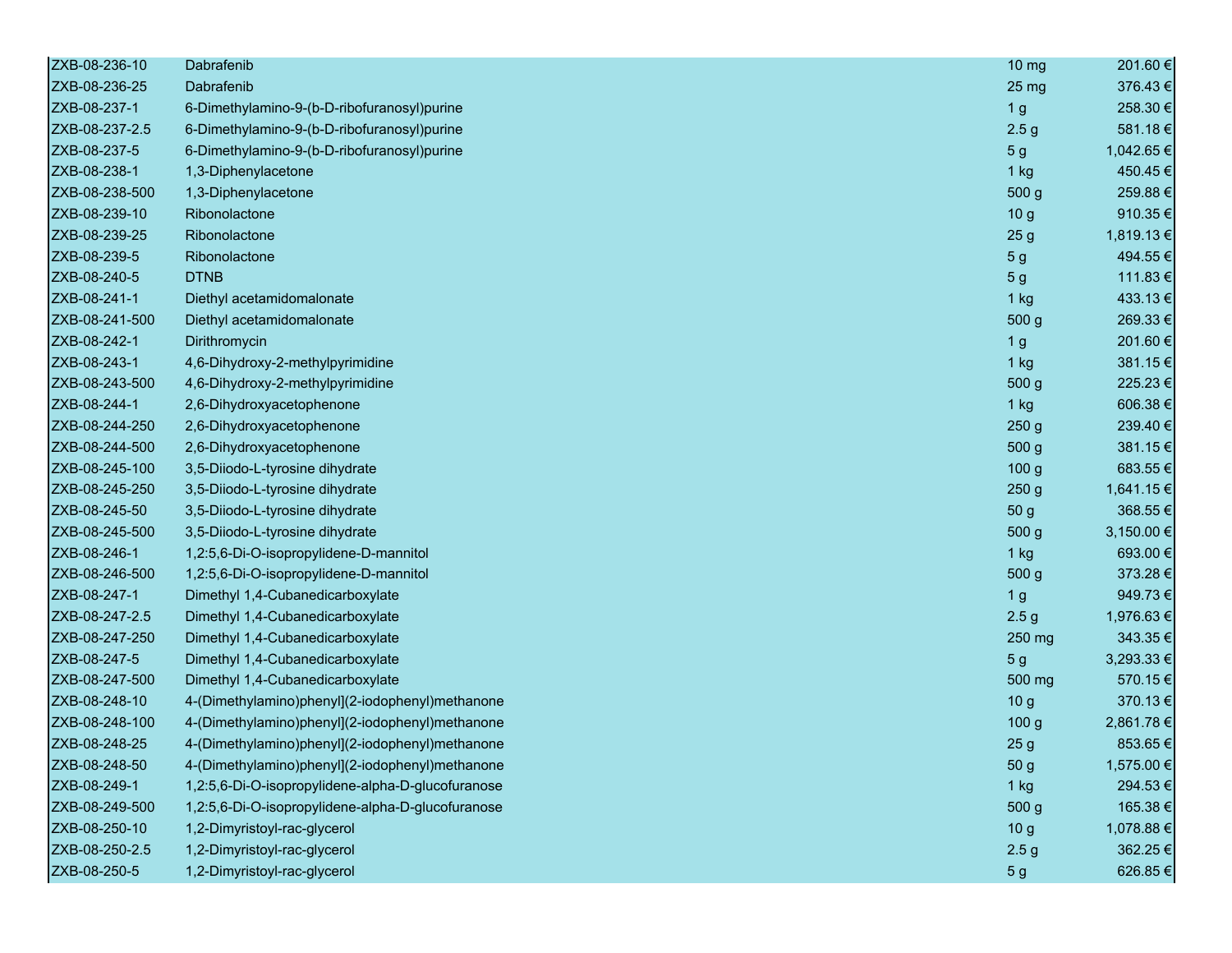| | | | |
|---|---|---|---|
| ZXB-08-236-10 | Dabrafenib | 10 mg | 201.60 € |
| ZXB-08-236-25 | Dabrafenib | 25 mg | 376.43 € |
| ZXB-08-237-1 | 6-Dimethylamino-9-(b-D-ribofuranosyl)purine | 1 g | 258.30 € |
| ZXB-08-237-2.5 | 6-Dimethylamino-9-(b-D-ribofuranosyl)purine | 2.5 g | 581.18 € |
| ZXB-08-237-5 | 6-Dimethylamino-9-(b-D-ribofuranosyl)purine | 5 g | 1,042.65 € |
| ZXB-08-238-1 | 1,3-Diphenylacetone | 1 kg | 450.45 € |
| ZXB-08-238-500 | 1,3-Diphenylacetone | 500 g | 259.88 € |
| ZXB-08-239-10 | Ribonolactone | 10 g | 910.35 € |
| ZXB-08-239-25 | Ribonolactone | 25 g | 1,819.13 € |
| ZXB-08-239-5 | Ribonolactone | 5 g | 494.55 € |
| ZXB-08-240-5 | DTNB | 5 g | 111.83 € |
| ZXB-08-241-1 | Diethyl acetamidomalonate | 1 kg | 433.13 € |
| ZXB-08-241-500 | Diethyl acetamidomalonate | 500 g | 269.33 € |
| ZXB-08-242-1 | Dirithromycin | 1 g | 201.60 € |
| ZXB-08-243-1 | 4,6-Dihydroxy-2-methylpyrimidine | 1 kg | 381.15 € |
| ZXB-08-243-500 | 4,6-Dihydroxy-2-methylpyrimidine | 500 g | 225.23 € |
| ZXB-08-244-1 | 2,6-Dihydroxyacetophenone | 1 kg | 606.38 € |
| ZXB-08-244-250 | 2,6-Dihydroxyacetophenone | 250 g | 239.40 € |
| ZXB-08-244-500 | 2,6-Dihydroxyacetophenone | 500 g | 381.15 € |
| ZXB-08-245-100 | 3,5-Diiodo-L-tyrosine dihydrate | 100 g | 683.55 € |
| ZXB-08-245-250 | 3,5-Diiodo-L-tyrosine dihydrate | 250 g | 1,641.15 € |
| ZXB-08-245-50 | 3,5-Diiodo-L-tyrosine dihydrate | 50 g | 368.55 € |
| ZXB-08-245-500 | 3,5-Diiodo-L-tyrosine dihydrate | 500 g | 3,150.00 € |
| ZXB-08-246-1 | 1,2:5,6-Di-O-isopropylidene-D-mannitol | 1 kg | 693.00 € |
| ZXB-08-246-500 | 1,2:5,6-Di-O-isopropylidene-D-mannitol | 500 g | 373.28 € |
| ZXB-08-247-1 | Dimethyl 1,4-Cubanedicarboxylate | 1 g | 949.73 € |
| ZXB-08-247-2.5 | Dimethyl 1,4-Cubanedicarboxylate | 2.5 g | 1,976.63 € |
| ZXB-08-247-250 | Dimethyl 1,4-Cubanedicarboxylate | 250 mg | 343.35 € |
| ZXB-08-247-5 | Dimethyl 1,4-Cubanedicarboxylate | 5 g | 3,293.33 € |
| ZXB-08-247-500 | Dimethyl 1,4-Cubanedicarboxylate | 500 mg | 570.15 € |
| ZXB-08-248-10 | 4-(Dimethylamino)phenyl](2-iodophenyl)methanone | 10 g | 370.13 € |
| ZXB-08-248-100 | 4-(Dimethylamino)phenyl](2-iodophenyl)methanone | 100 g | 2,861.78 € |
| ZXB-08-248-25 | 4-(Dimethylamino)phenyl](2-iodophenyl)methanone | 25 g | 853.65 € |
| ZXB-08-248-50 | 4-(Dimethylamino)phenyl](2-iodophenyl)methanone | 50 g | 1,575.00 € |
| ZXB-08-249-1 | 1,2:5,6-Di-O-isopropylidene-alpha-D-glucofuranose | 1 kg | 294.53 € |
| ZXB-08-249-500 | 1,2:5,6-Di-O-isopropylidene-alpha-D-glucofuranose | 500 g | 165.38 € |
| ZXB-08-250-10 | 1,2-Dimyristoyl-rac-glycerol | 10 g | 1,078.88 € |
| ZXB-08-250-2.5 | 1,2-Dimyristoyl-rac-glycerol | 2.5 g | 362.25 € |
| ZXB-08-250-5 | 1,2-Dimyristoyl-rac-glycerol | 5 g | 626.85 € |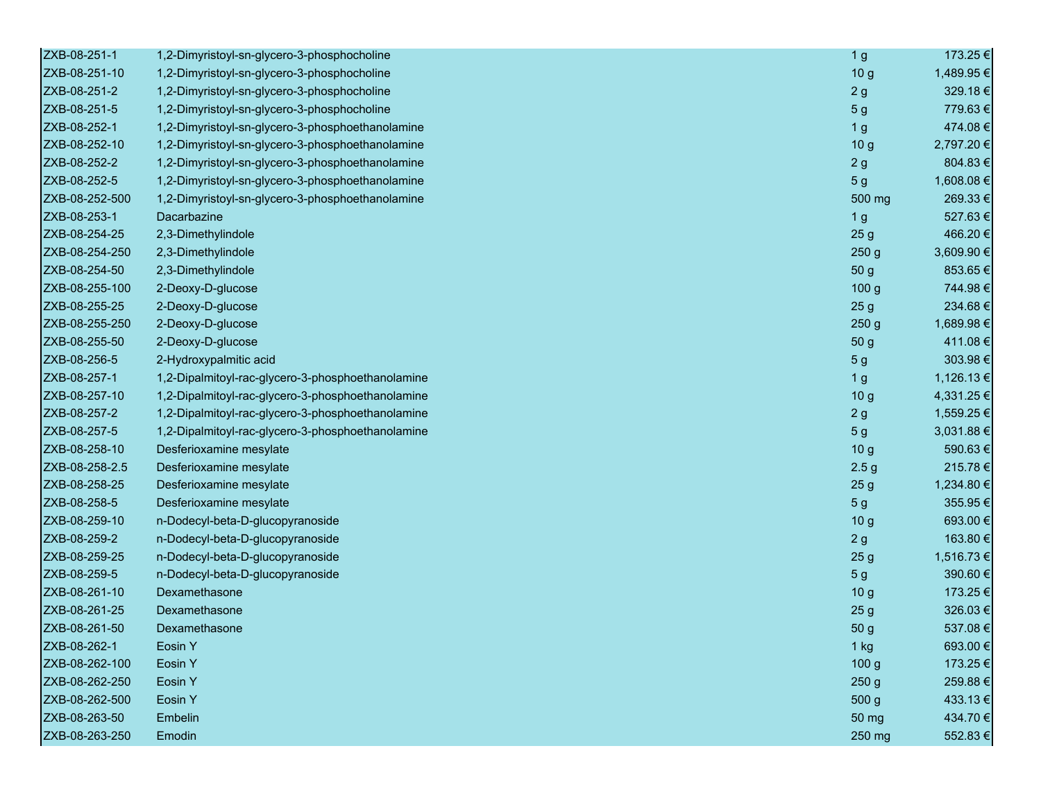| | | | |
|---|---|---|---|
| ZXB-08-251-1 | 1,2-Dimyristoyl-sn-glycero-3-phosphocholine | 1 g | 173.25 € |
| ZXB-08-251-10 | 1,2-Dimyristoyl-sn-glycero-3-phosphocholine | 10 g | 1,489.95 € |
| ZXB-08-251-2 | 1,2-Dimyristoyl-sn-glycero-3-phosphocholine | 2 g | 329.18 € |
| ZXB-08-251-5 | 1,2-Dimyristoyl-sn-glycero-3-phosphocholine | 5 g | 779.63 € |
| ZXB-08-252-1 | 1,2-Dimyristoyl-sn-glycero-3-phosphoethanolamine | 1 g | 474.08 € |
| ZXB-08-252-10 | 1,2-Dimyristoyl-sn-glycero-3-phosphoethanolamine | 10 g | 2,797.20 € |
| ZXB-08-252-2 | 1,2-Dimyristoyl-sn-glycero-3-phosphoethanolamine | 2 g | 804.83 € |
| ZXB-08-252-5 | 1,2-Dimyristoyl-sn-glycero-3-phosphoethanolamine | 5 g | 1,608.08 € |
| ZXB-08-252-500 | 1,2-Dimyristoyl-sn-glycero-3-phosphoethanolamine | 500 mg | 269.33 € |
| ZXB-08-253-1 | Dacarbazine | 1 g | 527.63 € |
| ZXB-08-254-25 | 2,3-Dimethylindole | 25 g | 466.20 € |
| ZXB-08-254-250 | 2,3-Dimethylindole | 250 g | 3,609.90 € |
| ZXB-08-254-50 | 2,3-Dimethylindole | 50 g | 853.65 € |
| ZXB-08-255-100 | 2-Deoxy-D-glucose | 100 g | 744.98 € |
| ZXB-08-255-25 | 2-Deoxy-D-glucose | 25 g | 234.68 € |
| ZXB-08-255-250 | 2-Deoxy-D-glucose | 250 g | 1,689.98 € |
| ZXB-08-255-50 | 2-Deoxy-D-glucose | 50 g | 411.08 € |
| ZXB-08-256-5 | 2-Hydroxypalmitic acid | 5 g | 303.98 € |
| ZXB-08-257-1 | 1,2-Dipalmitoyl-rac-glycero-3-phosphoethanolamine | 1 g | 1,126.13 € |
| ZXB-08-257-10 | 1,2-Dipalmitoyl-rac-glycero-3-phosphoethanolamine | 10 g | 4,331.25 € |
| ZXB-08-257-2 | 1,2-Dipalmitoyl-rac-glycero-3-phosphoethanolamine | 2 g | 1,559.25 € |
| ZXB-08-257-5 | 1,2-Dipalmitoyl-rac-glycero-3-phosphoethanolamine | 5 g | 3,031.88 € |
| ZXB-08-258-10 | Desferioxamine mesylate | 10 g | 590.63 € |
| ZXB-08-258-2.5 | Desferioxamine mesylate | 2.5 g | 215.78 € |
| ZXB-08-258-25 | Desferioxamine mesylate | 25 g | 1,234.80 € |
| ZXB-08-258-5 | Desferioxamine mesylate | 5 g | 355.95 € |
| ZXB-08-259-10 | n-Dodecyl-beta-D-glucopyranoside | 10 g | 693.00 € |
| ZXB-08-259-2 | n-Dodecyl-beta-D-glucopyranoside | 2 g | 163.80 € |
| ZXB-08-259-25 | n-Dodecyl-beta-D-glucopyranoside | 25 g | 1,516.73 € |
| ZXB-08-259-5 | n-Dodecyl-beta-D-glucopyranoside | 5 g | 390.60 € |
| ZXB-08-261-10 | Dexamethasone | 10 g | 173.25 € |
| ZXB-08-261-25 | Dexamethasone | 25 g | 326.03 € |
| ZXB-08-261-50 | Dexamethasone | 50 g | 537.08 € |
| ZXB-08-262-1 | Eosin Y | 1 kg | 693.00 € |
| ZXB-08-262-100 | Eosin Y | 100 g | 173.25 € |
| ZXB-08-262-250 | Eosin Y | 250 g | 259.88 € |
| ZXB-08-262-500 | Eosin Y | 500 g | 433.13 € |
| ZXB-08-263-50 | Embelin | 50 mg | 434.70 € |
| ZXB-08-263-250 | Emodin | 250 mg | 552.83 € |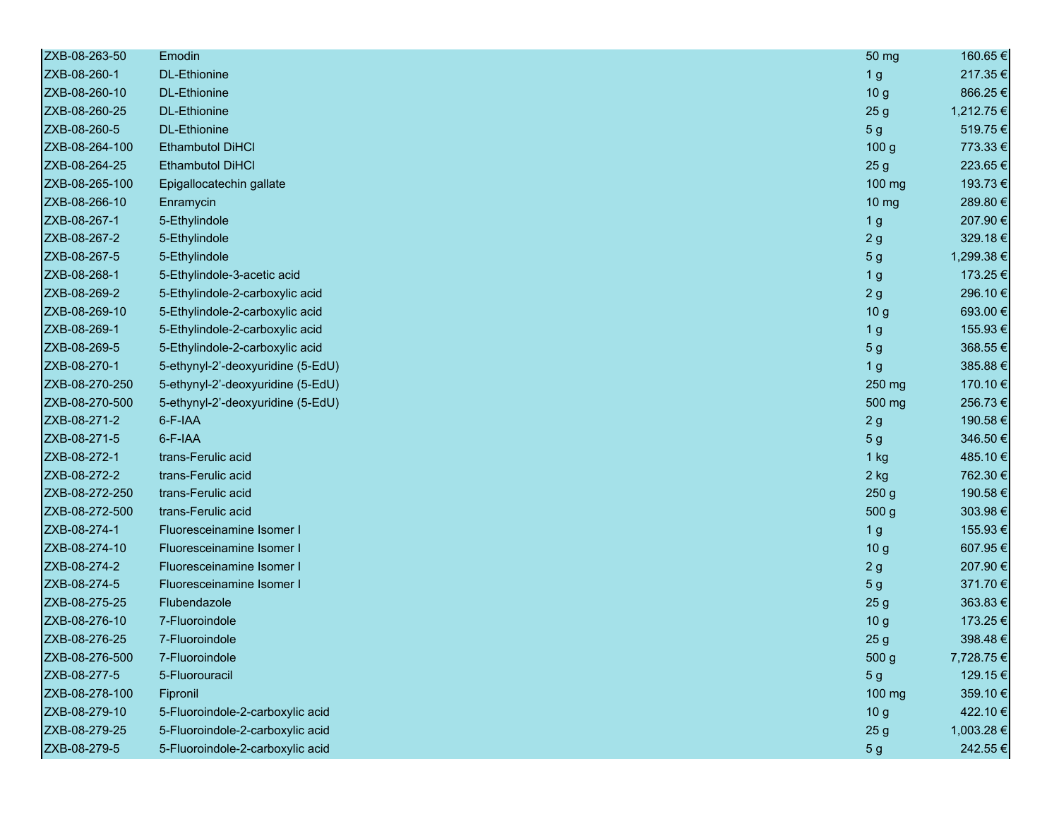| | | | |
|---|---|---|---|
| ZXB-08-263-50 | Emodin | 50 mg | 160.65 € |
| ZXB-08-260-1 | DL-Ethionine | 1 g | 217.35 € |
| ZXB-08-260-10 | DL-Ethionine | 10 g | 866.25 € |
| ZXB-08-260-25 | DL-Ethionine | 25 g | 1,212.75 € |
| ZXB-08-260-5 | DL-Ethionine | 5 g | 519.75 € |
| ZXB-08-264-100 | Ethambutol DiHCl | 100 g | 773.33 € |
| ZXB-08-264-25 | Ethambutol DiHCl | 25 g | 223.65 € |
| ZXB-08-265-100 | Epigallocatechin gallate | 100 mg | 193.73 € |
| ZXB-08-266-10 | Enramycin | 10 mg | 289.80 € |
| ZXB-08-267-1 | 5-Ethylindole | 1 g | 207.90 € |
| ZXB-08-267-2 | 5-Ethylindole | 2 g | 329.18 € |
| ZXB-08-267-5 | 5-Ethylindole | 5 g | 1,299.38 € |
| ZXB-08-268-1 | 5-Ethylindole-3-acetic acid | 1 g | 173.25 € |
| ZXB-08-269-2 | 5-Ethylindole-2-carboxylic acid | 2 g | 296.10 € |
| ZXB-08-269-10 | 5-Ethylindole-2-carboxylic acid | 10 g | 693.00 € |
| ZXB-08-269-1 | 5-Ethylindole-2-carboxylic acid | 1 g | 155.93 € |
| ZXB-08-269-5 | 5-Ethylindole-2-carboxylic acid | 5 g | 368.55 € |
| ZXB-08-270-1 | 5-ethynyl-2'-deoxyuridine (5-EdU) | 1 g | 385.88 € |
| ZXB-08-270-250 | 5-ethynyl-2'-deoxyuridine (5-EdU) | 250 mg | 170.10 € |
| ZXB-08-270-500 | 5-ethynyl-2'-deoxyuridine (5-EdU) | 500 mg | 256.73 € |
| ZXB-08-271-2 | 6-F-IAA | 2 g | 190.58 € |
| ZXB-08-271-5 | 6-F-IAA | 5 g | 346.50 € |
| ZXB-08-272-1 | trans-Ferulic acid | 1 kg | 485.10 € |
| ZXB-08-272-2 | trans-Ferulic acid | 2 kg | 762.30 € |
| ZXB-08-272-250 | trans-Ferulic acid | 250 g | 190.58 € |
| ZXB-08-272-500 | trans-Ferulic acid | 500 g | 303.98 € |
| ZXB-08-274-1 | Fluoresceinamine Isomer I | 1 g | 155.93 € |
| ZXB-08-274-10 | Fluoresceinamine Isomer I | 10 g | 607.95 € |
| ZXB-08-274-2 | Fluoresceinamine Isomer I | 2 g | 207.90 € |
| ZXB-08-274-5 | Fluoresceinamine Isomer I | 5 g | 371.70 € |
| ZXB-08-275-25 | Flubendazole | 25 g | 363.83 € |
| ZXB-08-276-10 | 7-Fluoroindole | 10 g | 173.25 € |
| ZXB-08-276-25 | 7-Fluoroindole | 25 g | 398.48 € |
| ZXB-08-276-500 | 7-Fluoroindole | 500 g | 7,728.75 € |
| ZXB-08-277-5 | 5-Fluorouracil | 5 g | 129.15 € |
| ZXB-08-278-100 | Fipronil | 100 mg | 359.10 € |
| ZXB-08-279-10 | 5-Fluoroindole-2-carboxylic acid | 10 g | 422.10 € |
| ZXB-08-279-25 | 5-Fluoroindole-2-carboxylic acid | 25 g | 1,003.28 € |
| ZXB-08-279-5 | 5-Fluoroindole-2-carboxylic acid | 5 g | 242.55 € |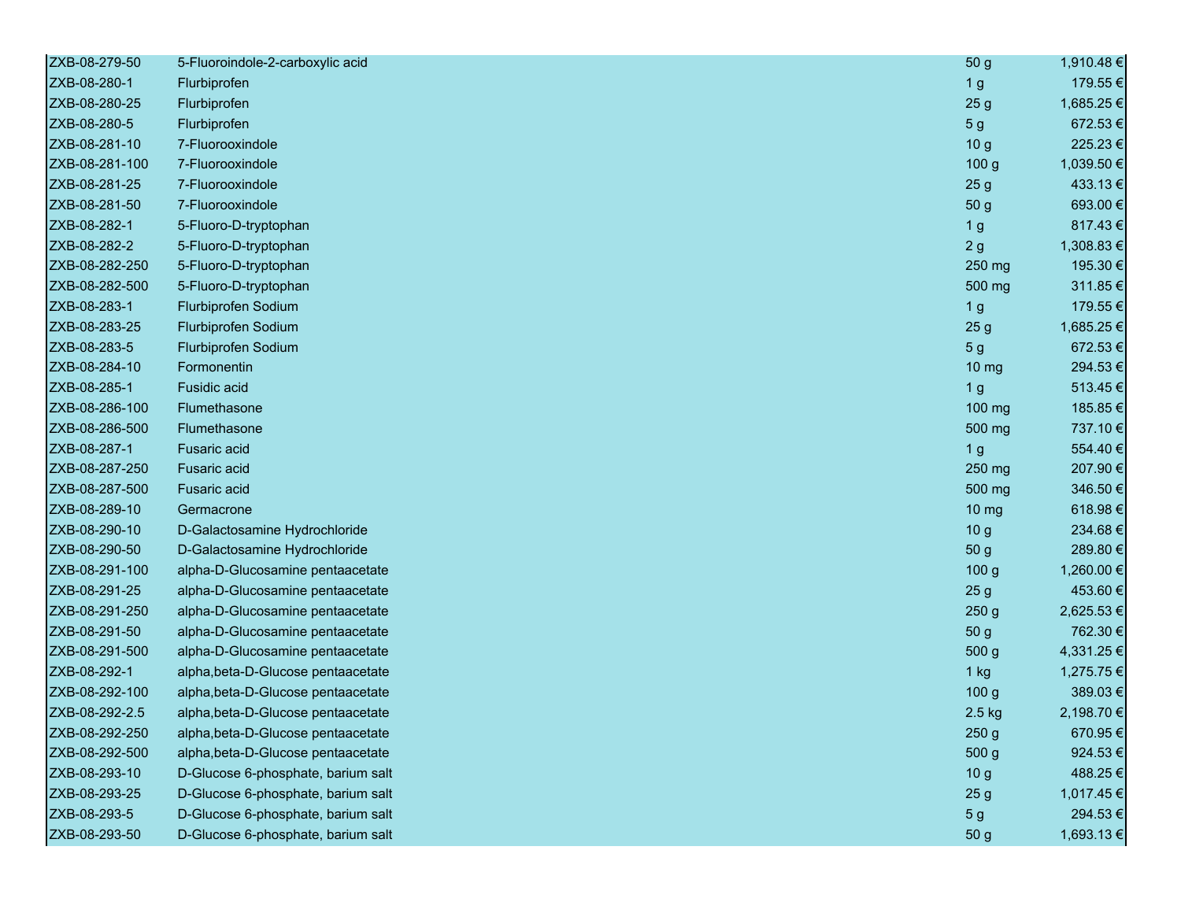| | | | |
|---|---|---|---|
| ZXB-08-279-50 | 5-Fluoroindole-2-carboxylic acid | 50 g | 1,910.48 € |
| ZXB-08-280-1 | Flurbiprofen | 1 g | 179.55 € |
| ZXB-08-280-25 | Flurbiprofen | 25 g | 1,685.25 € |
| ZXB-08-280-5 | Flurbiprofen | 5 g | 672.53 € |
| ZXB-08-281-10 | 7-Fluorooxindole | 10 g | 225.23 € |
| ZXB-08-281-100 | 7-Fluorooxindole | 100 g | 1,039.50 € |
| ZXB-08-281-25 | 7-Fluorooxindole | 25 g | 433.13 € |
| ZXB-08-281-50 | 7-Fluorooxindole | 50 g | 693.00 € |
| ZXB-08-282-1 | 5-Fluoro-D-tryptophan | 1 g | 817.43 € |
| ZXB-08-282-2 | 5-Fluoro-D-tryptophan | 2 g | 1,308.83 € |
| ZXB-08-282-250 | 5-Fluoro-D-tryptophan | 250 mg | 195.30 € |
| ZXB-08-282-500 | 5-Fluoro-D-tryptophan | 500 mg | 311.85 € |
| ZXB-08-283-1 | Flurbiprofen Sodium | 1 g | 179.55 € |
| ZXB-08-283-25 | Flurbiprofen Sodium | 25 g | 1,685.25 € |
| ZXB-08-283-5 | Flurbiprofen Sodium | 5 g | 672.53 € |
| ZXB-08-284-10 | Formonentin | 10 mg | 294.53 € |
| ZXB-08-285-1 | Fusidic acid | 1 g | 513.45 € |
| ZXB-08-286-100 | Flumethasone | 100 mg | 185.85 € |
| ZXB-08-286-500 | Flumethasone | 500 mg | 737.10 € |
| ZXB-08-287-1 | Fusaric acid | 1 g | 554.40 € |
| ZXB-08-287-250 | Fusaric acid | 250 mg | 207.90 € |
| ZXB-08-287-500 | Fusaric acid | 500 mg | 346.50 € |
| ZXB-08-289-10 | Germacrone | 10 mg | 618.98 € |
| ZXB-08-290-10 | D-Galactosamine Hydrochloride | 10 g | 234.68 € |
| ZXB-08-290-50 | D-Galactosamine Hydrochloride | 50 g | 289.80 € |
| ZXB-08-291-100 | alpha-D-Glucosamine pentaacetate | 100 g | 1,260.00 € |
| ZXB-08-291-25 | alpha-D-Glucosamine pentaacetate | 25 g | 453.60 € |
| ZXB-08-291-250 | alpha-D-Glucosamine pentaacetate | 250 g | 2,625.53 € |
| ZXB-08-291-50 | alpha-D-Glucosamine pentaacetate | 50 g | 762.30 € |
| ZXB-08-291-500 | alpha-D-Glucosamine pentaacetate | 500 g | 4,331.25 € |
| ZXB-08-292-1 | alpha,beta-D-Glucose pentaacetate | 1 kg | 1,275.75 € |
| ZXB-08-292-100 | alpha,beta-D-Glucose pentaacetate | 100 g | 389.03 € |
| ZXB-08-292-2.5 | alpha,beta-D-Glucose pentaacetate | 2.5 kg | 2,198.70 € |
| ZXB-08-292-250 | alpha,beta-D-Glucose pentaacetate | 250 g | 670.95 € |
| ZXB-08-292-500 | alpha,beta-D-Glucose pentaacetate | 500 g | 924.53 € |
| ZXB-08-293-10 | D-Glucose 6-phosphate, barium salt | 10 g | 488.25 € |
| ZXB-08-293-25 | D-Glucose 6-phosphate, barium salt | 25 g | 1,017.45 € |
| ZXB-08-293-5 | D-Glucose 6-phosphate, barium salt | 5 g | 294.53 € |
| ZXB-08-293-50 | D-Glucose 6-phosphate, barium salt | 50 g | 1,693.13 € |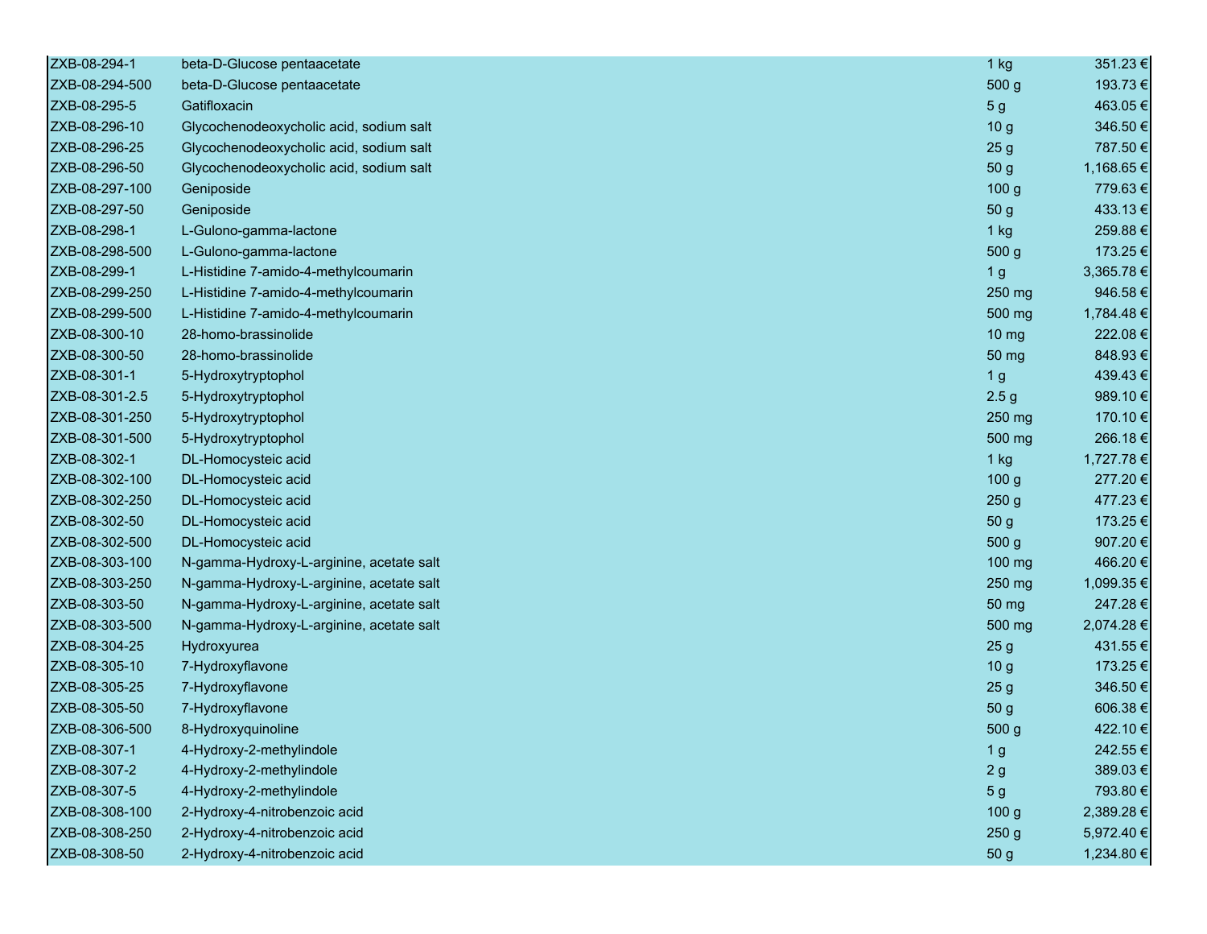| | | | |
|---|---|---|---|
| ZXB-08-294-1 | beta-D-Glucose pentaacetate | 1 kg | 351.23 € |
| ZXB-08-294-500 | beta-D-Glucose pentaacetate | 500 g | 193.73 € |
| ZXB-08-295-5 | Gatifloxacin | 5 g | 463.05 € |
| ZXB-08-296-10 | Glycochenodeoxycholic acid, sodium salt | 10 g | 346.50 € |
| ZXB-08-296-25 | Glycochenodeoxycholic acid, sodium salt | 25 g | 787.50 € |
| ZXB-08-296-50 | Glycochenodeoxycholic acid, sodium salt | 50 g | 1,168.65 € |
| ZXB-08-297-100 | Geniposide | 100 g | 779.63 € |
| ZXB-08-297-50 | Geniposide | 50 g | 433.13 € |
| ZXB-08-298-1 | L-Gulono-gamma-lactone | 1 kg | 259.88 € |
| ZXB-08-298-500 | L-Gulono-gamma-lactone | 500 g | 173.25 € |
| ZXB-08-299-1 | L-Histidine 7-amido-4-methylcoumarin | 1 g | 3,365.78 € |
| ZXB-08-299-250 | L-Histidine 7-amido-4-methylcoumarin | 250 mg | 946.58 € |
| ZXB-08-299-500 | L-Histidine 7-amido-4-methylcoumarin | 500 mg | 1,784.48 € |
| ZXB-08-300-10 | 28-homo-brassinolide | 10 mg | 222.08 € |
| ZXB-08-300-50 | 28-homo-brassinolide | 50 mg | 848.93 € |
| ZXB-08-301-1 | 5-Hydroxytryptophol | 1 g | 439.43 € |
| ZXB-08-301-2.5 | 5-Hydroxytryptophol | 2.5 g | 989.10 € |
| ZXB-08-301-250 | 5-Hydroxytryptophol | 250 mg | 170.10 € |
| ZXB-08-301-500 | 5-Hydroxytryptophol | 500 mg | 266.18 € |
| ZXB-08-302-1 | DL-Homocysteic acid | 1 kg | 1,727.78 € |
| ZXB-08-302-100 | DL-Homocysteic acid | 100 g | 277.20 € |
| ZXB-08-302-250 | DL-Homocysteic acid | 250 g | 477.23 € |
| ZXB-08-302-50 | DL-Homocysteic acid | 50 g | 173.25 € |
| ZXB-08-302-500 | DL-Homocysteic acid | 500 g | 907.20 € |
| ZXB-08-303-100 | N-gamma-Hydroxy-L-arginine, acetate salt | 100 mg | 466.20 € |
| ZXB-08-303-250 | N-gamma-Hydroxy-L-arginine, acetate salt | 250 mg | 1,099.35 € |
| ZXB-08-303-50 | N-gamma-Hydroxy-L-arginine, acetate salt | 50 mg | 247.28 € |
| ZXB-08-303-500 | N-gamma-Hydroxy-L-arginine, acetate salt | 500 mg | 2,074.28 € |
| ZXB-08-304-25 | Hydroxyurea | 25 g | 431.55 € |
| ZXB-08-305-10 | 7-Hydroxyflavone | 10 g | 173.25 € |
| ZXB-08-305-25 | 7-Hydroxyflavone | 25 g | 346.50 € |
| ZXB-08-305-50 | 7-Hydroxyflavone | 50 g | 606.38 € |
| ZXB-08-306-500 | 8-Hydroxyquinoline | 500 g | 422.10 € |
| ZXB-08-307-1 | 4-Hydroxy-2-methylindole | 1 g | 242.55 € |
| ZXB-08-307-2 | 4-Hydroxy-2-methylindole | 2 g | 389.03 € |
| ZXB-08-307-5 | 4-Hydroxy-2-methylindole | 5 g | 793.80 € |
| ZXB-08-308-100 | 2-Hydroxy-4-nitrobenzoic acid | 100 g | 2,389.28 € |
| ZXB-08-308-250 | 2-Hydroxy-4-nitrobenzoic acid | 250 g | 5,972.40 € |
| ZXB-08-308-50 | 2-Hydroxy-4-nitrobenzoic acid | 50 g | 1,234.80 € |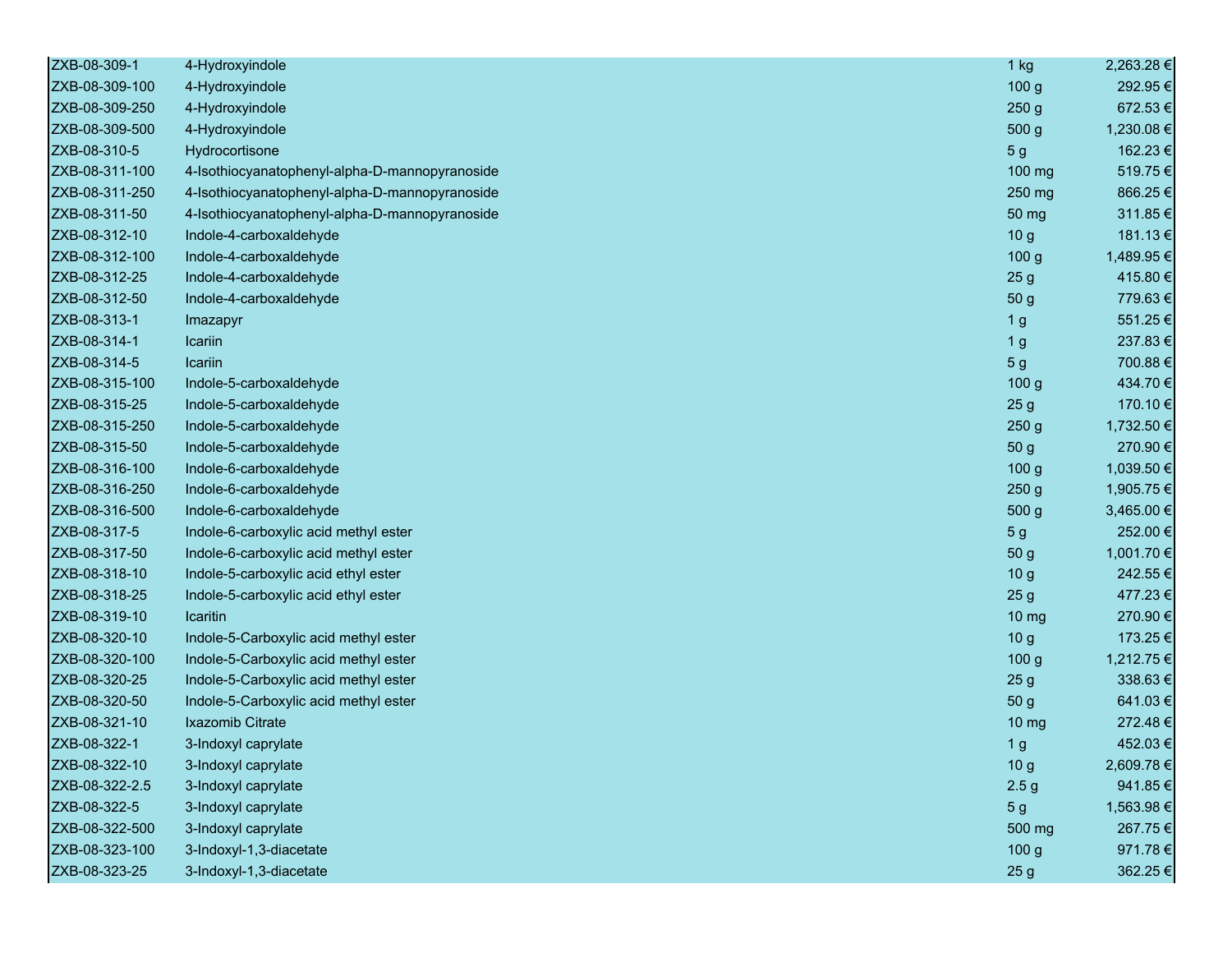| | | | |
|---|---|---|---|
| ZXB-08-309-1 | 4-Hydroxyindole | 1 kg | 2,263.28 € |
| ZXB-08-309-100 | 4-Hydroxyindole | 100 g | 292.95 € |
| ZXB-08-309-250 | 4-Hydroxyindole | 250 g | 672.53 € |
| ZXB-08-309-500 | 4-Hydroxyindole | 500 g | 1,230.08 € |
| ZXB-08-310-5 | Hydrocortisone | 5 g | 162.23 € |
| ZXB-08-311-100 | 4-Isothiocyanatophenyl-alpha-D-mannopyranoside | 100 mg | 519.75 € |
| ZXB-08-311-250 | 4-Isothiocyanatophenyl-alpha-D-mannopyranoside | 250 mg | 866.25 € |
| ZXB-08-311-50 | 4-Isothiocyanatophenyl-alpha-D-mannopyranoside | 50 mg | 311.85 € |
| ZXB-08-312-10 | Indole-4-carboxaldehyde | 10 g | 181.13 € |
| ZXB-08-312-100 | Indole-4-carboxaldehyde | 100 g | 1,489.95 € |
| ZXB-08-312-25 | Indole-4-carboxaldehyde | 25 g | 415.80 € |
| ZXB-08-312-50 | Indole-4-carboxaldehyde | 50 g | 779.63 € |
| ZXB-08-313-1 | Imazapyr | 1 g | 551.25 € |
| ZXB-08-314-1 | Icariin | 1 g | 237.83 € |
| ZXB-08-314-5 | Icariin | 5 g | 700.88 € |
| ZXB-08-315-100 | Indole-5-carboxaldehyde | 100 g | 434.70 € |
| ZXB-08-315-25 | Indole-5-carboxaldehyde | 25 g | 170.10 € |
| ZXB-08-315-250 | Indole-5-carboxaldehyde | 250 g | 1,732.50 € |
| ZXB-08-315-50 | Indole-5-carboxaldehyde | 50 g | 270.90 € |
| ZXB-08-316-100 | Indole-6-carboxaldehyde | 100 g | 1,039.50 € |
| ZXB-08-316-250 | Indole-6-carboxaldehyde | 250 g | 1,905.75 € |
| ZXB-08-316-500 | Indole-6-carboxaldehyde | 500 g | 3,465.00 € |
| ZXB-08-317-5 | Indole-6-carboxylic acid methyl ester | 5 g | 252.00 € |
| ZXB-08-317-50 | Indole-6-carboxylic acid methyl ester | 50 g | 1,001.70 € |
| ZXB-08-318-10 | Indole-5-carboxylic acid ethyl ester | 10 g | 242.55 € |
| ZXB-08-318-25 | Indole-5-carboxylic acid ethyl ester | 25 g | 477.23 € |
| ZXB-08-319-10 | Icaritin | 10 mg | 270.90 € |
| ZXB-08-320-10 | Indole-5-Carboxylic acid methyl ester | 10 g | 173.25 € |
| ZXB-08-320-100 | Indole-5-Carboxylic acid methyl ester | 100 g | 1,212.75 € |
| ZXB-08-320-25 | Indole-5-Carboxylic acid methyl ester | 25 g | 338.63 € |
| ZXB-08-320-50 | Indole-5-Carboxylic acid methyl ester | 50 g | 641.03 € |
| ZXB-08-321-10 | Ixazomib Citrate | 10 mg | 272.48 € |
| ZXB-08-322-1 | 3-Indoxyl caprylate | 1 g | 452.03 € |
| ZXB-08-322-10 | 3-Indoxyl caprylate | 10 g | 2,609.78 € |
| ZXB-08-322-2.5 | 3-Indoxyl caprylate | 2.5 g | 941.85 € |
| ZXB-08-322-5 | 3-Indoxyl caprylate | 5 g | 1,563.98 € |
| ZXB-08-322-500 | 3-Indoxyl caprylate | 500 mg | 267.75 € |
| ZXB-08-323-100 | 3-Indoxyl-1,3-diacetate | 100 g | 971.78 € |
| ZXB-08-323-25 | 3-Indoxyl-1,3-diacetate | 25 g | 362.25 € |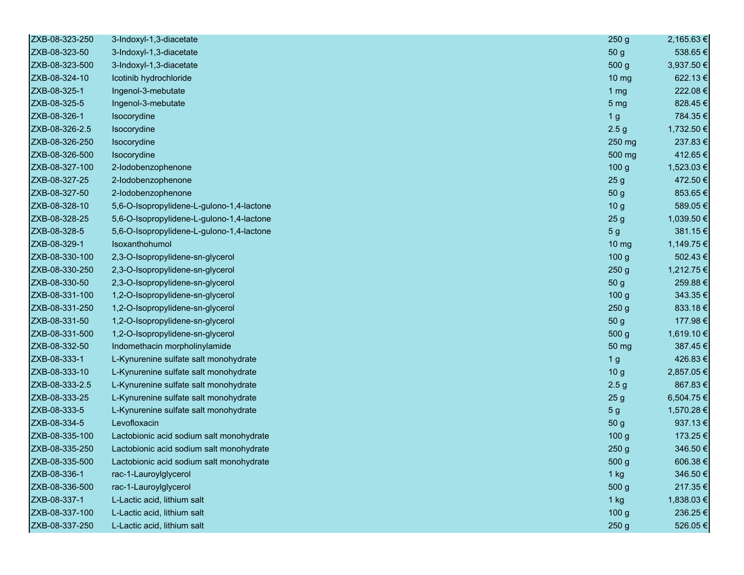| ZXB-08-323-250 | 3-Indoxyl-1,3-diacetate | 250 g | 2,165.63 € |
|---|---|---|---|
| ZXB-08-323-50 | 3-Indoxyl-1,3-diacetate | 50 g | 538.65 € |
| ZXB-08-323-500 | 3-Indoxyl-1,3-diacetate | 500 g | 3,937.50 € |
| ZXB-08-324-10 | Icotinib hydrochloride | 10 mg | 622.13 € |
| ZXB-08-325-1 | Ingenol-3-mebutate | 1 mg | 222.08 € |
| ZXB-08-325-5 | Ingenol-3-mebutate | 5 mg | 828.45 € |
| ZXB-08-326-1 | Isocorydine | 1 g | 784.35 € |
| ZXB-08-326-2.5 | Isocorydine | 2.5 g | 1,732.50 € |
| ZXB-08-326-250 | Isocorydine | 250 mg | 237.83 € |
| ZXB-08-326-500 | Isocorydine | 500 mg | 412.65 € |
| ZXB-08-327-100 | 2-Iodobenzophenone | 100 g | 1,523.03 € |
| ZXB-08-327-25 | 2-Iodobenzophenone | 25 g | 472.50 € |
| ZXB-08-327-50 | 2-Iodobenzophenone | 50 g | 853.65 € |
| ZXB-08-328-10 | 5,6-O-Isopropylidene-L-gulono-1,4-lactone | 10 g | 589.05 € |
| ZXB-08-328-25 | 5,6-O-Isopropylidene-L-gulono-1,4-lactone | 25 g | 1,039.50 € |
| ZXB-08-328-5 | 5,6-O-Isopropylidene-L-gulono-1,4-lactone | 5 g | 381.15 € |
| ZXB-08-329-1 | Isoxanthohumol | 10 mg | 1,149.75 € |
| ZXB-08-330-100 | 2,3-O-Isopropylidene-sn-glycerol | 100 g | 502.43 € |
| ZXB-08-330-250 | 2,3-O-Isopropylidene-sn-glycerol | 250 g | 1,212.75 € |
| ZXB-08-330-50 | 2,3-O-Isopropylidene-sn-glycerol | 50 g | 259.88 € |
| ZXB-08-331-100 | 1,2-O-Isopropylidene-sn-glycerol | 100 g | 343.35 € |
| ZXB-08-331-250 | 1,2-O-Isopropylidene-sn-glycerol | 250 g | 833.18 € |
| ZXB-08-331-50 | 1,2-O-Isopropylidene-sn-glycerol | 50 g | 177.98 € |
| ZXB-08-331-500 | 1,2-O-Isopropylidene-sn-glycerol | 500 g | 1,619.10 € |
| ZXB-08-332-50 | Indomethacin morpholinylamide | 50 mg | 387.45 € |
| ZXB-08-333-1 | L-Kynurenine sulfate salt monohydrate | 1 g | 426.83 € |
| ZXB-08-333-10 | L-Kynurenine sulfate salt monohydrate | 10 g | 2,857.05 € |
| ZXB-08-333-2.5 | L-Kynurenine sulfate salt monohydrate | 2.5 g | 867.83 € |
| ZXB-08-333-25 | L-Kynurenine sulfate salt monohydrate | 25 g | 6,504.75 € |
| ZXB-08-333-5 | L-Kynurenine sulfate salt monohydrate | 5 g | 1,570.28 € |
| ZXB-08-334-5 | Levofloxacin | 50 g | 937.13 € |
| ZXB-08-335-100 | Lactobionic acid sodium salt monohydrate | 100 g | 173.25 € |
| ZXB-08-335-250 | Lactobionic acid sodium salt monohydrate | 250 g | 346.50 € |
| ZXB-08-335-500 | Lactobionic acid sodium salt monohydrate | 500 g | 606.38 € |
| ZXB-08-336-1 | rac-1-Lauroylglycerol | 1 kg | 346.50 € |
| ZXB-08-336-500 | rac-1-Lauroylglycerol | 500 g | 217.35 € |
| ZXB-08-337-1 | L-Lactic acid, lithium salt | 1 kg | 1,838.03 € |
| ZXB-08-337-100 | L-Lactic acid, lithium salt | 100 g | 236.25 € |
| ZXB-08-337-250 | L-Lactic acid, lithium salt | 250 g | 526.05 € |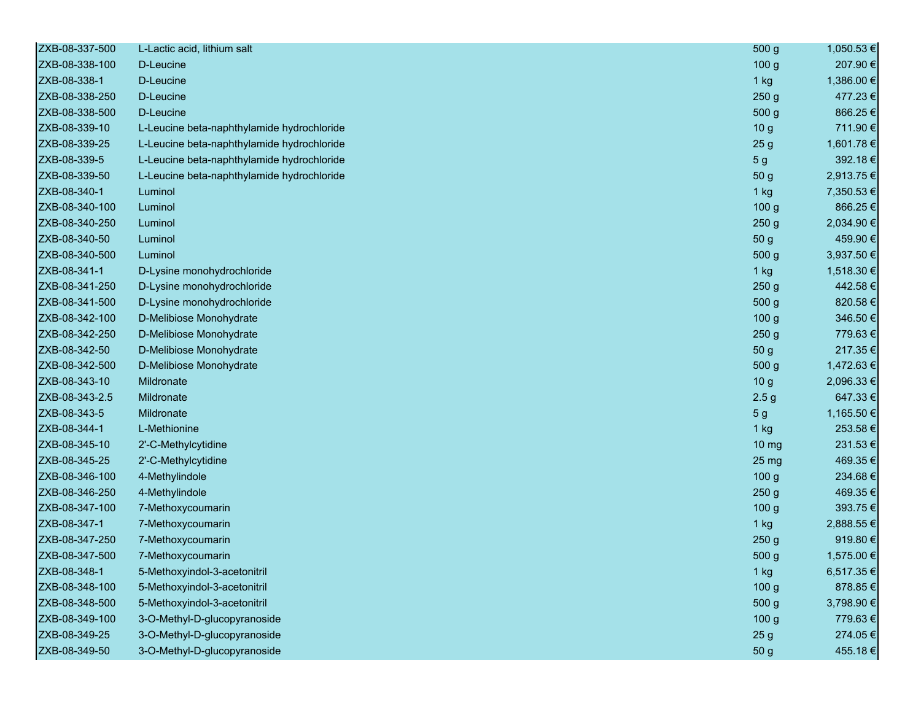| | | | |
|---|---|---|---|
| ZXB-08-337-500 | L-Lactic acid, lithium salt | 500 g | 1,050.53 € |
| ZXB-08-338-100 | D-Leucine | 100 g | 207.90 € |
| ZXB-08-338-1 | D-Leucine | 1 kg | 1,386.00 € |
| ZXB-08-338-250 | D-Leucine | 250 g | 477.23 € |
| ZXB-08-338-500 | D-Leucine | 500 g | 866.25 € |
| ZXB-08-339-10 | L-Leucine beta-naphthylamide hydrochloride | 10 g | 711.90 € |
| ZXB-08-339-25 | L-Leucine beta-naphthylamide hydrochloride | 25 g | 1,601.78 € |
| ZXB-08-339-5 | L-Leucine beta-naphthylamide hydrochloride | 5 g | 392.18 € |
| ZXB-08-339-50 | L-Leucine beta-naphthylamide hydrochloride | 50 g | 2,913.75 € |
| ZXB-08-340-1 | Luminol | 1 kg | 7,350.53 € |
| ZXB-08-340-100 | Luminol | 100 g | 866.25 € |
| ZXB-08-340-250 | Luminol | 250 g | 2,034.90 € |
| ZXB-08-340-50 | Luminol | 50 g | 459.90 € |
| ZXB-08-340-500 | Luminol | 500 g | 3,937.50 € |
| ZXB-08-341-1 | D-Lysine monohydrochloride | 1 kg | 1,518.30 € |
| ZXB-08-341-250 | D-Lysine monohydrochloride | 250 g | 442.58 € |
| ZXB-08-341-500 | D-Lysine monohydrochloride | 500 g | 820.58 € |
| ZXB-08-342-100 | D-Melibiose Monohydrate | 100 g | 346.50 € |
| ZXB-08-342-250 | D-Melibiose Monohydrate | 250 g | 779.63 € |
| ZXB-08-342-50 | D-Melibiose Monohydrate | 50 g | 217.35 € |
| ZXB-08-342-500 | D-Melibiose Monohydrate | 500 g | 1,472.63 € |
| ZXB-08-343-10 | Mildronate | 10 g | 2,096.33 € |
| ZXB-08-343-2.5 | Mildronate | 2.5 g | 647.33 € |
| ZXB-08-343-5 | Mildronate | 5 g | 1,165.50 € |
| ZXB-08-344-1 | L-Methionine | 1 kg | 253.58 € |
| ZXB-08-345-10 | 2'-C-Methylcytidine | 10 mg | 231.53 € |
| ZXB-08-345-25 | 2'-C-Methylcytidine | 25 mg | 469.35 € |
| ZXB-08-346-100 | 4-Methylindole | 100 g | 234.68 € |
| ZXB-08-346-250 | 4-Methylindole | 250 g | 469.35 € |
| ZXB-08-347-100 | 7-Methoxycoumarin | 100 g | 393.75 € |
| ZXB-08-347-1 | 7-Methoxycoumarin | 1 kg | 2,888.55 € |
| ZXB-08-347-250 | 7-Methoxycoumarin | 250 g | 919.80 € |
| ZXB-08-347-500 | 7-Methoxycoumarin | 500 g | 1,575.00 € |
| ZXB-08-348-1 | 5-Methoxyindol-3-acetonitril | 1 kg | 6,517.35 € |
| ZXB-08-348-100 | 5-Methoxyindol-3-acetonitril | 100 g | 878.85 € |
| ZXB-08-348-500 | 5-Methoxyindol-3-acetonitril | 500 g | 3,798.90 € |
| ZXB-08-349-100 | 3-O-Methyl-D-glucopyranoside | 100 g | 779.63 € |
| ZXB-08-349-25 | 3-O-Methyl-D-glucopyranoside | 25 g | 274.05 € |
| ZXB-08-349-50 | 3-O-Methyl-D-glucopyranoside | 50 g | 455.18 € |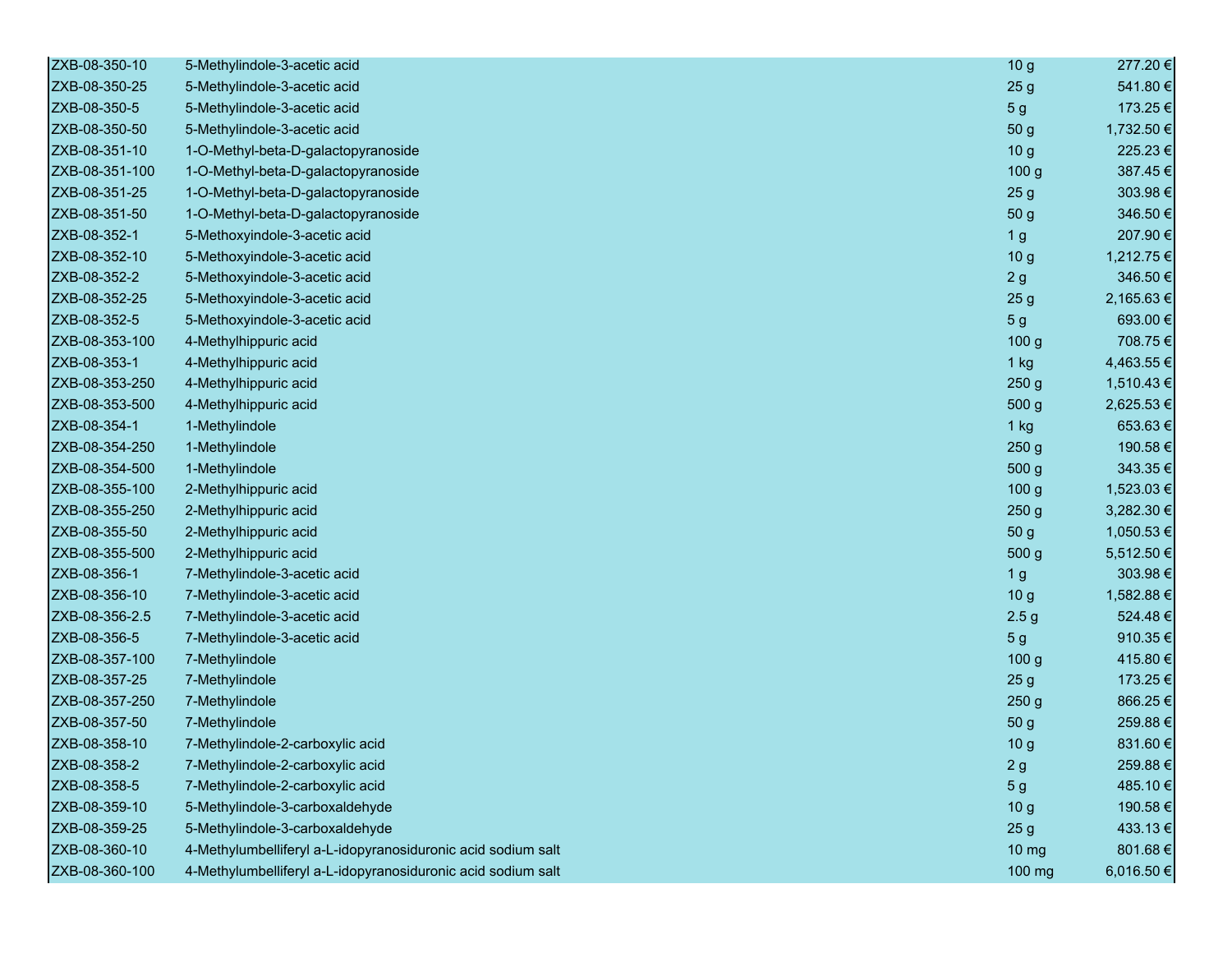| | | | |
|---|---|---|---|
| ZXB-08-350-10 | 5-Methylindole-3-acetic acid | 10 g | 277.20 € |
| ZXB-08-350-25 | 5-Methylindole-3-acetic acid | 25 g | 541.80 € |
| ZXB-08-350-5 | 5-Methylindole-3-acetic acid | 5 g | 173.25 € |
| ZXB-08-350-50 | 5-Methylindole-3-acetic acid | 50 g | 1,732.50 € |
| ZXB-08-351-10 | 1-O-Methyl-beta-D-galactopyranoside | 10 g | 225.23 € |
| ZXB-08-351-100 | 1-O-Methyl-beta-D-galactopyranoside | 100 g | 387.45 € |
| ZXB-08-351-25 | 1-O-Methyl-beta-D-galactopyranoside | 25 g | 303.98 € |
| ZXB-08-351-50 | 1-O-Methyl-beta-D-galactopyranoside | 50 g | 346.50 € |
| ZXB-08-352-1 | 5-Methoxyindole-3-acetic acid | 1 g | 207.90 € |
| ZXB-08-352-10 | 5-Methoxyindole-3-acetic acid | 10 g | 1,212.75 € |
| ZXB-08-352-2 | 5-Methoxyindole-3-acetic acid | 2 g | 346.50 € |
| ZXB-08-352-25 | 5-Methoxyindole-3-acetic acid | 25 g | 2,165.63 € |
| ZXB-08-352-5 | 5-Methoxyindole-3-acetic acid | 5 g | 693.00 € |
| ZXB-08-353-100 | 4-Methylhippuric acid | 100 g | 708.75 € |
| ZXB-08-353-1 | 4-Methylhippuric acid | 1 kg | 4,463.55 € |
| ZXB-08-353-250 | 4-Methylhippuric acid | 250 g | 1,510.43 € |
| ZXB-08-353-500 | 4-Methylhippuric acid | 500 g | 2,625.53 € |
| ZXB-08-354-1 | 1-Methylindole | 1 kg | 653.63 € |
| ZXB-08-354-250 | 1-Methylindole | 250 g | 190.58 € |
| ZXB-08-354-500 | 1-Methylindole | 500 g | 343.35 € |
| ZXB-08-355-100 | 2-Methylhippuric acid | 100 g | 1,523.03 € |
| ZXB-08-355-250 | 2-Methylhippuric acid | 250 g | 3,282.30 € |
| ZXB-08-355-50 | 2-Methylhippuric acid | 50 g | 1,050.53 € |
| ZXB-08-355-500 | 2-Methylhippuric acid | 500 g | 5,512.50 € |
| ZXB-08-356-1 | 7-Methylindole-3-acetic acid | 1 g | 303.98 € |
| ZXB-08-356-10 | 7-Methylindole-3-acetic acid | 10 g | 1,582.88 € |
| ZXB-08-356-2.5 | 7-Methylindole-3-acetic acid | 2.5 g | 524.48 € |
| ZXB-08-356-5 | 7-Methylindole-3-acetic acid | 5 g | 910.35 € |
| ZXB-08-357-100 | 7-Methylindole | 100 g | 415.80 € |
| ZXB-08-357-25 | 7-Methylindole | 25 g | 173.25 € |
| ZXB-08-357-250 | 7-Methylindole | 250 g | 866.25 € |
| ZXB-08-357-50 | 7-Methylindole | 50 g | 259.88 € |
| ZXB-08-358-10 | 7-Methylindole-2-carboxylic acid | 10 g | 831.60 € |
| ZXB-08-358-2 | 7-Methylindole-2-carboxylic acid | 2 g | 259.88 € |
| ZXB-08-358-5 | 7-Methylindole-2-carboxylic acid | 5 g | 485.10 € |
| ZXB-08-359-10 | 5-Methylindole-3-carboxaldehyde | 10 g | 190.58 € |
| ZXB-08-359-25 | 5-Methylindole-3-carboxaldehyde | 25 g | 433.13 € |
| ZXB-08-360-10 | 4-Methylumbelliferyl a-L-idopyranosiduronic acid sodium salt | 10 mg | 801.68 € |
| ZXB-08-360-100 | 4-Methylumbelliferyl a-L-idopyranosiduronic acid sodium salt | 100 mg | 6,016.50 € |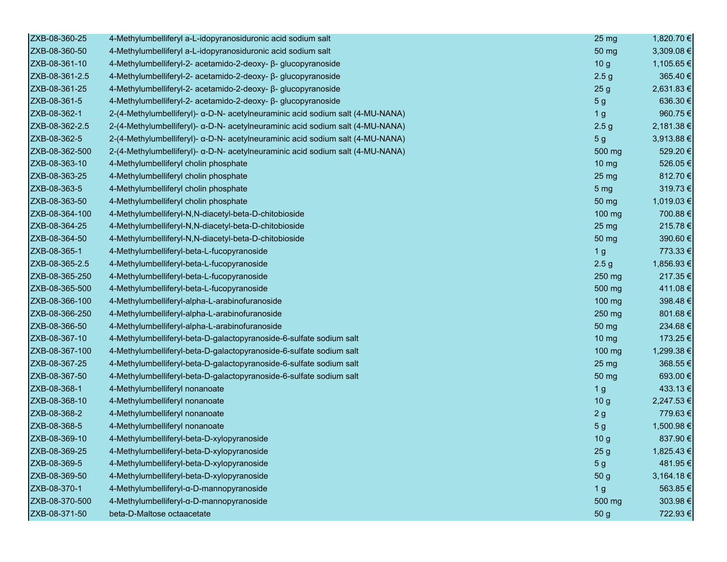| | | | |
|---|---|---|---|
| ZXB-08-360-25 | 4-Methylumbelliferyl a-L-idopyranosiduronic acid sodium salt | 25 mg | 1,820.70 € |
| ZXB-08-360-50 | 4-Methylumbelliferyl a-L-idopyranosiduronic acid sodium salt | 50 mg | 3,309.08 € |
| ZXB-08-361-10 | 4-Methylumbelliferyl-2- acetamido-2-deoxy- β- glucopyranoside | 10 g | 1,105.65 € |
| ZXB-08-361-2.5 | 4-Methylumbelliferyl-2- acetamido-2-deoxy- β- glucopyranoside | 2.5 g | 365.40 € |
| ZXB-08-361-25 | 4-Methylumbelliferyl-2- acetamido-2-deoxy- β- glucopyranoside | 25 g | 2,631.83 € |
| ZXB-08-361-5 | 4-Methylumbelliferyl-2- acetamido-2-deoxy- β- glucopyranoside | 5 g | 636.30 € |
| ZXB-08-362-1 | 2-(4-Methylumbelliferyl)- α-D-N- acetylneuraminic acid sodium salt (4-MU-NANA) | 1 g | 960.75 € |
| ZXB-08-362-2.5 | 2-(4-Methylumbelliferyl)- α-D-N- acetylneuraminic acid sodium salt (4-MU-NANA) | 2.5 g | 2,181.38 € |
| ZXB-08-362-5 | 2-(4-Methylumbelliferyl)- α-D-N- acetylneuraminic acid sodium salt (4-MU-NANA) | 5 g | 3,913.88 € |
| ZXB-08-362-500 | 2-(4-Methylumbelliferyl)- α-D-N- acetylneuraminic acid sodium salt (4-MU-NANA) | 500 mg | 529.20 € |
| ZXB-08-363-10 | 4-Methylumbelliferyl cholin phosphate | 10 mg | 526.05 € |
| ZXB-08-363-25 | 4-Methylumbelliferyl cholin phosphate | 25 mg | 812.70 € |
| ZXB-08-363-5 | 4-Methylumbelliferyl cholin phosphate | 5 mg | 319.73 € |
| ZXB-08-363-50 | 4-Methylumbelliferyl cholin phosphate | 50 mg | 1,019.03 € |
| ZXB-08-364-100 | 4-Methylumbelliferyl-N,N-diacetyl-beta-D-chitobioside | 100 mg | 700.88 € |
| ZXB-08-364-25 | 4-Methylumbelliferyl-N,N-diacetyl-beta-D-chitobioside | 25 mg | 215.78 € |
| ZXB-08-364-50 | 4-Methylumbelliferyl-N,N-diacetyl-beta-D-chitobioside | 50 mg | 390.60 € |
| ZXB-08-365-1 | 4-Methylumbelliferyl-beta-L-fucopyranoside | 1 g | 773.33 € |
| ZXB-08-365-2.5 | 4-Methylumbelliferyl-beta-L-fucopyranoside | 2.5 g | 1,856.93 € |
| ZXB-08-365-250 | 4-Methylumbelliferyl-beta-L-fucopyranoside | 250 mg | 217.35 € |
| ZXB-08-365-500 | 4-Methylumbelliferyl-beta-L-fucopyranoside | 500 mg | 411.08 € |
| ZXB-08-366-100 | 4-Methylumbelliferyl-alpha-L-arabinofuranoside | 100 mg | 398.48 € |
| ZXB-08-366-250 | 4-Methylumbelliferyl-alpha-L-arabinofuranoside | 250 mg | 801.68 € |
| ZXB-08-366-50 | 4-Methylumbelliferyl-alpha-L-arabinofuranoside | 50 mg | 234.68 € |
| ZXB-08-367-10 | 4-Methylumbelliferyl-beta-D-galactopyranoside-6-sulfate sodium salt | 10 mg | 173.25 € |
| ZXB-08-367-100 | 4-Methylumbelliferyl-beta-D-galactopyranoside-6-sulfate sodium salt | 100 mg | 1,299.38 € |
| ZXB-08-367-25 | 4-Methylumbelliferyl-beta-D-galactopyranoside-6-sulfate sodium salt | 25 mg | 368.55 € |
| ZXB-08-367-50 | 4-Methylumbelliferyl-beta-D-galactopyranoside-6-sulfate sodium salt | 50 mg | 693.00 € |
| ZXB-08-368-1 | 4-Methylumbelliferyl nonanoate | 1 g | 433.13 € |
| ZXB-08-368-10 | 4-Methylumbelliferyl nonanoate | 10 g | 2,247.53 € |
| ZXB-08-368-2 | 4-Methylumbelliferyl nonanoate | 2 g | 779.63 € |
| ZXB-08-368-5 | 4-Methylumbelliferyl nonanoate | 5 g | 1,500.98 € |
| ZXB-08-369-10 | 4-Methylumbelliferyl-beta-D-xylopyranoside | 10 g | 837.90 € |
| ZXB-08-369-25 | 4-Methylumbelliferyl-beta-D-xylopyranoside | 25 g | 1,825.43 € |
| ZXB-08-369-5 | 4-Methylumbelliferyl-beta-D-xylopyranoside | 5 g | 481.95 € |
| ZXB-08-369-50 | 4-Methylumbelliferyl-beta-D-xylopyranoside | 50 g | 3,164.18 € |
| ZXB-08-370-1 | 4-Methylumbelliferyl-α-D-mannopyranoside | 1 g | 563.85 € |
| ZXB-08-370-500 | 4-Methylumbelliferyl-α-D-mannopyranoside | 500 mg | 303.98 € |
| ZXB-08-371-50 | beta-D-Maltose octaacetate | 50 g | 722.93 € |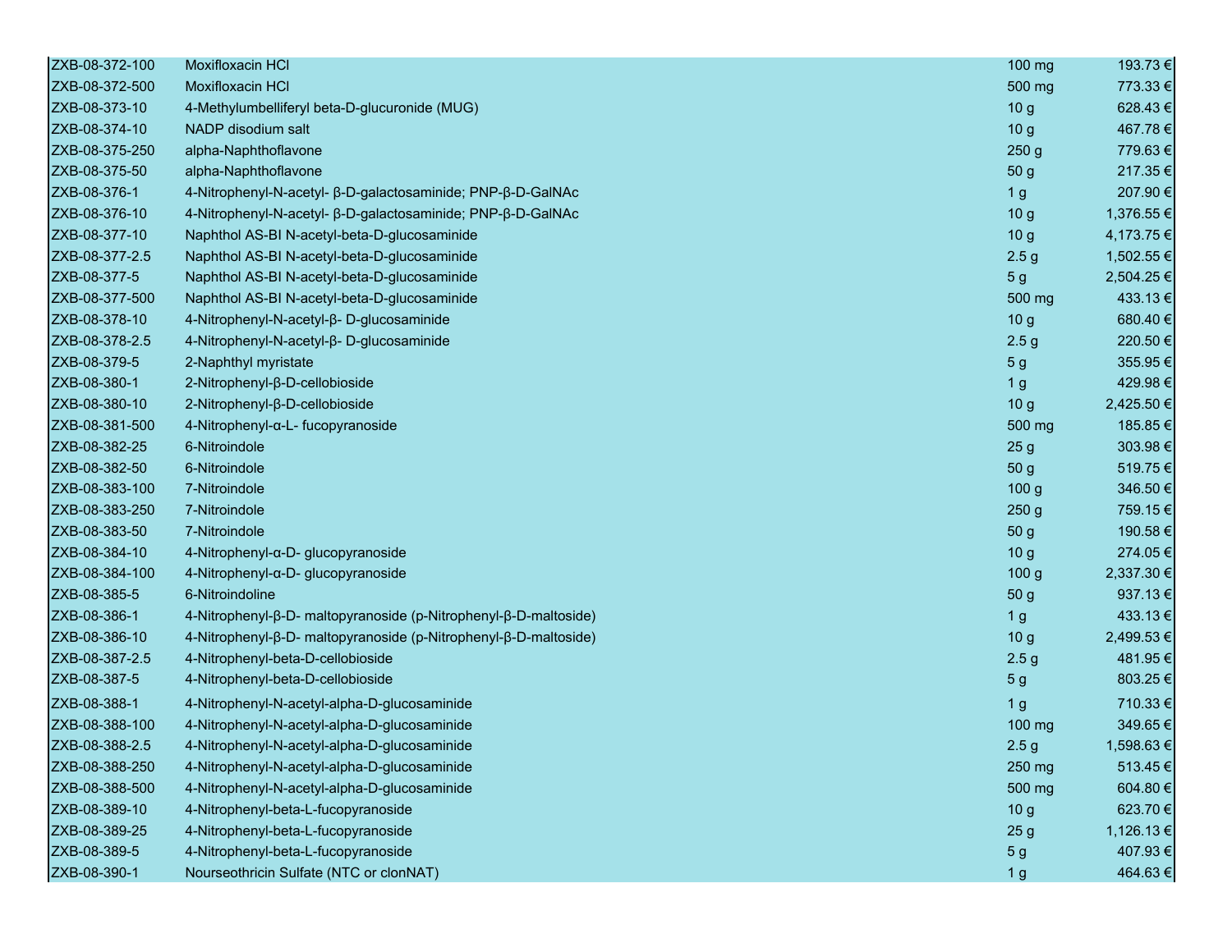| | | | |
|---|---|---|---|
| ZXB-08-372-100 | Moxifloxacin HCl | 100 mg | 193.73 € |
| ZXB-08-372-500 | Moxifloxacin HCl | 500 mg | 773.33 € |
| ZXB-08-373-10 | 4-Methylumbelliferyl beta-D-glucuronide (MUG) | 10 g | 628.43 € |
| ZXB-08-374-10 | NADP disodium salt | 10 g | 467.78 € |
| ZXB-08-375-250 | alpha-Naphthoflavone | 250 g | 779.63 € |
| ZXB-08-375-50 | alpha-Naphthoflavone | 50 g | 217.35 € |
| ZXB-08-376-1 | 4-Nitrophenyl-N-acetyl- β-D-galactosaminide; PNP-β-D-GalNAc | 1 g | 207.90 € |
| ZXB-08-376-10 | 4-Nitrophenyl-N-acetyl- β-D-galactosaminide; PNP-β-D-GalNAc | 10 g | 1,376.55 € |
| ZXB-08-377-10 | Naphthol AS-BI N-acetyl-beta-D-glucosaminide | 10 g | 4,173.75 € |
| ZXB-08-377-2.5 | Naphthol AS-BI N-acetyl-beta-D-glucosaminide | 2.5 g | 1,502.55 € |
| ZXB-08-377-5 | Naphthol AS-BI N-acetyl-beta-D-glucosaminide | 5 g | 2,504.25 € |
| ZXB-08-377-500 | Naphthol AS-BI N-acetyl-beta-D-glucosaminide | 500 mg | 433.13 € |
| ZXB-08-378-10 | 4-Nitrophenyl-N-acetyl-β- D-glucosaminide | 10 g | 680.40 € |
| ZXB-08-378-2.5 | 4-Nitrophenyl-N-acetyl-β- D-glucosaminide | 2.5 g | 220.50 € |
| ZXB-08-379-5 | 2-Naphthyl myristate | 5 g | 355.95 € |
| ZXB-08-380-1 | 2-Nitrophenyl-β-D-cellobioside | 1 g | 429.98 € |
| ZXB-08-380-10 | 2-Nitrophenyl-β-D-cellobioside | 10 g | 2,425.50 € |
| ZXB-08-381-500 | 4-Nitrophenyl-α-L- fucopyranoside | 500 mg | 185.85 € |
| ZXB-08-382-25 | 6-Nitroindole | 25 g | 303.98 € |
| ZXB-08-382-50 | 6-Nitroindole | 50 g | 519.75 € |
| ZXB-08-383-100 | 7-Nitroindole | 100 g | 346.50 € |
| ZXB-08-383-250 | 7-Nitroindole | 250 g | 759.15 € |
| ZXB-08-383-50 | 7-Nitroindole | 50 g | 190.58 € |
| ZXB-08-384-10 | 4-Nitrophenyl-α-D- glucopyranoside | 10 g | 274.05 € |
| ZXB-08-384-100 | 4-Nitrophenyl-α-D- glucopyranoside | 100 g | 2,337.30 € |
| ZXB-08-385-5 | 6-Nitroindoline | 50 g | 937.13 € |
| ZXB-08-386-1 | 4-Nitrophenyl-β-D- maltopyranoside (p-Nitrophenyl-β-D-maltoside) | 1 g | 433.13 € |
| ZXB-08-386-10 | 4-Nitrophenyl-β-D- maltopyranoside (p-Nitrophenyl-β-D-maltoside) | 10 g | 2,499.53 € |
| ZXB-08-387-2.5 | 4-Nitrophenyl-beta-D-cellobioside | 2.5 g | 481.95 € |
| ZXB-08-387-5 | 4-Nitrophenyl-beta-D-cellobioside | 5 g | 803.25 € |
| ZXB-08-388-1 | 4-Nitrophenyl-N-acetyl-alpha-D-glucosaminide | 1 g | 710.33 € |
| ZXB-08-388-100 | 4-Nitrophenyl-N-acetyl-alpha-D-glucosaminide | 100 mg | 349.65 € |
| ZXB-08-388-2.5 | 4-Nitrophenyl-N-acetyl-alpha-D-glucosaminide | 2.5 g | 1,598.63 € |
| ZXB-08-388-250 | 4-Nitrophenyl-N-acetyl-alpha-D-glucosaminide | 250 mg | 513.45 € |
| ZXB-08-388-500 | 4-Nitrophenyl-N-acetyl-alpha-D-glucosaminide | 500 mg | 604.80 € |
| ZXB-08-389-10 | 4-Nitrophenyl-beta-L-fucopyranoside | 10 g | 623.70 € |
| ZXB-08-389-25 | 4-Nitrophenyl-beta-L-fucopyranoside | 25 g | 1,126.13 € |
| ZXB-08-389-5 | 4-Nitrophenyl-beta-L-fucopyranoside | 5 g | 407.93 € |
| ZXB-08-390-1 | Nourseothricin Sulfate (NTC or clonNAT) | 1 g | 464.63 € |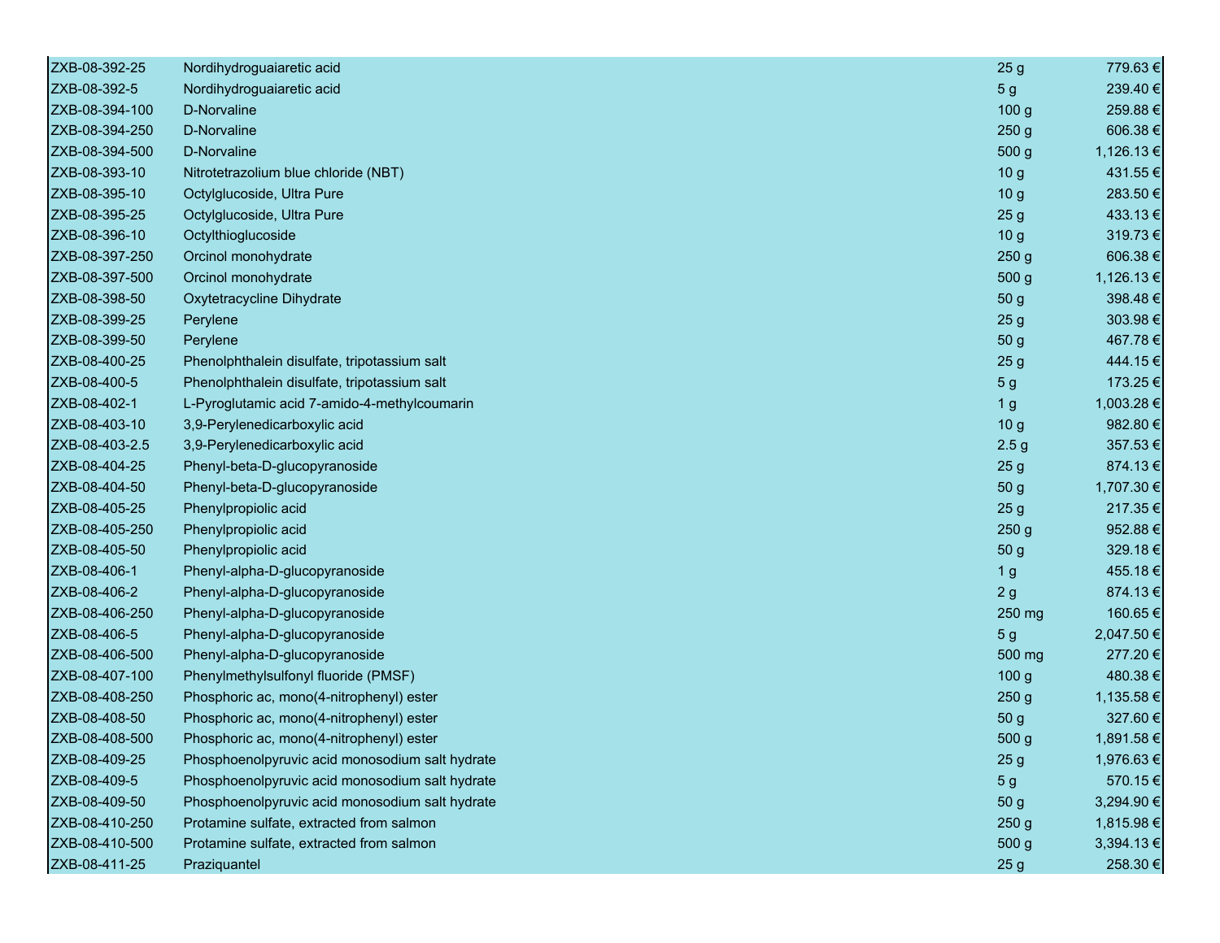| | | | |
|---|---|---|---|
| ZXB-08-392-25 | Nordihydroguaiaretic acid | 25 g | 779.63 € |
| ZXB-08-392-5 | Nordihydroguaiaretic acid | 5 g | 239.40 € |
| ZXB-08-394-100 | D-Norvaline | 100 g | 259.88 € |
| ZXB-08-394-250 | D-Norvaline | 250 g | 606.38 € |
| ZXB-08-394-500 | D-Norvaline | 500 g | 1,126.13 € |
| ZXB-08-393-10 | Nitrotetrazolium blue chloride (NBT) | 10 g | 431.55 € |
| ZXB-08-395-10 | Octylglucoside, Ultra Pure | 10 g | 283.50 € |
| ZXB-08-395-25 | Octylglucoside, Ultra Pure | 25 g | 433.13 € |
| ZXB-08-396-10 | Octylthioglucoside | 10 g | 319.73 € |
| ZXB-08-397-250 | Orcinol monohydrate | 250 g | 606.38 € |
| ZXB-08-397-500 | Orcinol monohydrate | 500 g | 1,126.13 € |
| ZXB-08-398-50 | Oxytetracycline Dihydrate | 50 g | 398.48 € |
| ZXB-08-399-25 | Perylene | 25 g | 303.98 € |
| ZXB-08-399-50 | Perylene | 50 g | 467.78 € |
| ZXB-08-400-25 | Phenolphthalein disulfate, tripotassium salt | 25 g | 444.15 € |
| ZXB-08-400-5 | Phenolphthalein disulfate, tripotassium salt | 5 g | 173.25 € |
| ZXB-08-402-1 | L-Pyroglutamic acid 7-amido-4-methylcoumarin | 1 g | 1,003.28 € |
| ZXB-08-403-10 | 3,9-Perylenedicarboxylic acid | 10 g | 982.80 € |
| ZXB-08-403-2.5 | 3,9-Perylenedicarboxylic acid | 2.5 g | 357.53 € |
| ZXB-08-404-25 | Phenyl-beta-D-glucopyranoside | 25 g | 874.13 € |
| ZXB-08-404-50 | Phenyl-beta-D-glucopyranoside | 50 g | 1,707.30 € |
| ZXB-08-405-25 | Phenylpropiolic acid | 25 g | 217.35 € |
| ZXB-08-405-250 | Phenylpropiolic acid | 250 g | 952.88 € |
| ZXB-08-405-50 | Phenylpropiolic acid | 50 g | 329.18 € |
| ZXB-08-406-1 | Phenyl-alpha-D-glucopyranoside | 1 g | 455.18 € |
| ZXB-08-406-2 | Phenyl-alpha-D-glucopyranoside | 2 g | 874.13 € |
| ZXB-08-406-250 | Phenyl-alpha-D-glucopyranoside | 250 mg | 160.65 € |
| ZXB-08-406-5 | Phenyl-alpha-D-glucopyranoside | 5 g | 2,047.50 € |
| ZXB-08-406-500 | Phenyl-alpha-D-glucopyranoside | 500 mg | 277.20 € |
| ZXB-08-407-100 | Phenylmethylsulfonyl fluoride (PMSF) | 100 g | 480.38 € |
| ZXB-08-408-250 | Phosphoric ac, mono(4-nitrophenyl) ester | 250 g | 1,135.58 € |
| ZXB-08-408-50 | Phosphoric ac, mono(4-nitrophenyl) ester | 50 g | 327.60 € |
| ZXB-08-408-500 | Phosphoric ac, mono(4-nitrophenyl) ester | 500 g | 1,891.58 € |
| ZXB-08-409-25 | Phosphoenolpyruvic acid monosodium salt hydrate | 25 g | 1,976.63 € |
| ZXB-08-409-5 | Phosphoenolpyruvic acid monosodium salt hydrate | 5 g | 570.15 € |
| ZXB-08-409-50 | Phosphoenolpyruvic acid monosodium salt hydrate | 50 g | 3,294.90 € |
| ZXB-08-410-250 | Protamine sulfate, extracted from salmon | 250 g | 1,815.98 € |
| ZXB-08-410-500 | Protamine sulfate, extracted from salmon | 500 g | 3,394.13 € |
| ZXB-08-411-25 | Praziquantel | 25 g | 258.30 € |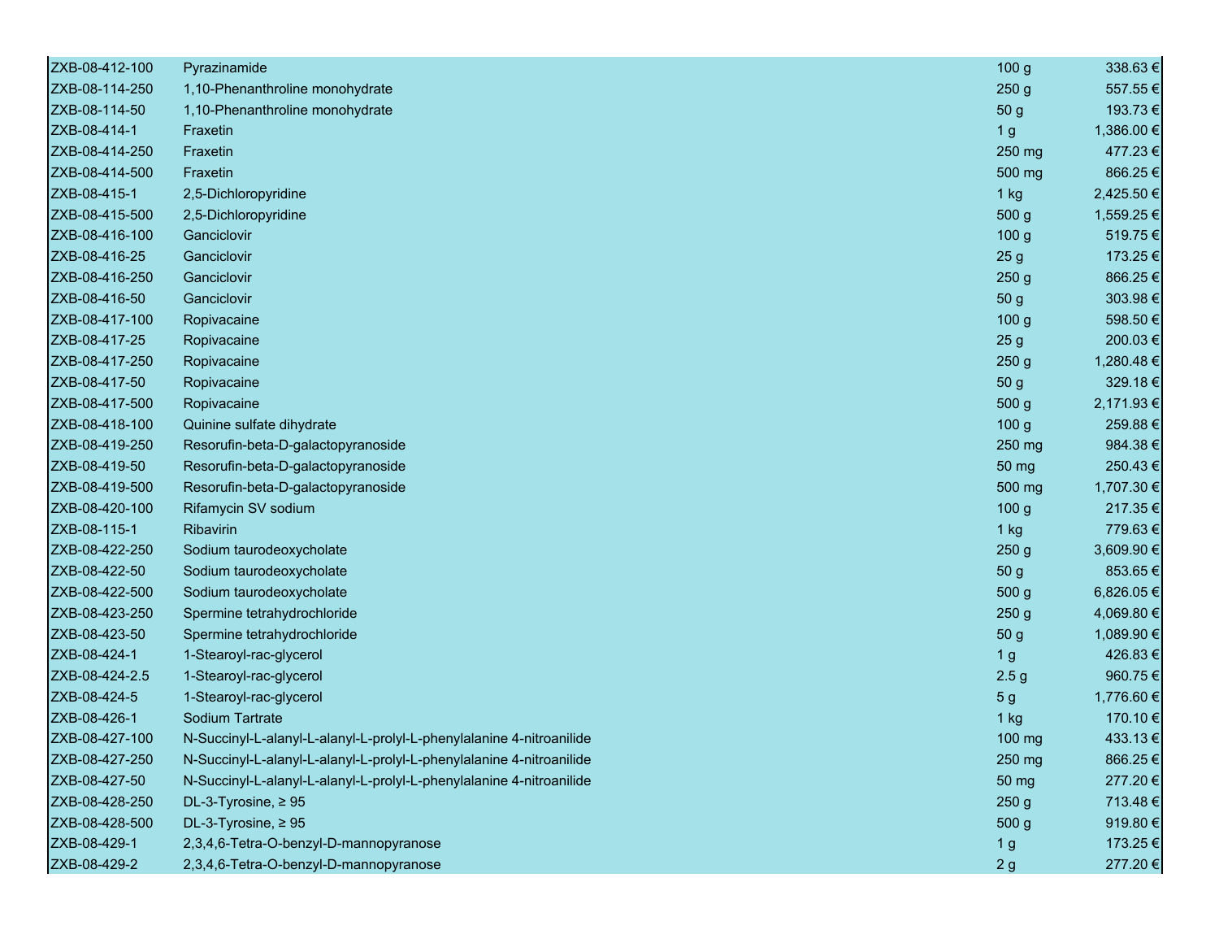| | | | |
|---|---|---|---|
| ZXB-08-412-100 | Pyrazinamide | 100 g | 338.63 € |
| ZXB-08-114-250 | 1,10-Phenanthroline monohydrate | 250 g | 557.55 € |
| ZXB-08-114-50 | 1,10-Phenanthroline monohydrate | 50 g | 193.73 € |
| ZXB-08-414-1 | Fraxetin | 1 g | 1,386.00 € |
| ZXB-08-414-250 | Fraxetin | 250 mg | 477.23 € |
| ZXB-08-414-500 | Fraxetin | 500 mg | 866.25 € |
| ZXB-08-415-1 | 2,5-Dichloropyridine | 1 kg | 2,425.50 € |
| ZXB-08-415-500 | 2,5-Dichloropyridine | 500 g | 1,559.25 € |
| ZXB-08-416-100 | Ganciclovir | 100 g | 519.75 € |
| ZXB-08-416-25 | Ganciclovir | 25 g | 173.25 € |
| ZXB-08-416-250 | Ganciclovir | 250 g | 866.25 € |
| ZXB-08-416-50 | Ganciclovir | 50 g | 303.98 € |
| ZXB-08-417-100 | Ropivacaine | 100 g | 598.50 € |
| ZXB-08-417-25 | Ropivacaine | 25 g | 200.03 € |
| ZXB-08-417-250 | Ropivacaine | 250 g | 1,280.48 € |
| ZXB-08-417-50 | Ropivacaine | 50 g | 329.18 € |
| ZXB-08-417-500 | Ropivacaine | 500 g | 2,171.93 € |
| ZXB-08-418-100 | Quinine sulfate dihydrate | 100 g | 259.88 € |
| ZXB-08-419-250 | Resorufin-beta-D-galactopyranoside | 250 mg | 984.38 € |
| ZXB-08-419-50 | Resorufin-beta-D-galactopyranoside | 50 mg | 250.43 € |
| ZXB-08-419-500 | Resorufin-beta-D-galactopyranoside | 500 mg | 1,707.30 € |
| ZXB-08-420-100 | Rifamycin SV sodium | 100 g | 217.35 € |
| ZXB-08-115-1 | Ribavirin | 1 kg | 779.63 € |
| ZXB-08-422-250 | Sodium taurodeoxycholate | 250 g | 3,609.90 € |
| ZXB-08-422-50 | Sodium taurodeoxycholate | 50 g | 853.65 € |
| ZXB-08-422-500 | Sodium taurodeoxycholate | 500 g | 6,826.05 € |
| ZXB-08-423-250 | Spermine tetrahydrochloride | 250 g | 4,069.80 € |
| ZXB-08-423-50 | Spermine tetrahydrochloride | 50 g | 1,089.90 € |
| ZXB-08-424-1 | 1-Stearoyl-rac-glycerol | 1 g | 426.83 € |
| ZXB-08-424-2.5 | 1-Stearoyl-rac-glycerol | 2.5 g | 960.75 € |
| ZXB-08-424-5 | 1-Stearoyl-rac-glycerol | 5 g | 1,776.60 € |
| ZXB-08-426-1 | Sodium Tartrate | 1 kg | 170.10 € |
| ZXB-08-427-100 | N-Succinyl-L-alanyl-L-alanyl-L-prolyl-L-phenylalanine 4-nitroanilide | 100 mg | 433.13 € |
| ZXB-08-427-250 | N-Succinyl-L-alanyl-L-alanyl-L-prolyl-L-phenylalanine 4-nitroanilide | 250 mg | 866.25 € |
| ZXB-08-427-50 | N-Succinyl-L-alanyl-L-alanyl-L-prolyl-L-phenylalanine 4-nitroanilide | 50 mg | 277.20 € |
| ZXB-08-428-250 | DL-3-Tyrosine, ≥ 95 | 250 g | 713.48 € |
| ZXB-08-428-500 | DL-3-Tyrosine, ≥ 95 | 500 g | 919.80 € |
| ZXB-08-429-1 | 2,3,4,6-Tetra-O-benzyl-D-mannopyranose | 1 g | 173.25 € |
| ZXB-08-429-2 | 2,3,4,6-Tetra-O-benzyl-D-mannopyranose | 2 g | 277.20 € |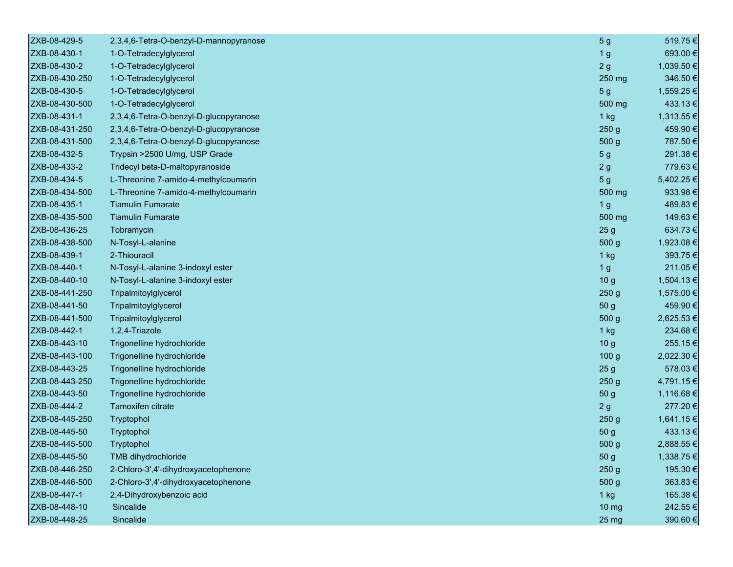| | | | |
|---|---|---|---|
| ZXB-08-429-5 | 2,3,4,6-Tetra-O-benzyl-D-mannopyranose | 5 g | 519.75 € |
| ZXB-08-430-1 | 1-O-Tetradecylglycerol | 1 g | 693.00 € |
| ZXB-08-430-2 | 1-O-Tetradecylglycerol | 2 g | 1,039.50 € |
| ZXB-08-430-250 | 1-O-Tetradecylglycerol | 250 mg | 346.50 € |
| ZXB-08-430-5 | 1-O-Tetradecylglycerol | 5 g | 1,559.25 € |
| ZXB-08-430-500 | 1-O-Tetradecylglycerol | 500 mg | 433.13 € |
| ZXB-08-431-1 | 2,3,4,6-Tetra-O-benzyl-D-glucopyranose | 1 kg | 1,313.55 € |
| ZXB-08-431-250 | 2,3,4,6-Tetra-O-benzyl-D-glucopyranose | 250 g | 459.90 € |
| ZXB-08-431-500 | 2,3,4,6-Tetra-O-benzyl-D-glucopyranose | 500 g | 787.50 € |
| ZXB-08-432-5 | Trypsin >2500 U/mg, USP Grade | 5 g | 291.38 € |
| ZXB-08-433-2 | Tridecyl beta-D-maltopyranoside | 2 g | 779.63 € |
| ZXB-08-434-5 | L-Threonine 7-amido-4-methylcoumarin | 5 g | 5,402.25 € |
| ZXB-08-434-500 | L-Threonine 7-amido-4-methylcoumarin | 500 mg | 933.98 € |
| ZXB-08-435-1 | Tiamulin Fumarate | 1 g | 489.83 € |
| ZXB-08-435-500 | Tiamulin Fumarate | 500 mg | 149.63 € |
| ZXB-08-436-25 | Tobramycin | 25 g | 634.73 € |
| ZXB-08-438-500 | N-Tosyl-L-alanine | 500 g | 1,923.08 € |
| ZXB-08-439-1 | 2-Thiouracil | 1 kg | 393.75 € |
| ZXB-08-440-1 | N-Tosyl-L-alanine 3-indoxyl ester | 1 g | 211.05 € |
| ZXB-08-440-10 | N-Tosyl-L-alanine 3-indoxyl ester | 10 g | 1,504.13 € |
| ZXB-08-441-250 | Tripalmitoylglycerol | 250 g | 1,575.00 € |
| ZXB-08-441-50 | Tripalmitoylglycerol | 50 g | 459.90 € |
| ZXB-08-441-500 | Tripalmitoylglycerol | 500 g | 2,625.53 € |
| ZXB-08-442-1 | 1,2,4-Triazole | 1 kg | 234.68 € |
| ZXB-08-443-10 | Trigonelline hydrochloride | 10 g | 255.15 € |
| ZXB-08-443-100 | Trigonelline hydrochloride | 100 g | 2,022.30 € |
| ZXB-08-443-25 | Trigonelline hydrochloride | 25 g | 578.03 € |
| ZXB-08-443-250 | Trigonelline hydrochloride | 250 g | 4,791.15 € |
| ZXB-08-443-50 | Trigonelline hydrochloride | 50 g | 1,116.68 € |
| ZXB-08-444-2 | Tamoxifen citrate | 2 g | 277.20 € |
| ZXB-08-445-250 | Tryptophol | 250 g | 1,641.15 € |
| ZXB-08-445-50 | Tryptophol | 50 g | 433.13 € |
| ZXB-08-445-500 | Tryptophol | 500 g | 2,888.55 € |
| ZXB-08-445-50 | TMB dihydrochloride | 50 g | 1,338.75 € |
| ZXB-08-446-250 | 2-Chloro-3',4'-dihydroxyacetophenone | 250 g | 195.30 € |
| ZXB-08-446-500 | 2-Chloro-3',4'-dihydroxyacetophenone | 500 g | 363.83 € |
| ZXB-08-447-1 | 2,4-Dihydroxybenzoic acid | 1 kg | 165.38 € |
| ZXB-08-448-10 | Sincalide | 10 mg | 242.55 € |
| ZXB-08-448-25 | Sincalide | 25 mg | 390.60 € |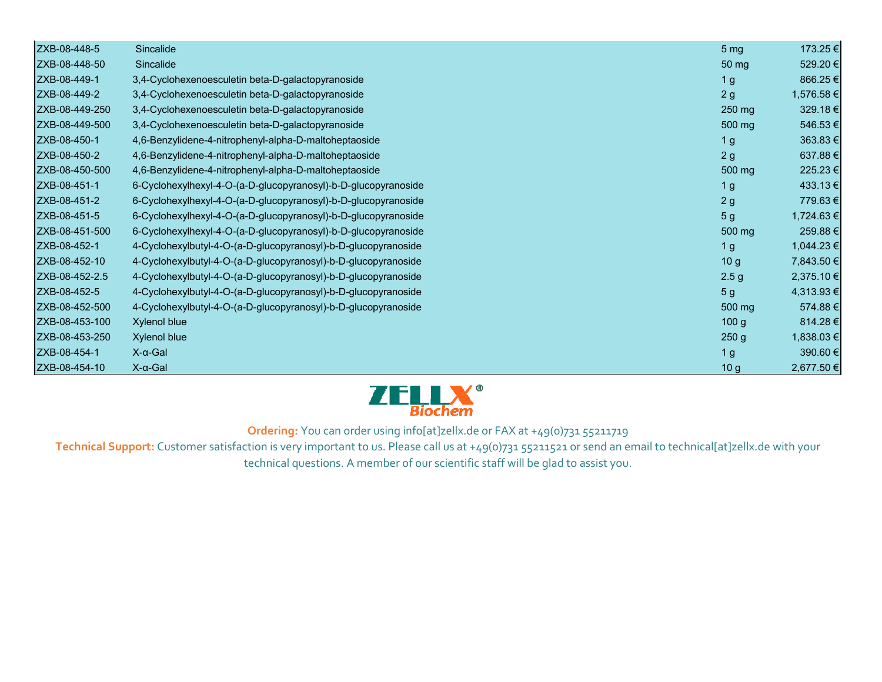| | | | |
|---|---|---|---|
| ZXB-08-448-5 | Sincalide | 5 mg | 173.25 € |
| ZXB-08-448-50 | Sincalide | 50 mg | 529.20 € |
| ZXB-08-449-1 | 3,4-Cyclohexenoesculetin beta-D-galactopyranoside | 1 g | 866.25 € |
| ZXB-08-449-2 | 3,4-Cyclohexenoesculetin beta-D-galactopyranoside | 2 g | 1,576.58 € |
| ZXB-08-449-250 | 3,4-Cyclohexenoesculetin beta-D-galactopyranoside | 250 mg | 329.18 € |
| ZXB-08-449-500 | 3,4-Cyclohexenoesculetin beta-D-galactopyranoside | 500 mg | 546.53 € |
| ZXB-08-450-1 | 4,6-Benzylidene-4-nitrophenyl-alpha-D-maltoheptaoside | 1 g | 363.83 € |
| ZXB-08-450-2 | 4,6-Benzylidene-4-nitrophenyl-alpha-D-maltoheptaoside | 2 g | 637.88 € |
| ZXB-08-450-500 | 4,6-Benzylidene-4-nitrophenyl-alpha-D-maltoheptaoside | 500 mg | 225.23 € |
| ZXB-08-451-1 | 6-Cyclohexylhexyl-4-O-(a-D-glucopyranosyl)-b-D-glucopyranoside | 1 g | 433.13 € |
| ZXB-08-451-2 | 6-Cyclohexylhexyl-4-O-(a-D-glucopyranosyl)-b-D-glucopyranoside | 2 g | 779.63 € |
| ZXB-08-451-5 | 6-Cyclohexylhexyl-4-O-(a-D-glucopyranosyl)-b-D-glucopyranoside | 5 g | 1,724.63 € |
| ZXB-08-451-500 | 6-Cyclohexylhexyl-4-O-(a-D-glucopyranosyl)-b-D-glucopyranoside | 500 mg | 259.88 € |
| ZXB-08-452-1 | 4-Cyclohexylbutyl-4-O-(a-D-glucopyranosyl)-b-D-glucopyranoside | 1 g | 1,044.23 € |
| ZXB-08-452-10 | 4-Cyclohexylbutyl-4-O-(a-D-glucopyranosyl)-b-D-glucopyranoside | 10 g | 7,843.50 € |
| ZXB-08-452-2.5 | 4-Cyclohexylbutyl-4-O-(a-D-glucopyranosyl)-b-D-glucopyranoside | 2.5 g | 2,375.10 € |
| ZXB-08-452-5 | 4-Cyclohexylbutyl-4-O-(a-D-glucopyranosyl)-b-D-glucopyranoside | 5 g | 4,313.93 € |
| ZXB-08-452-500 | 4-Cyclohexylbutyl-4-O-(a-D-glucopyranosyl)-b-D-glucopyranoside | 500 mg | 574.88 € |
| ZXB-08-453-100 | Xylenol blue | 100 g | 814.28 € |
| ZXB-08-453-250 | Xylenol blue | 250 g | 1,838.03 € |
| ZXB-08-454-1 | X-α-Gal | 1 g | 390.60 € |
| ZXB-08-454-10 | X-α-Gal | 10 g | 2,677.50 € |

ZELLX® Biochem

**Ordering:** You can order using info[at]zellx.de or FAX at +49(0)731 55211719

**Technical Support:** Customer satisfaction is very important to us. Please call us at +49(0)731 55211521 or send an email to technical[at]zellx.de with your technical questions. A member of our scientific staff will be glad to assist you.